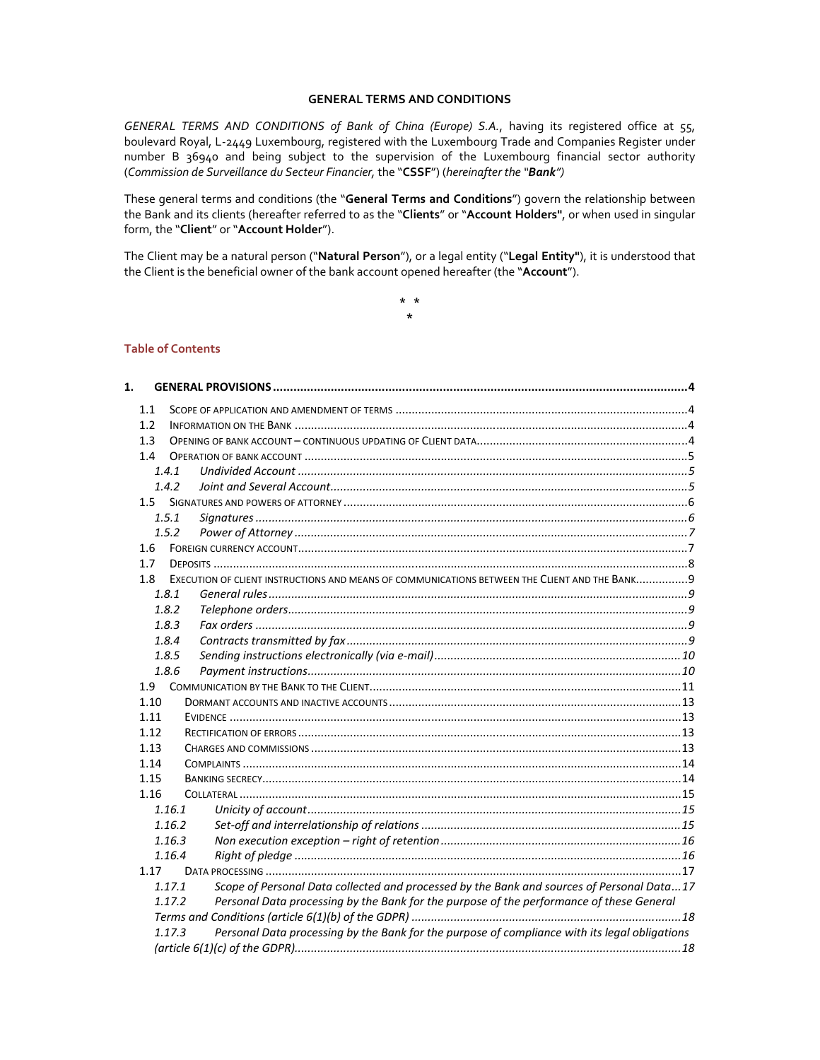# GENERAL TERMS AND CONDITIONS

*GENERAL TERMS AND CONDITIONS of Bank of China (Europe) S.A.*, having its registered office at 55, boulevard Royal, L-2449 Luxembourg, registered with the Luxembourg Trade and Companies Register under number B 36940 and being subject to the supervision of the Luxembourg financial sector authority (*Commission de Surveillance du Secteur Financier*, the "**CSSF**") (*hereinafter the "**Bank**")*

These general terms and conditions (the "**General Terms and Conditions**") govern the relationship between the Bank and its clients (hereafter referred to as the "**Clients**" or "**Account Holders"**, or when used in singular form, the "**Client**" or "**Account Holder**").

The Client may be a natural person ("**Natural Person**"), or a legal entity ("**Legal Entity"**), it is understood that the Client is the beneficial owner of the bank account opened hereafter (the "**Account**").

\* \*
\*

## Table of Contents

**1. GENERAL PROVISIONS ....... 4**

- 1.1 SCOPE OF APPLICATION AND AMENDMENT OF TERMS ....... 4
- 1.2 INFORMATION ON THE BANK ....... 4
- 1.3 OPENING OF BANK ACCOUNT – CONTINUOUS UPDATING OF CLIENT DATA ....... 4
- 1.4 OPERATION OF BANK ACCOUNT ....... 5
  - *1.4.1 Undivided Account ....... 5*
  - *1.4.2 Joint and Several Account ....... 5*
- 1.5 SIGNATURES AND POWERS OF ATTORNEY ....... 6
  - *1.5.1 Signatures ....... 6*
  - *1.5.2 Power of Attorney ....... 7*
- 1.6 FOREIGN CURRENCY ACCOUNT ....... 7
- 1.7 DEPOSITS ....... 8
- 1.8 EXECUTION OF CLIENT INSTRUCTIONS AND MEANS OF COMMUNICATIONS BETWEEN THE CLIENT AND THE BANK ....... 9
  - *1.8.1 General rules ....... 9*
  - *1.8.2 Telephone orders ....... 9*
  - *1.8.3 Fax orders ....... 9*
  - *1.8.4 Contracts transmitted by fax ....... 9*
  - *1.8.5 Sending instructions electronically (via e-mail) ....... 10*
  - *1.8.6 Payment instructions ....... 10*
- 1.9 COMMUNICATION BY THE BANK TO THE CLIENT ....... 11
- 1.10 DORMANT ACCOUNTS AND INACTIVE ACCOUNTS ....... 13
- 1.11 EVIDENCE ....... 13
- 1.12 RECTIFICATION OF ERRORS ....... 13
- 1.13 CHARGES AND COMMISSIONS ....... 13
- 1.14 COMPLAINTS ....... 14
- 1.15 BANKING SECRECY ....... 14
- 1.16 COLLATERAL ....... 15
  - *1.16.1 Unicity of account ....... 15*
  - *1.16.2 Set-off and interrelationship of relations ....... 15*
  - *1.16.3 Non execution exception – right of retention ....... 16*
  - *1.16.4 Right of pledge ....... 16*
- 1.17 DATA PROCESSING ....... 17
  - *1.17.1 Scope of Personal Data collected and processed by the Bank and sources of Personal Data ....... 17*
  - *1.17.2 Personal Data processing by the Bank for the purpose of the performance of these General Terms and Conditions (article 6(1)(b) of the GDPR) ....... 18*
  - *1.17.3 Personal Data processing by the Bank for the purpose of compliance with its legal obligations (article 6(1)(c) of the GDPR) ....... 18*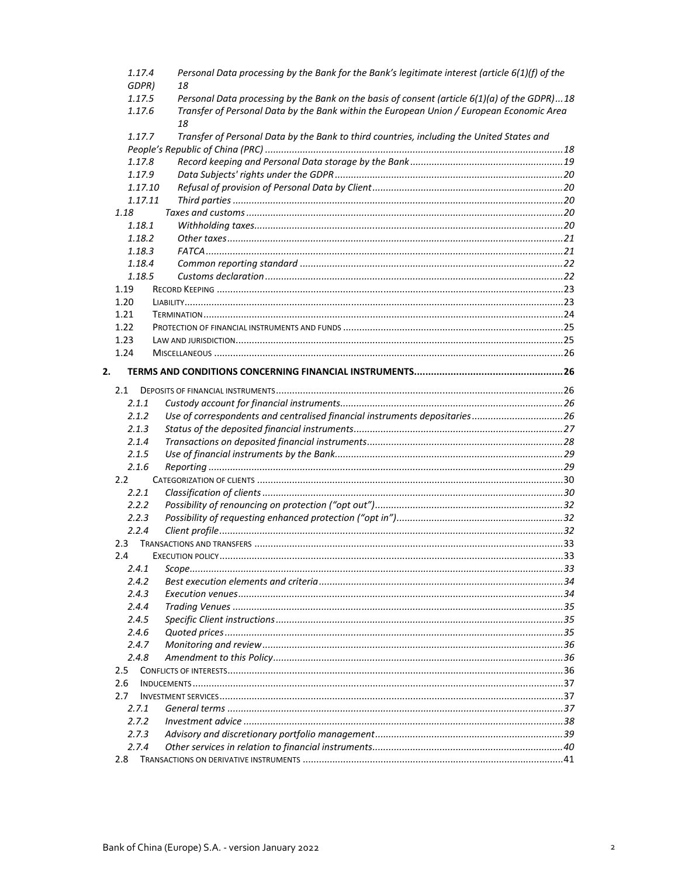1.17.4 Personal Data processing by the Bank for the Bank's legitimate interest (article 6(1)(f) of the GDPR) 18
1.17.5 Personal Data processing by the Bank on the basis of consent (article 6(1)(a) of the GDPR) ... 18
1.17.6 Transfer of Personal Data by the Bank within the European Union / European Economic Area 18
1.17.7 Transfer of Personal Data by the Bank to third countries, including the United States and People's Republic of China (PRC) ... 18
1.17.8 Record keeping and Personal Data storage by the Bank ... 19
1.17.9 Data Subjects' rights under the GDPR ... 20
1.17.10 Refusal of provision of Personal Data by Client ... 20
1.17.11 Third parties ... 20
1.18 Taxes and customs ... 20
1.18.1 Withholding taxes ... 20
1.18.2 Other taxes ... 21
1.18.3 FATCA ... 21
1.18.4 Common reporting standard ... 22
1.18.5 Customs declaration ... 22
1.19 RECORD KEEPING ... 23
1.20 LIABILITY ... 23
1.21 TERMINATION ... 24
1.22 PROTECTION OF FINANCIAL INSTRUMENTS AND FUNDS ... 25
1.23 LAW AND JURISDICTION ... 25
1.24 MISCELLANEOUS ... 26

**2. TERMS AND CONDITIONS CONCERNING FINANCIAL INSTRUMENTS ... 26**

2.1 DEPOSITS OF FINANCIAL INSTRUMENTS ... 26
2.1.1 Custody account for financial instruments ... 26
2.1.2 Use of correspondents and centralised financial instruments depositaries ... 26
2.1.3 Status of the deposited financial instruments ... 27
2.1.4 Transactions on deposited financial instruments ... 28
2.1.5 Use of financial instruments by the Bank ... 29
2.1.6 Reporting ... 29
2.2 CATEGORIZATION OF CLIENTS ... 30
2.2.1 Classification of clients ... 30
2.2.2 Possibility of renouncing on protection ("opt out") ... 32
2.2.3 Possibility of requesting enhanced protection ("opt in") ... 32
2.2.4 Client profile ... 32
2.3 TRANSACTIONS AND TRANSFERS ... 33
2.4 EXECUTION POLICY ... 33
2.4.1 Scope ... 33
2.4.2 Best execution elements and criteria ... 34
2.4.3 Execution venues ... 34
2.4.4 Trading Venues ... 35
2.4.5 Specific Client instructions ... 35
2.4.6 Quoted prices ... 35
2.4.7 Monitoring and review ... 36
2.4.8 Amendment to this Policy ... 36
2.5 CONFLICTS OF INTERESTS ... 36
2.6 INDUCEMENTS ... 37
2.7 INVESTMENT SERVICES ... 37
2.7.1 General terms ... 37
2.7.2 Investment advice ... 38
2.7.3 Advisory and discretionary portfolio management ... 39
2.7.4 Other services in relation to financial instruments ... 40
2.8 TRANSACTIONS ON DERIVATIVE INSTRUMENTS ... 41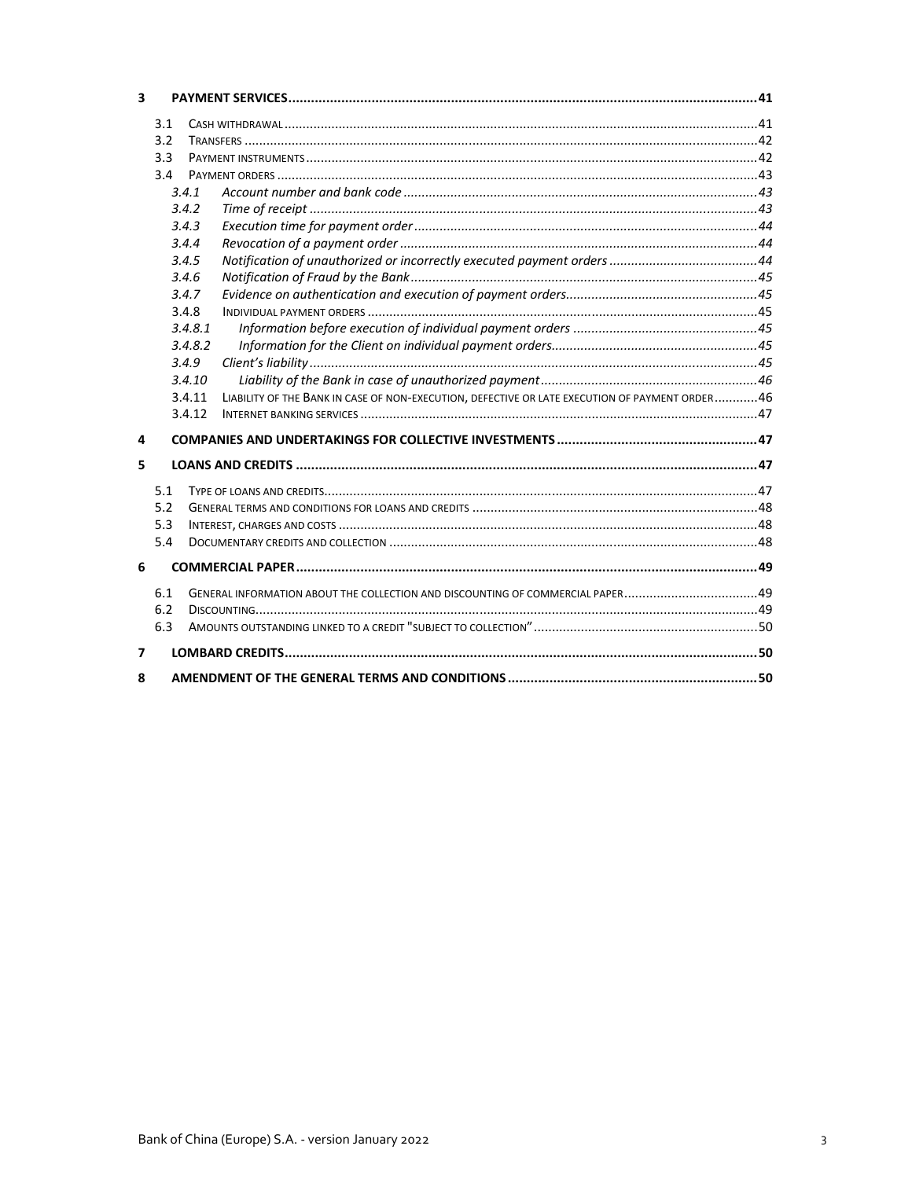- **3 PAYMENT SERVICES** ... 41
  - 3.1 CASH WITHDRAWAL ... 41
  - 3.2 TRANSFERS ... 42
  - 3.3 PAYMENT INSTRUMENTS ... 42
  - 3.4 PAYMENT ORDERS ... 43
    - *3.4.1 Account number and bank code* ... 43
    - *3.4.2 Time of receipt* ... 43
    - *3.4.3 Execution time for payment order* ... 44
    - *3.4.4 Revocation of a payment order* ... 44
    - *3.4.5 Notification of unauthorized or incorrectly executed payment orders* ... 44
    - *3.4.6 Notification of Fraud by the Bank* ... 45
    - *3.4.7 Evidence on authentication and execution of payment orders* ... 45
    - 3.4.8 INDIVIDUAL PAYMENT ORDERS ... 45
      - *3.4.8.1 Information before execution of individual payment orders* ... 45
      - *3.4.8.2 Information for the Client on individual payment orders* ... 45
    - *3.4.9 Client's liability* ... 45
    - *3.4.10 Liability of the Bank in case of unauthorized payment* ... 46
    - 3.4.11 LIABILITY OF THE BANK IN CASE OF NON-EXECUTION, DEFECTIVE OR LATE EXECUTION OF PAYMENT ORDER ... 46
    - 3.4.12 INTERNET BANKING SERVICES ... 47
- **4 COMPANIES AND UNDERTAKINGS FOR COLLECTIVE INVESTMENTS** ... 47
- **5 LOANS AND CREDITS** ... 47
  - 5.1 TYPE OF LOANS AND CREDITS ... 47
  - 5.2 GENERAL TERMS AND CONDITIONS FOR LOANS AND CREDITS ... 48
  - 5.3 INTEREST, CHARGES AND COSTS ... 48
  - 5.4 DOCUMENTARY CREDITS AND COLLECTION ... 48
- **6 COMMERCIAL PAPER** ... 49
  - 6.1 GENERAL INFORMATION ABOUT THE COLLECTION AND DISCOUNTING OF COMMERCIAL PAPER ... 49
  - 6.2 DISCOUNTING ... 49
  - 6.3 AMOUNTS OUTSTANDING LINKED TO A CREDIT "SUBJECT TO COLLECTION" ... 50
- **7 LOMBARD CREDITS** ... 50
- **8 AMENDMENT OF THE GENERAL TERMS AND CONDITIONS** ... 50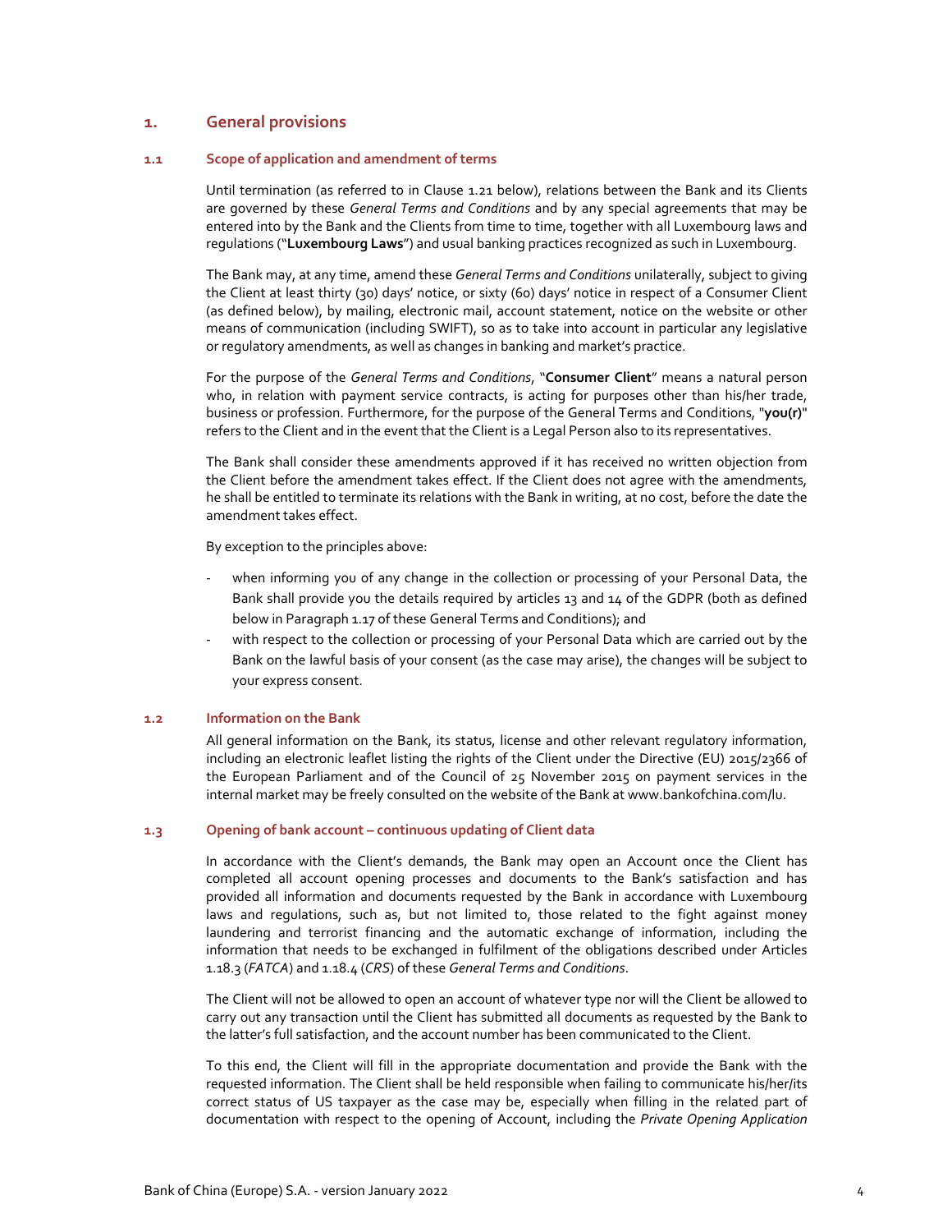# 1. General provisions

## 1.1 Scope of application and amendment of terms

Until termination (as referred to in Clause 1.21 below), relations between the Bank and its Clients are governed by these *General Terms and Conditions* and by any special agreements that may be entered into by the Bank and the Clients from time to time, together with all Luxembourg laws and regulations ("**Luxembourg Laws**") and usual banking practices recognized as such in Luxembourg.

The Bank may, at any time, amend these *General Terms and Conditions* unilaterally, subject to giving the Client at least thirty (30) days' notice, or sixty (60) days' notice in respect of a Consumer Client (as defined below), by mailing, electronic mail, account statement, notice on the website or other means of communication (including SWIFT), so as to take into account in particular any legislative or regulatory amendments, as well as changes in banking and market's practice.

For the purpose of the *General Terms and Conditions*, "**Consumer Client**" means a natural person who, in relation with payment service contracts, is acting for purposes other than his/her trade, business or profession. Furthermore, for the purpose of the General Terms and Conditions, "**you(r)**" refers to the Client and in the event that the Client is a Legal Person also to its representatives.

The Bank shall consider these amendments approved if it has received no written objection from the Client before the amendment takes effect. If the Client does not agree with the amendments, he shall be entitled to terminate its relations with the Bank in writing, at no cost, before the date the amendment takes effect.

By exception to the principles above:

- when informing you of any change in the collection or processing of your Personal Data, the Bank shall provide you the details required by articles 13 and 14 of the GDPR (both as defined below in Paragraph 1.17 of these General Terms and Conditions); and
- with respect to the collection or processing of your Personal Data which are carried out by the Bank on the lawful basis of your consent (as the case may arise), the changes will be subject to your express consent.

## 1.2 Information on the Bank

All general information on the Bank, its status, license and other relevant regulatory information, including an electronic leaflet listing the rights of the Client under the Directive (EU) 2015/2366 of the European Parliament and of the Council of 25 November 2015 on payment services in the internal market may be freely consulted on the website of the Bank at www.bankofchina.com/lu.

## 1.3 Opening of bank account – continuous updating of Client data

In accordance with the Client's demands, the Bank may open an Account once the Client has completed all account opening processes and documents to the Bank's satisfaction and has provided all information and documents requested by the Bank in accordance with Luxembourg laws and regulations, such as, but not limited to, those related to the fight against money laundering and terrorist financing and the automatic exchange of information, including the information that needs to be exchanged in fulfilment of the obligations described under Articles 1.18.3 (*FATCA*) and 1.18.4 (*CRS*) of these *General Terms and Conditions*.

The Client will not be allowed to open an account of whatever type nor will the Client be allowed to carry out any transaction until the Client has submitted all documents as requested by the Bank to the latter's full satisfaction, and the account number has been communicated to the Client.

To this end, the Client will fill in the appropriate documentation and provide the Bank with the requested information. The Client shall be held responsible when failing to communicate his/her/its correct status of US taxpayer as the case may be, especially when filling in the related part of documentation with respect to the opening of Account, including the *Private Opening Application*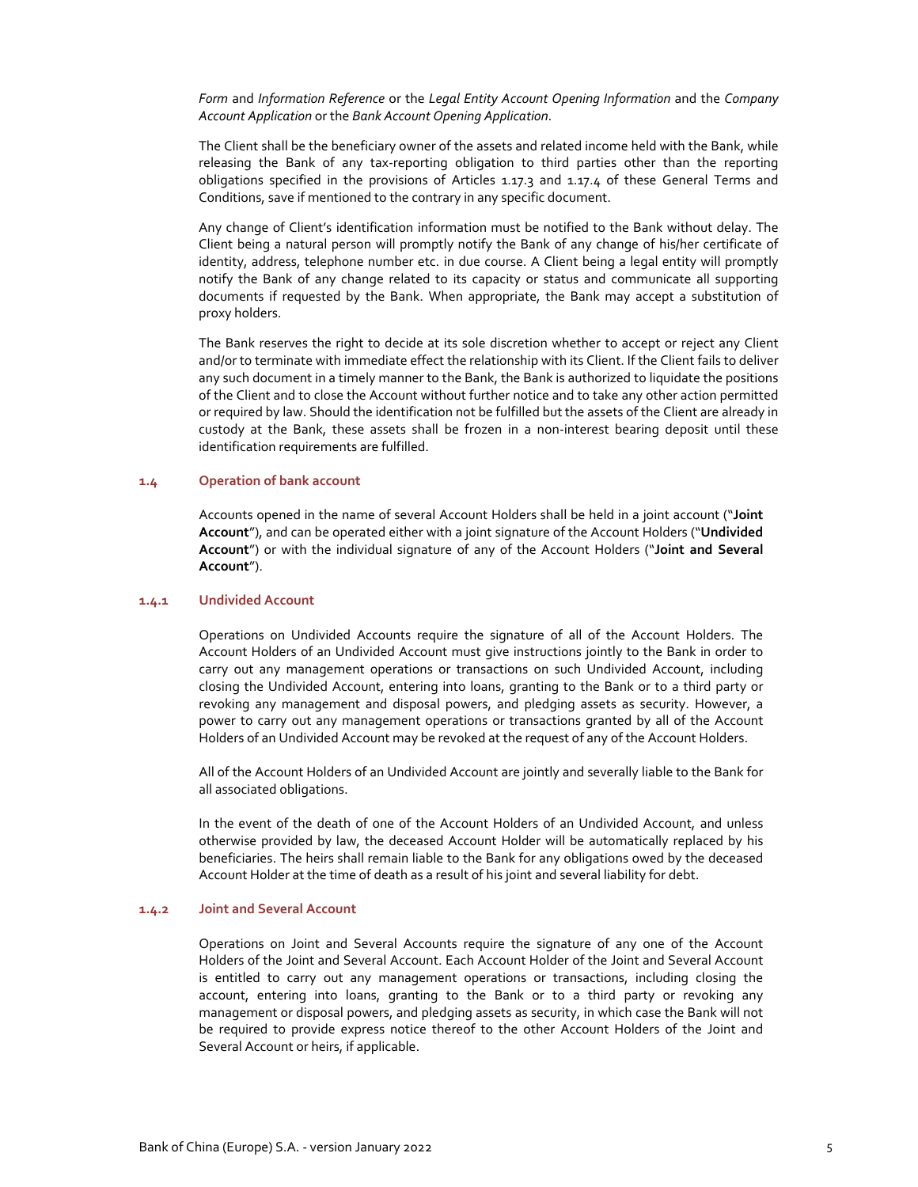*Form* and *Information Reference* or the *Legal Entity Account Opening Information* and the *Company Account Application* or the *Bank Account Opening Application*.

The Client shall be the beneficiary owner of the assets and related income held with the Bank, while releasing the Bank of any tax-reporting obligation to third parties other than the reporting obligations specified in the provisions of Articles 1.17.3 and 1.17.4 of these General Terms and Conditions, save if mentioned to the contrary in any specific document.

Any change of Client's identification information must be notified to the Bank without delay. The Client being a natural person will promptly notify the Bank of any change of his/her certificate of identity, address, telephone number etc. in due course. A Client being a legal entity will promptly notify the Bank of any change related to its capacity or status and communicate all supporting documents if requested by the Bank. When appropriate, the Bank may accept a substitution of proxy holders.

The Bank reserves the right to decide at its sole discretion whether to accept or reject any Client and/or to terminate with immediate effect the relationship with its Client. If the Client fails to deliver any such document in a timely manner to the Bank, the Bank is authorized to liquidate the positions of the Client and to close the Account without further notice and to take any other action permitted or required by law. Should the identification not be fulfilled but the assets of the Client are already in custody at the Bank, these assets shall be frozen in a non-interest bearing deposit until these identification requirements are fulfilled.

## 1.4 Operation of bank account

Accounts opened in the name of several Account Holders shall be held in a joint account ("**Joint Account**"), and can be operated either with a joint signature of the Account Holders ("**Undivided Account**") or with the individual signature of any of the Account Holders ("**Joint and Several Account**").

### 1.4.1 Undivided Account

Operations on Undivided Accounts require the signature of all of the Account Holders. The Account Holders of an Undivided Account must give instructions jointly to the Bank in order to carry out any management operations or transactions on such Undivided Account, including closing the Undivided Account, entering into loans, granting to the Bank or to a third party or revoking any management and disposal powers, and pledging assets as security. However, a power to carry out any management operations or transactions granted by all of the Account Holders of an Undivided Account may be revoked at the request of any of the Account Holders.

All of the Account Holders of an Undivided Account are jointly and severally liable to the Bank for all associated obligations.

In the event of the death of one of the Account Holders of an Undivided Account, and unless otherwise provided by law, the deceased Account Holder will be automatically replaced by his beneficiaries. The heirs shall remain liable to the Bank for any obligations owed by the deceased Account Holder at the time of death as a result of his joint and several liability for debt.

### 1.4.2 Joint and Several Account

Operations on Joint and Several Accounts require the signature of any one of the Account Holders of the Joint and Several Account. Each Account Holder of the Joint and Several Account is entitled to carry out any management operations or transactions, including closing the account, entering into loans, granting to the Bank or to a third party or revoking any management or disposal powers, and pledging assets as security, in which case the Bank will not be required to provide express notice thereof to the other Account Holders of the Joint and Several Account or heirs, if applicable.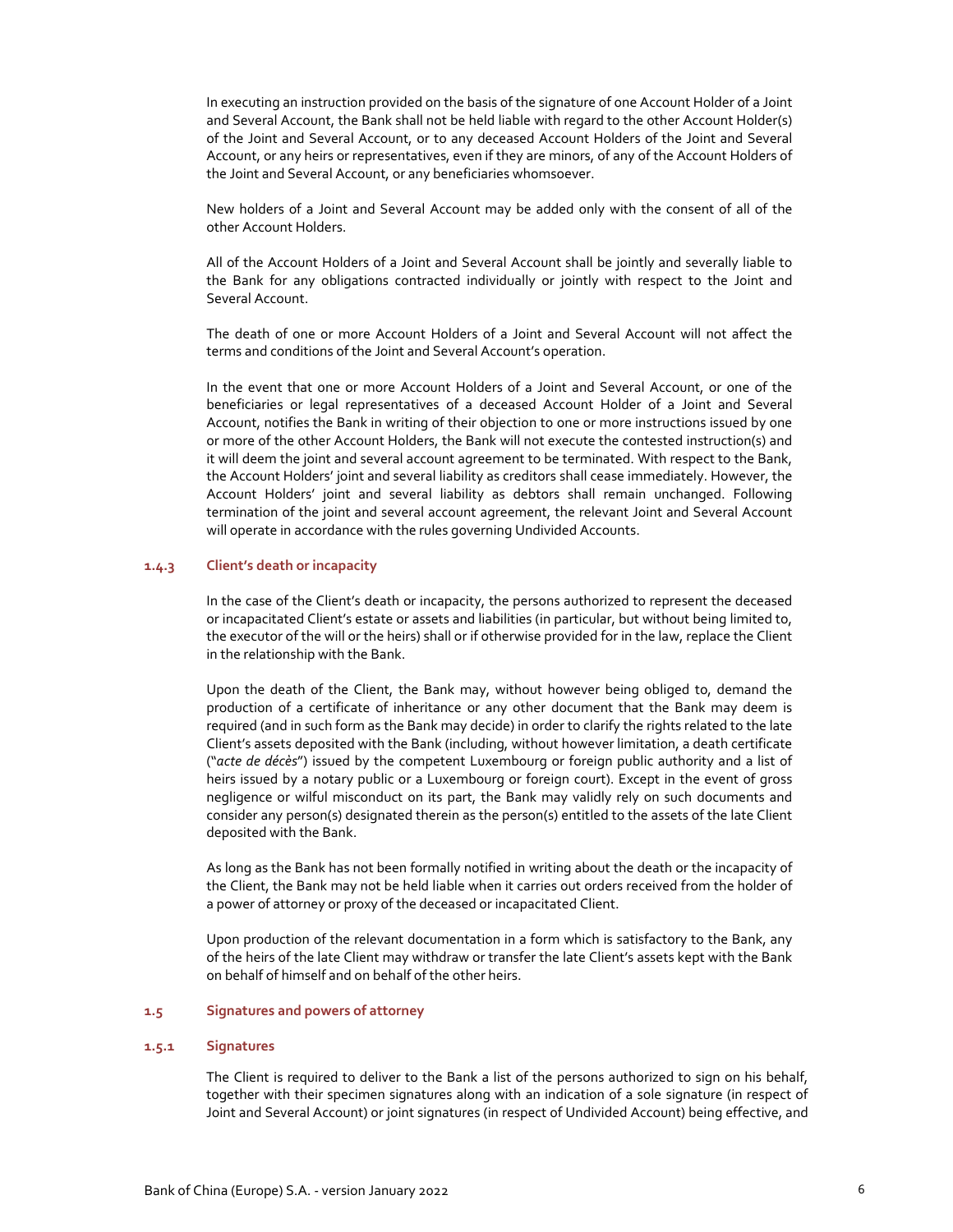In executing an instruction provided on the basis of the signature of one Account Holder of a Joint and Several Account, the Bank shall not be held liable with regard to the other Account Holder(s) of the Joint and Several Account, or to any deceased Account Holders of the Joint and Several Account, or any heirs or representatives, even if they are minors, of any of the Account Holders of the Joint and Several Account, or any beneficiaries whomsoever.

New holders of a Joint and Several Account may be added only with the consent of all of the other Account Holders.

All of the Account Holders of a Joint and Several Account shall be jointly and severally liable to the Bank for any obligations contracted individually or jointly with respect to the Joint and Several Account.

The death of one or more Account Holders of a Joint and Several Account will not affect the terms and conditions of the Joint and Several Account's operation.

In the event that one or more Account Holders of a Joint and Several Account, or one of the beneficiaries or legal representatives of a deceased Account Holder of a Joint and Several Account, notifies the Bank in writing of their objection to one or more instructions issued by one or more of the other Account Holders, the Bank will not execute the contested instruction(s) and it will deem the joint and several account agreement to be terminated. With respect to the Bank, the Account Holders' joint and several liability as creditors shall cease immediately. However, the Account Holders' joint and several liability as debtors shall remain unchanged. Following termination of the joint and several account agreement, the relevant Joint and Several Account will operate in accordance with the rules governing Undivided Accounts.

### 1.4.3 Client's death or incapacity

In the case of the Client's death or incapacity, the persons authorized to represent the deceased or incapacitated Client's estate or assets and liabilities (in particular, but without being limited to, the executor of the will or the heirs) shall or if otherwise provided for in the law, replace the Client in the relationship with the Bank.

Upon the death of the Client, the Bank may, without however being obliged to, demand the production of a certificate of inheritance or any other document that the Bank may deem is required (and in such form as the Bank may decide) in order to clarify the rights related to the late Client's assets deposited with the Bank (including, without however limitation, a death certificate ("*acte de décès*") issued by the competent Luxembourg or foreign public authority and a list of heirs issued by a notary public or a Luxembourg or foreign court). Except in the event of gross negligence or wilful misconduct on its part, the Bank may validly rely on such documents and consider any person(s) designated therein as the person(s) entitled to the assets of the late Client deposited with the Bank.

As long as the Bank has not been formally notified in writing about the death or the incapacity of the Client, the Bank may not be held liable when it carries out orders received from the holder of a power of attorney or proxy of the deceased or incapacitated Client.

Upon production of the relevant documentation in a form which is satisfactory to the Bank, any of the heirs of the late Client may withdraw or transfer the late Client's assets kept with the Bank on behalf of himself and on behalf of the other heirs.

## 1.5 Signatures and powers of attorney

### 1.5.1 Signatures

The Client is required to deliver to the Bank a list of the persons authorized to sign on his behalf, together with their specimen signatures along with an indication of a sole signature (in respect of Joint and Several Account) or joint signatures (in respect of Undivided Account) being effective, and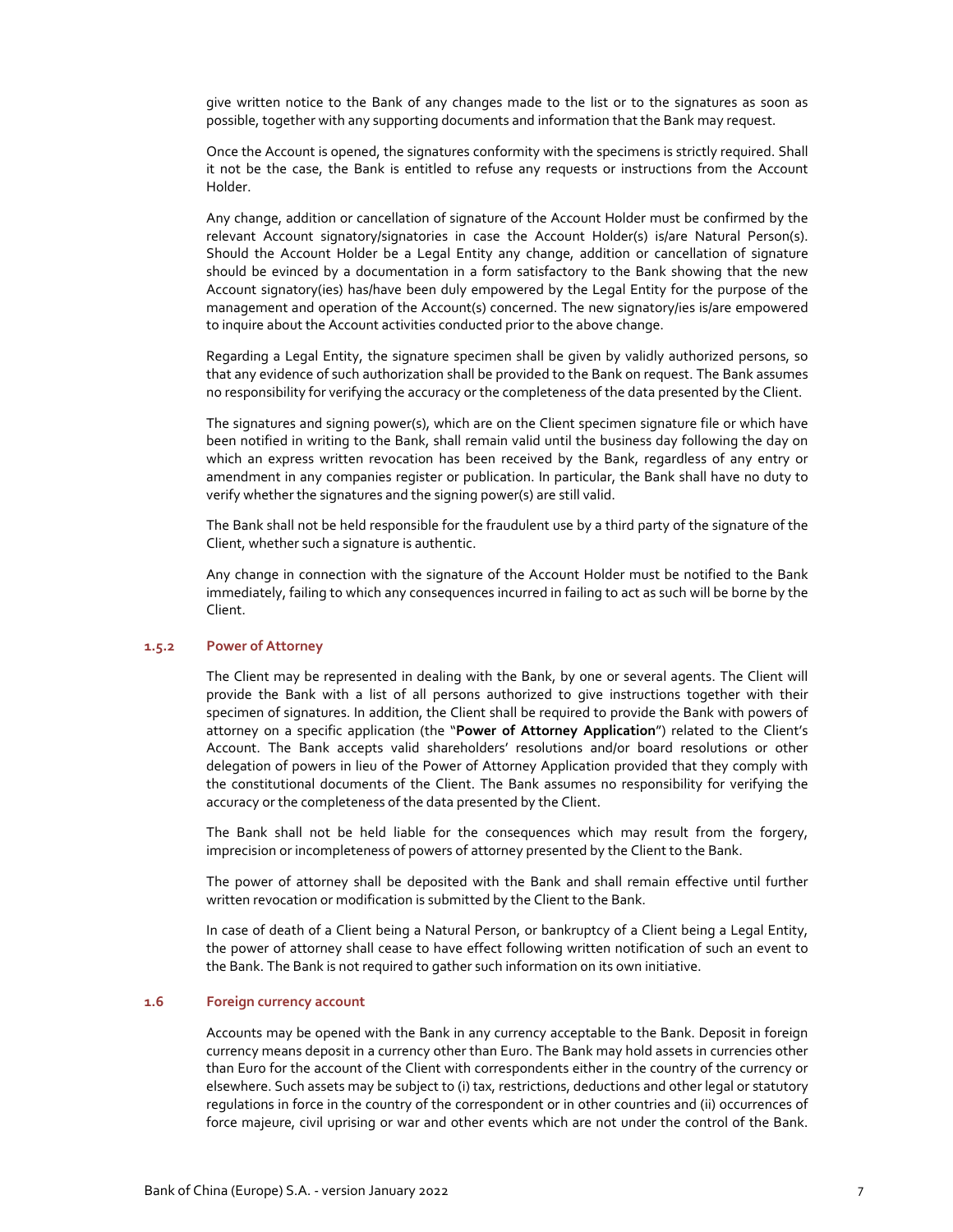give written notice to the Bank of any changes made to the list or to the signatures as soon as possible, together with any supporting documents and information that the Bank may request.

Once the Account is opened, the signatures conformity with the specimens is strictly required. Shall it not be the case, the Bank is entitled to refuse any requests or instructions from the Account Holder.

Any change, addition or cancellation of signature of the Account Holder must be confirmed by the relevant Account signatory/signatories in case the Account Holder(s) is/are Natural Person(s). Should the Account Holder be a Legal Entity any change, addition or cancellation of signature should be evinced by a documentation in a form satisfactory to the Bank showing that the new Account signatory(ies) has/have been duly empowered by the Legal Entity for the purpose of the management and operation of the Account(s) concerned. The new signatory/ies is/are empowered to inquire about the Account activities conducted prior to the above change.

Regarding a Legal Entity, the signature specimen shall be given by validly authorized persons, so that any evidence of such authorization shall be provided to the Bank on request. The Bank assumes no responsibility for verifying the accuracy or the completeness of the data presented by the Client.

The signatures and signing power(s), which are on the Client specimen signature file or which have been notified in writing to the Bank, shall remain valid until the business day following the day on which an express written revocation has been received by the Bank, regardless of any entry or amendment in any companies register or publication. In particular, the Bank shall have no duty to verify whether the signatures and the signing power(s) are still valid.

The Bank shall not be held responsible for the fraudulent use by a third party of the signature of the Client, whether such a signature is authentic.

Any change in connection with the signature of the Account Holder must be notified to the Bank immediately, failing to which any consequences incurred in failing to act as such will be borne by the Client.

### 1.5.2 Power of Attorney

The Client may be represented in dealing with the Bank, by one or several agents. The Client will provide the Bank with a list of all persons authorized to give instructions together with their specimen of signatures. In addition, the Client shall be required to provide the Bank with powers of attorney on a specific application (the "**Power of Attorney Application**") related to the Client's Account. The Bank accepts valid shareholders' resolutions and/or board resolutions or other delegation of powers in lieu of the Power of Attorney Application provided that they comply with the constitutional documents of the Client. The Bank assumes no responsibility for verifying the accuracy or the completeness of the data presented by the Client.

The Bank shall not be held liable for the consequences which may result from the forgery, imprecision or incompleteness of powers of attorney presented by the Client to the Bank.

The power of attorney shall be deposited with the Bank and shall remain effective until further written revocation or modification is submitted by the Client to the Bank.

In case of death of a Client being a Natural Person, or bankruptcy of a Client being a Legal Entity, the power of attorney shall cease to have effect following written notification of such an event to the Bank. The Bank is not required to gather such information on its own initiative.

### 1.6 Foreign currency account

Accounts may be opened with the Bank in any currency acceptable to the Bank. Deposit in foreign currency means deposit in a currency other than Euro. The Bank may hold assets in currencies other than Euro for the account of the Client with correspondents either in the country of the currency or elsewhere. Such assets may be subject to (i) tax, restrictions, deductions and other legal or statutory regulations in force in the country of the correspondent or in other countries and (ii) occurrences of force majeure, civil uprising or war and other events which are not under the control of the Bank.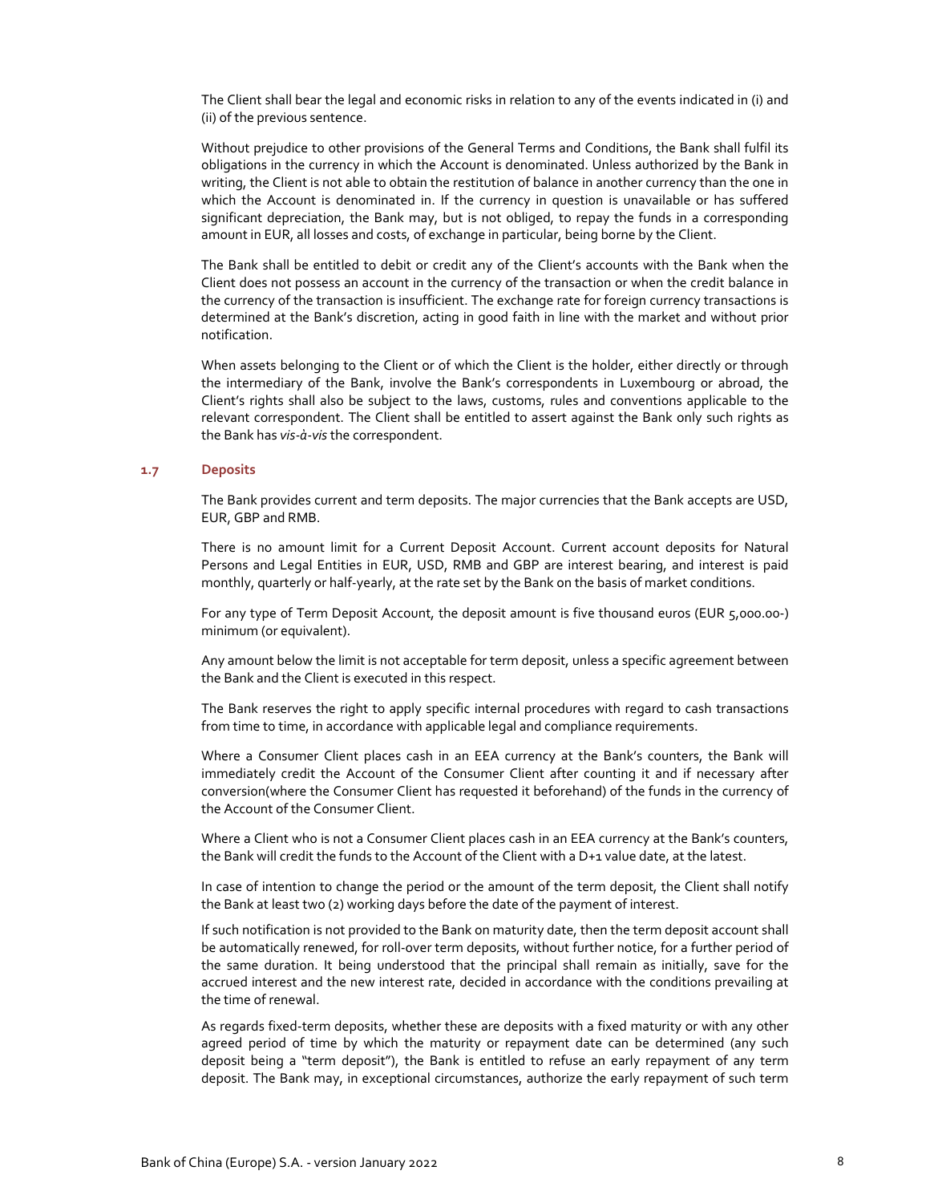The Client shall bear the legal and economic risks in relation to any of the events indicated in (i) and (ii) of the previous sentence.

Without prejudice to other provisions of the General Terms and Conditions, the Bank shall fulfil its obligations in the currency in which the Account is denominated. Unless authorized by the Bank in writing, the Client is not able to obtain the restitution of balance in another currency than the one in which the Account is denominated in. If the currency in question is unavailable or has suffered significant depreciation, the Bank may, but is not obliged, to repay the funds in a corresponding amount in EUR, all losses and costs, of exchange in particular, being borne by the Client.

The Bank shall be entitled to debit or credit any of the Client's accounts with the Bank when the Client does not possess an account in the currency of the transaction or when the credit balance in the currency of the transaction is insufficient. The exchange rate for foreign currency transactions is determined at the Bank's discretion, acting in good faith in line with the market and without prior notification.

When assets belonging to the Client or of which the Client is the holder, either directly or through the intermediary of the Bank, involve the Bank's correspondents in Luxembourg or abroad, the Client's rights shall also be subject to the laws, customs, rules and conventions applicable to the relevant correspondent. The Client shall be entitled to assert against the Bank only such rights as the Bank has *vis-à-vis* the correspondent.

### 1.7 Deposits

The Bank provides current and term deposits. The major currencies that the Bank accepts are USD, EUR, GBP and RMB.

There is no amount limit for a Current Deposit Account. Current account deposits for Natural Persons and Legal Entities in EUR, USD, RMB and GBP are interest bearing, and interest is paid monthly, quarterly or half-yearly, at the rate set by the Bank on the basis of market conditions.

For any type of Term Deposit Account, the deposit amount is five thousand euros (EUR 5,000.00-) minimum (or equivalent).

Any amount below the limit is not acceptable for term deposit, unless a specific agreement between the Bank and the Client is executed in this respect.

The Bank reserves the right to apply specific internal procedures with regard to cash transactions from time to time, in accordance with applicable legal and compliance requirements.

Where a Consumer Client places cash in an EEA currency at the Bank's counters, the Bank will immediately credit the Account of the Consumer Client after counting it and if necessary after conversion(where the Consumer Client has requested it beforehand) of the funds in the currency of the Account of the Consumer Client.

Where a Client who is not a Consumer Client places cash in an EEA currency at the Bank's counters, the Bank will credit the funds to the Account of the Client with a D+1 value date, at the latest.

In case of intention to change the period or the amount of the term deposit, the Client shall notify the Bank at least two (2) working days before the date of the payment of interest.

If such notification is not provided to the Bank on maturity date, then the term deposit account shall be automatically renewed, for roll-over term deposits, without further notice, for a further period of the same duration. It being understood that the principal shall remain as initially, save for the accrued interest and the new interest rate, decided in accordance with the conditions prevailing at the time of renewal.

As regards fixed-term deposits, whether these are deposits with a fixed maturity or with any other agreed period of time by which the maturity or repayment date can be determined (any such deposit being a "term deposit"), the Bank is entitled to refuse an early repayment of any term deposit. The Bank may, in exceptional circumstances, authorize the early repayment of such term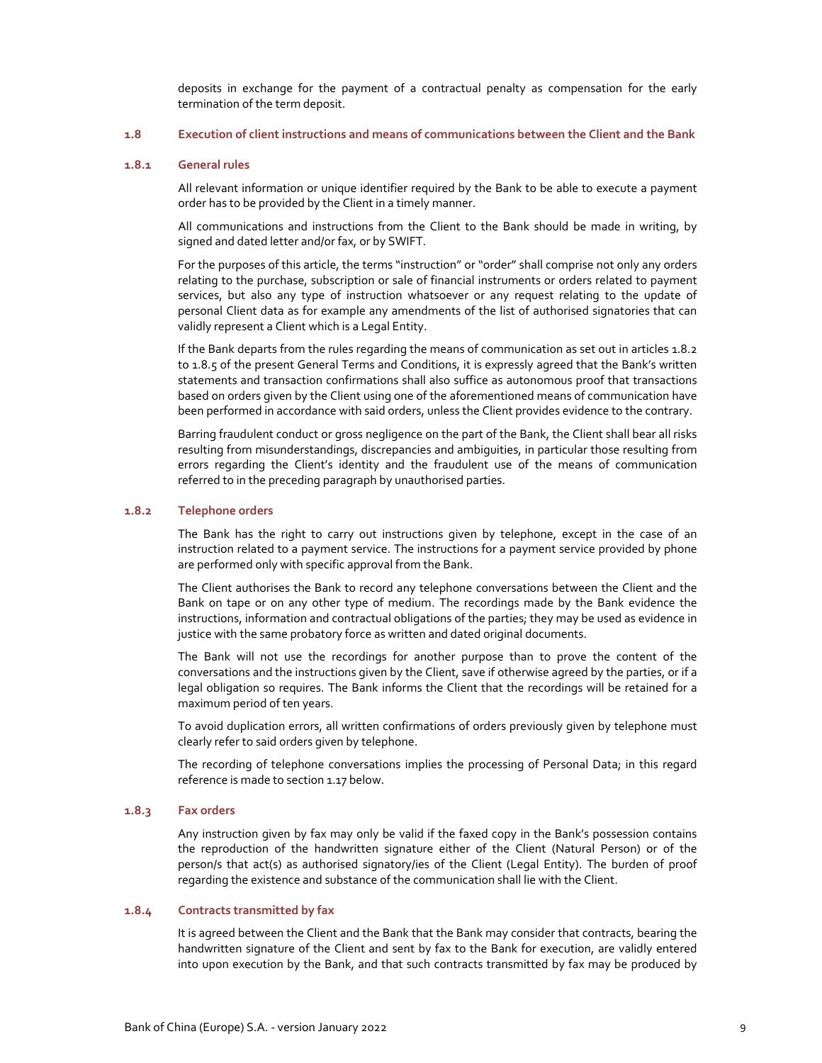deposits in exchange for the payment of a contractual penalty as compensation for the early termination of the term deposit.

## 1.8 Execution of client instructions and means of communications between the Client and the Bank

### 1.8.1 General rules

All relevant information or unique identifier required by the Bank to be able to execute a payment order has to be provided by the Client in a timely manner.

All communications and instructions from the Client to the Bank should be made in writing, by signed and dated letter and/or fax, or by SWIFT.

For the purposes of this article, the terms "instruction" or "order" shall comprise not only any orders relating to the purchase, subscription or sale of financial instruments or orders related to payment services, but also any type of instruction whatsoever or any request relating to the update of personal Client data as for example any amendments of the list of authorised signatories that can validly represent a Client which is a Legal Entity.

If the Bank departs from the rules regarding the means of communication as set out in articles 1.8.2 to 1.8.5 of the present General Terms and Conditions, it is expressly agreed that the Bank's written statements and transaction confirmations shall also suffice as autonomous proof that transactions based on orders given by the Client using one of the aforementioned means of communication have been performed in accordance with said orders, unless the Client provides evidence to the contrary.

Barring fraudulent conduct or gross negligence on the part of the Bank, the Client shall bear all risks resulting from misunderstandings, discrepancies and ambiguities, in particular those resulting from errors regarding the Client's identity and the fraudulent use of the means of communication referred to in the preceding paragraph by unauthorised parties.

### 1.8.2 Telephone orders

The Bank has the right to carry out instructions given by telephone, except in the case of an instruction related to a payment service. The instructions for a payment service provided by phone are performed only with specific approval from the Bank.

The Client authorises the Bank to record any telephone conversations between the Client and the Bank on tape or on any other type of medium. The recordings made by the Bank evidence the instructions, information and contractual obligations of the parties; they may be used as evidence in justice with the same probatory force as written and dated original documents.

The Bank will not use the recordings for another purpose than to prove the content of the conversations and the instructions given by the Client, save if otherwise agreed by the parties, or if a legal obligation so requires. The Bank informs the Client that the recordings will be retained for a maximum period of ten years.

To avoid duplication errors, all written confirmations of orders previously given by telephone must clearly refer to said orders given by telephone.

The recording of telephone conversations implies the processing of Personal Data; in this regard reference is made to section 1.17 below.

### 1.8.3 Fax orders

Any instruction given by fax may only be valid if the faxed copy in the Bank's possession contains the reproduction of the handwritten signature either of the Client (Natural Person) or of the person/s that act(s) as authorised signatory/ies of the Client (Legal Entity). The burden of proof regarding the existence and substance of the communication shall lie with the Client.

### 1.8.4 Contracts transmitted by fax

It is agreed between the Client and the Bank that the Bank may consider that contracts, bearing the handwritten signature of the Client and sent by fax to the Bank for execution, are validly entered into upon execution by the Bank, and that such contracts transmitted by fax may be produced by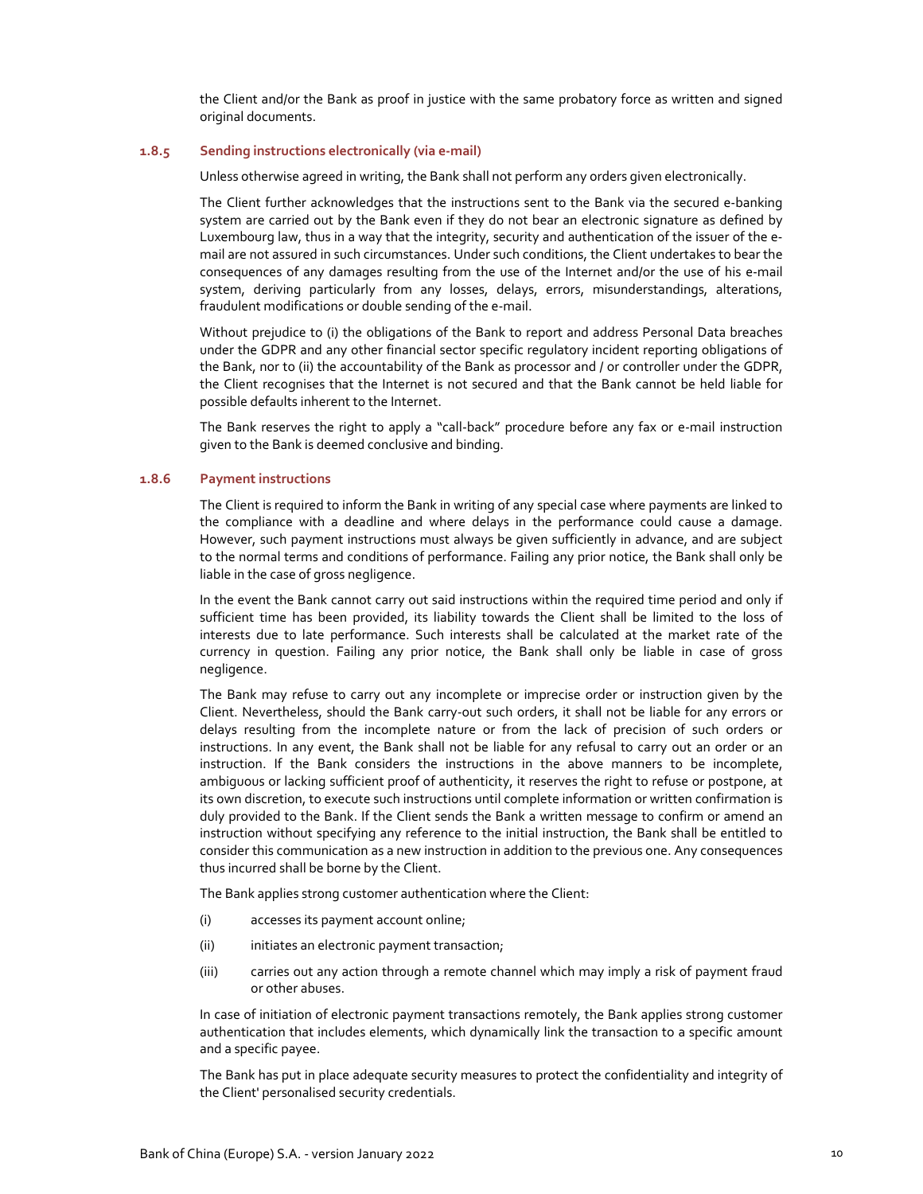the Client and/or the Bank as proof in justice with the same probatory force as written and signed original documents.

### 1.8.5 Sending instructions electronically (via e-mail)

Unless otherwise agreed in writing, the Bank shall not perform any orders given electronically.

The Client further acknowledges that the instructions sent to the Bank via the secured e-banking system are carried out by the Bank even if they do not bear an electronic signature as defined by Luxembourg law, thus in a way that the integrity, security and authentication of the issuer of the e-mail are not assured in such circumstances. Under such conditions, the Client undertakes to bear the consequences of any damages resulting from the use of the Internet and/or the use of his e-mail system, deriving particularly from any losses, delays, errors, misunderstandings, alterations, fraudulent modifications or double sending of the e-mail.

Without prejudice to (i) the obligations of the Bank to report and address Personal Data breaches under the GDPR and any other financial sector specific regulatory incident reporting obligations of the Bank, nor to (ii) the accountability of the Bank as processor and / or controller under the GDPR, the Client recognises that the Internet is not secured and that the Bank cannot be held liable for possible defaults inherent to the Internet.

The Bank reserves the right to apply a "call-back" procedure before any fax or e-mail instruction given to the Bank is deemed conclusive and binding.

### 1.8.6 Payment instructions

The Client is required to inform the Bank in writing of any special case where payments are linked to the compliance with a deadline and where delays in the performance could cause a damage. However, such payment instructions must always be given sufficiently in advance, and are subject to the normal terms and conditions of performance. Failing any prior notice, the Bank shall only be liable in the case of gross negligence.

In the event the Bank cannot carry out said instructions within the required time period and only if sufficient time has been provided, its liability towards the Client shall be limited to the loss of interests due to late performance. Such interests shall be calculated at the market rate of the currency in question. Failing any prior notice, the Bank shall only be liable in case of gross negligence.

The Bank may refuse to carry out any incomplete or imprecise order or instruction given by the Client. Nevertheless, should the Bank carry-out such orders, it shall not be liable for any errors or delays resulting from the incomplete nature or from the lack of precision of such orders or instructions. In any event, the Bank shall not be liable for any refusal to carry out an order or an instruction. If the Bank considers the instructions in the above manners to be incomplete, ambiguous or lacking sufficient proof of authenticity, it reserves the right to refuse or postpone, at its own discretion, to execute such instructions until complete information or written confirmation is duly provided to the Bank. If the Client sends the Bank a written message to confirm or amend an instruction without specifying any reference to the initial instruction, the Bank shall be entitled to consider this communication as a new instruction in addition to the previous one. Any consequences thus incurred shall be borne by the Client.

The Bank applies strong customer authentication where the Client:

(i) accesses its payment account online;

(ii) initiates an electronic payment transaction;

(iii) carries out any action through a remote channel which may imply a risk of payment fraud or other abuses.

In case of initiation of electronic payment transactions remotely, the Bank applies strong customer authentication that includes elements, which dynamically link the transaction to a specific amount and a specific payee.

The Bank has put in place adequate security measures to protect the confidentiality and integrity of the Client' personalised security credentials.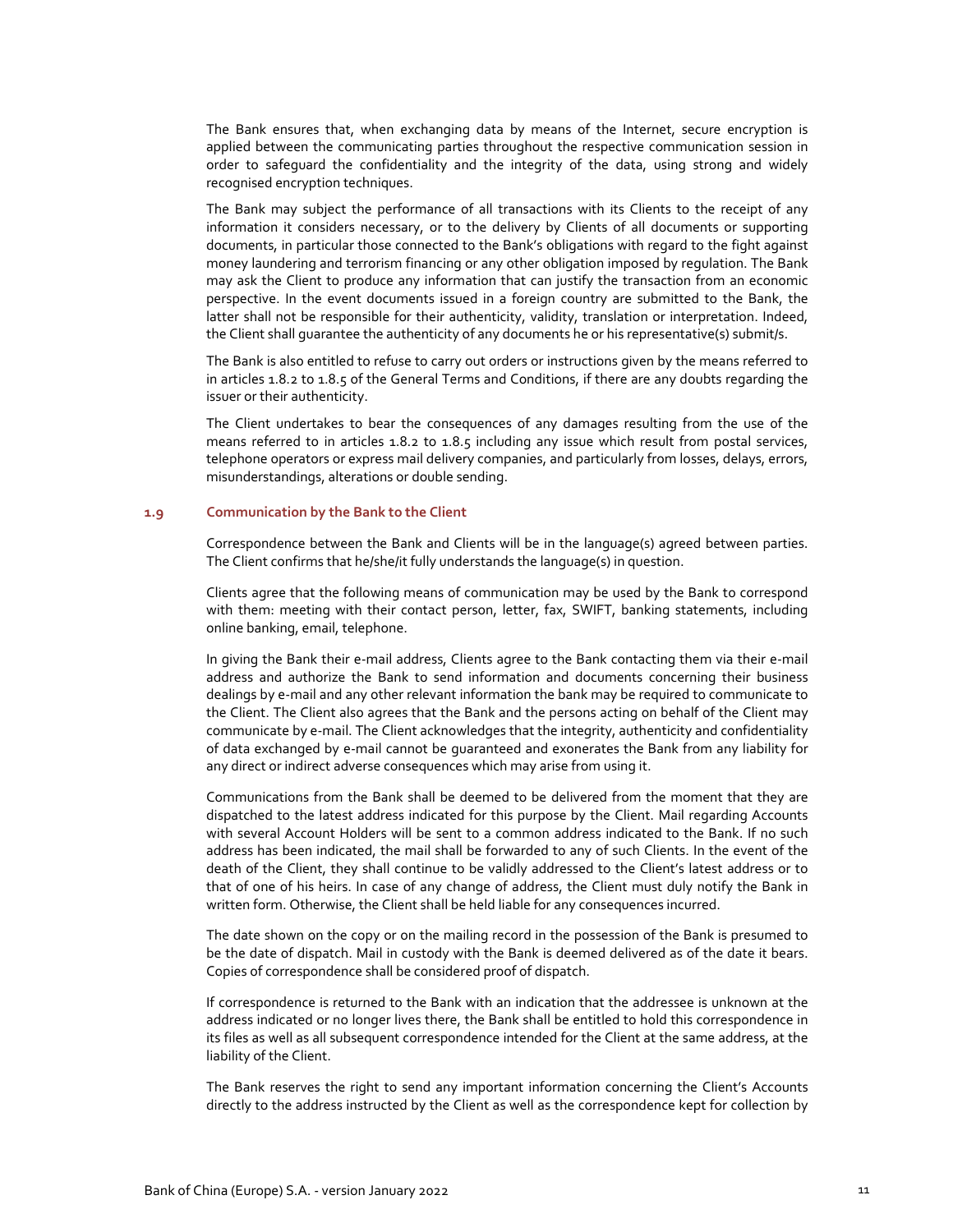The Bank ensures that, when exchanging data by means of the Internet, secure encryption is applied between the communicating parties throughout the respective communication session in order to safeguard the confidentiality and the integrity of the data, using strong and widely recognised encryption techniques.

The Bank may subject the performance of all transactions with its Clients to the receipt of any information it considers necessary, or to the delivery by Clients of all documents or supporting documents, in particular those connected to the Bank's obligations with regard to the fight against money laundering and terrorism financing or any other obligation imposed by regulation. The Bank may ask the Client to produce any information that can justify the transaction from an economic perspective. In the event documents issued in a foreign country are submitted to the Bank, the latter shall not be responsible for their authenticity, validity, translation or interpretation. Indeed, the Client shall guarantee the authenticity of any documents he or his representative(s) submit/s.

The Bank is also entitled to refuse to carry out orders or instructions given by the means referred to in articles 1.8.2 to 1.8.5 of the General Terms and Conditions, if there are any doubts regarding the issuer or their authenticity.

The Client undertakes to bear the consequences of any damages resulting from the use of the means referred to in articles 1.8.2 to 1.8.5 including any issue which result from postal services, telephone operators or express mail delivery companies, and particularly from losses, delays, errors, misunderstandings, alterations or double sending.

### 1.9 Communication by the Bank to the Client

Correspondence between the Bank and Clients will be in the language(s) agreed between parties. The Client confirms that he/she/it fully understands the language(s) in question.

Clients agree that the following means of communication may be used by the Bank to correspond with them: meeting with their contact person, letter, fax, SWIFT, banking statements, including online banking, email, telephone.

In giving the Bank their e-mail address, Clients agree to the Bank contacting them via their e-mail address and authorize the Bank to send information and documents concerning their business dealings by e-mail and any other relevant information the bank may be required to communicate to the Client. The Client also agrees that the Bank and the persons acting on behalf of the Client may communicate by e-mail. The Client acknowledges that the integrity, authenticity and confidentiality of data exchanged by e-mail cannot be guaranteed and exonerates the Bank from any liability for any direct or indirect adverse consequences which may arise from using it.

Communications from the Bank shall be deemed to be delivered from the moment that they are dispatched to the latest address indicated for this purpose by the Client. Mail regarding Accounts with several Account Holders will be sent to a common address indicated to the Bank. If no such address has been indicated, the mail shall be forwarded to any of such Clients. In the event of the death of the Client, they shall continue to be validly addressed to the Client's latest address or to that of one of his heirs. In case of any change of address, the Client must duly notify the Bank in written form. Otherwise, the Client shall be held liable for any consequences incurred.

The date shown on the copy or on the mailing record in the possession of the Bank is presumed to be the date of dispatch. Mail in custody with the Bank is deemed delivered as of the date it bears. Copies of correspondence shall be considered proof of dispatch.

If correspondence is returned to the Bank with an indication that the addressee is unknown at the address indicated or no longer lives there, the Bank shall be entitled to hold this correspondence in its files as well as all subsequent correspondence intended for the Client at the same address, at the liability of the Client.

The Bank reserves the right to send any important information concerning the Client's Accounts directly to the address instructed by the Client as well as the correspondence kept for collection by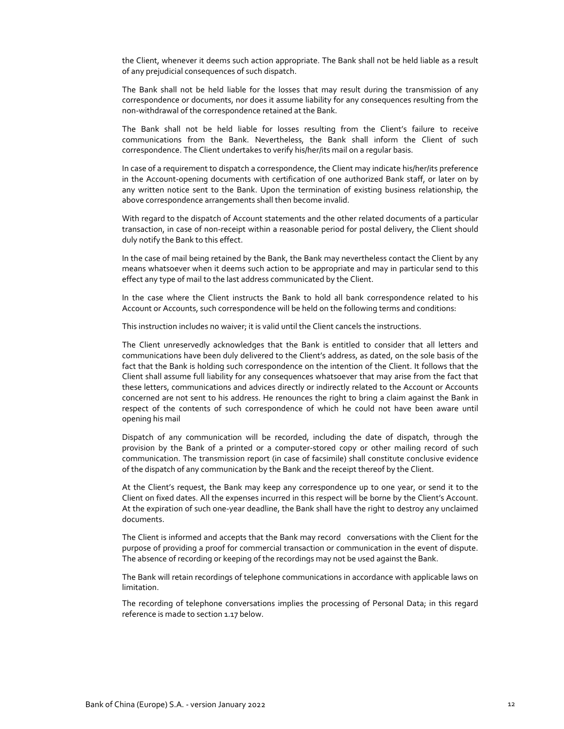the Client, whenever it deems such action appropriate. The Bank shall not be held liable as a result of any prejudicial consequences of such dispatch.

The Bank shall not be held liable for the losses that may result during the transmission of any correspondence or documents, nor does it assume liability for any consequences resulting from the non-withdrawal of the correspondence retained at the Bank.

The Bank shall not be held liable for losses resulting from the Client's failure to receive communications from the Bank. Nevertheless, the Bank shall inform the Client of such correspondence. The Client undertakes to verify his/her/its mail on a regular basis.

In case of a requirement to dispatch a correspondence, the Client may indicate his/her/its preference in the Account-opening documents with certification of one authorized Bank staff, or later on by any written notice sent to the Bank. Upon the termination of existing business relationship, the above correspondence arrangements shall then become invalid.

With regard to the dispatch of Account statements and the other related documents of a particular transaction, in case of non-receipt within a reasonable period for postal delivery, the Client should duly notify the Bank to this effect.

In the case of mail being retained by the Bank, the Bank may nevertheless contact the Client by any means whatsoever when it deems such action to be appropriate and may in particular send to this effect any type of mail to the last address communicated by the Client.

In the case where the Client instructs the Bank to hold all bank correspondence related to his Account or Accounts, such correspondence will be held on the following terms and conditions:

This instruction includes no waiver; it is valid until the Client cancels the instructions.

The Client unreservedly acknowledges that the Bank is entitled to consider that all letters and communications have been duly delivered to the Client's address, as dated, on the sole basis of the fact that the Bank is holding such correspondence on the intention of the Client. It follows that the Client shall assume full liability for any consequences whatsoever that may arise from the fact that these letters, communications and advices directly or indirectly related to the Account or Accounts concerned are not sent to his address. He renounces the right to bring a claim against the Bank in respect of the contents of such correspondence of which he could not have been aware until opening his mail

Dispatch of any communication will be recorded, including the date of dispatch, through the provision by the Bank of a printed or a computer-stored copy or other mailing record of such communication. The transmission report (in case of facsimile) shall constitute conclusive evidence of the dispatch of any communication by the Bank and the receipt thereof by the Client.

At the Client's request, the Bank may keep any correspondence up to one year, or send it to the Client on fixed dates. All the expenses incurred in this respect will be borne by the Client's Account. At the expiration of such one-year deadline, the Bank shall have the right to destroy any unclaimed documents.

The Client is informed and accepts that the Bank may record conversations with the Client for the purpose of providing a proof for commercial transaction or communication in the event of dispute. The absence of recording or keeping of the recordings may not be used against the Bank.

The Bank will retain recordings of telephone communications in accordance with applicable laws on limitation.

The recording of telephone conversations implies the processing of Personal Data; in this regard reference is made to section 1.17 below.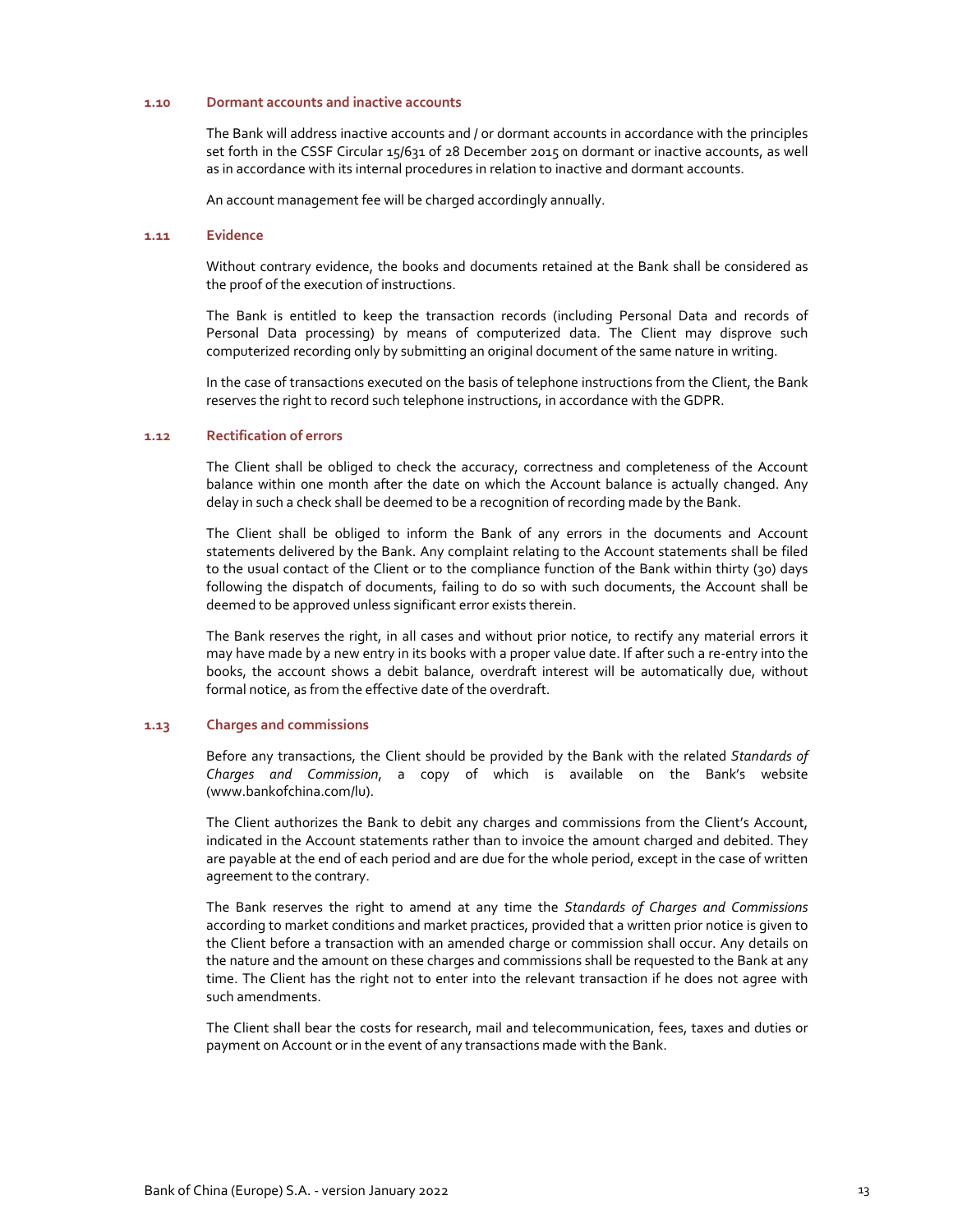### 1.10 Dormant accounts and inactive accounts

The Bank will address inactive accounts and / or dormant accounts in accordance with the principles set forth in the CSSF Circular 15/631 of 28 December 2015 on dormant or inactive accounts, as well as in accordance with its internal procedures in relation to inactive and dormant accounts.

An account management fee will be charged accordingly annually.

### 1.11 Evidence

Without contrary evidence, the books and documents retained at the Bank shall be considered as the proof of the execution of instructions.

The Bank is entitled to keep the transaction records (including Personal Data and records of Personal Data processing) by means of computerized data. The Client may disprove such computerized recording only by submitting an original document of the same nature in writing.

In the case of transactions executed on the basis of telephone instructions from the Client, the Bank reserves the right to record such telephone instructions, in accordance with the GDPR.

### 1.12 Rectification of errors

The Client shall be obliged to check the accuracy, correctness and completeness of the Account balance within one month after the date on which the Account balance is actually changed. Any delay in such a check shall be deemed to be a recognition of recording made by the Bank.

The Client shall be obliged to inform the Bank of any errors in the documents and Account statements delivered by the Bank. Any complaint relating to the Account statements shall be filed to the usual contact of the Client or to the compliance function of the Bank within thirty (30) days following the dispatch of documents, failing to do so with such documents, the Account shall be deemed to be approved unless significant error exists therein.

The Bank reserves the right, in all cases and without prior notice, to rectify any material errors it may have made by a new entry in its books with a proper value date. If after such a re-entry into the books, the account shows a debit balance, overdraft interest will be automatically due, without formal notice, as from the effective date of the overdraft.

### 1.13 Charges and commissions

Before any transactions, the Client should be provided by the Bank with the related *Standards of Charges and Commission*, a copy of which is available on the Bank's website (www.bankofchina.com/lu).

The Client authorizes the Bank to debit any charges and commissions from the Client's Account, indicated in the Account statements rather than to invoice the amount charged and debited. They are payable at the end of each period and are due for the whole period, except in the case of written agreement to the contrary.

The Bank reserves the right to amend at any time the *Standards of Charges and Commissions* according to market conditions and market practices, provided that a written prior notice is given to the Client before a transaction with an amended charge or commission shall occur. Any details on the nature and the amount on these charges and commissions shall be requested to the Bank at any time. The Client has the right not to enter into the relevant transaction if he does not agree with such amendments.

The Client shall bear the costs for research, mail and telecommunication, fees, taxes and duties or payment on Account or in the event of any transactions made with the Bank.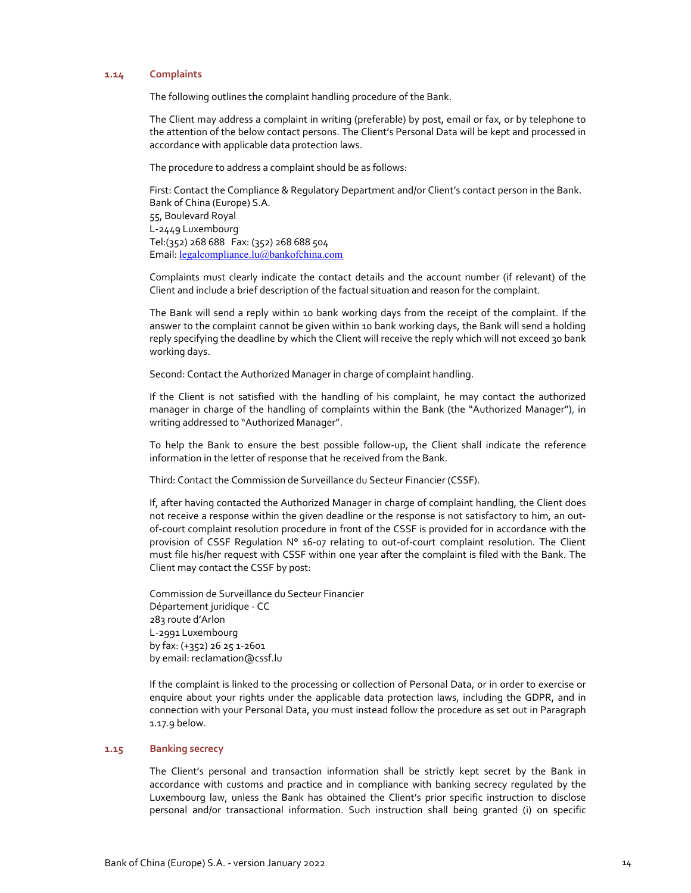### 1.14 Complaints

The following outlines the complaint handling procedure of the Bank.

The Client may address a complaint in writing (preferable) by post, email or fax, or by telephone to the attention of the below contact persons. The Client's Personal Data will be kept and processed in accordance with applicable data protection laws.

The procedure to address a complaint should be as follows:

First: Contact the Compliance & Regulatory Department and/or Client's contact person in the Bank.
Bank of China (Europe) S.A.
55, Boulevard Royal
L-2449 Luxembourg
Tel:(352) 268 688 Fax: (352) 268 688 504
Email: legalcompliance.lu@bankofchina.com

Complaints must clearly indicate the contact details and the account number (if relevant) of the Client and include a brief description of the factual situation and reason for the complaint.

The Bank will send a reply within 10 bank working days from the receipt of the complaint. If the answer to the complaint cannot be given within 10 bank working days, the Bank will send a holding reply specifying the deadline by which the Client will receive the reply which will not exceed 30 bank working days.

Second: Contact the Authorized Manager in charge of complaint handling.

If the Client is not satisfied with the handling of his complaint, he may contact the authorized manager in charge of the handling of complaints within the Bank (the "Authorized Manager"), in writing addressed to "Authorized Manager".

To help the Bank to ensure the best possible follow-up, the Client shall indicate the reference information in the letter of response that he received from the Bank.

Third: Contact the Commission de Surveillance du Secteur Financier (CSSF).

If, after having contacted the Authorized Manager in charge of complaint handling, the Client does not receive a response within the given deadline or the response is not satisfactory to him, an out-of-court complaint resolution procedure in front of the CSSF is provided for in accordance with the provision of CSSF Regulation N° 16-07 relating to out-of-court complaint resolution. The Client must file his/her request with CSSF within one year after the complaint is filed with the Bank. The Client may contact the CSSF by post:

Commission de Surveillance du Secteur Financier
Département juridique - CC
283 route d'Arlon
L-2991 Luxembourg
by fax: (+352) 26 25 1-2601
by email: reclamation@cssf.lu

If the complaint is linked to the processing or collection of Personal Data, or in order to exercise or enquire about your rights under the applicable data protection laws, including the GDPR, and in connection with your Personal Data, you must instead follow the procedure as set out in Paragraph 1.17.9 below.

### 1.15 Banking secrecy

The Client's personal and transaction information shall be strictly kept secret by the Bank in accordance with customs and practice and in compliance with banking secrecy regulated by the Luxembourg law, unless the Bank has obtained the Client's prior specific instruction to disclose personal and/or transactional information. Such instruction shall being granted (i) on specific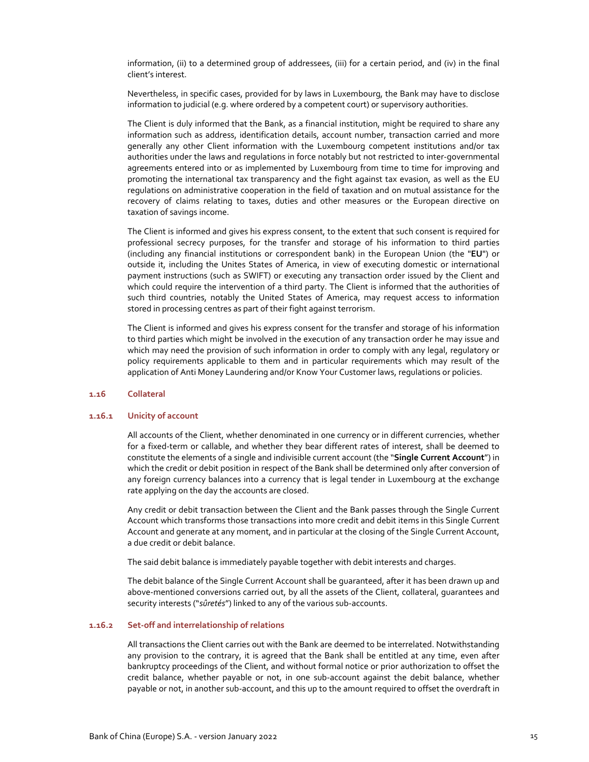information, (ii) to a determined group of addressees, (iii) for a certain period, and (iv) in the final client's interest.

Nevertheless, in specific cases, provided for by laws in Luxembourg, the Bank may have to disclose information to judicial (e.g. where ordered by a competent court) or supervisory authorities.

The Client is duly informed that the Bank, as a financial institution, might be required to share any information such as address, identification details, account number, transaction carried and more generally any other Client information with the Luxembourg competent institutions and/or tax authorities under the laws and regulations in force notably but not restricted to inter-governmental agreements entered into or as implemented by Luxembourg from time to time for improving and promoting the international tax transparency and the fight against tax evasion, as well as the EU regulations on administrative cooperation in the field of taxation and on mutual assistance for the recovery of claims relating to taxes, duties and other measures or the European directive on taxation of savings income.

The Client is informed and gives his express consent, to the extent that such consent is required for professional secrecy purposes, for the transfer and storage of his information to third parties (including any financial institutions or correspondent bank) in the European Union (the "**EU**") or outside it, including the Unites States of America, in view of executing domestic or international payment instructions (such as SWIFT) or executing any transaction order issued by the Client and which could require the intervention of a third party. The Client is informed that the authorities of such third countries, notably the United States of America, may request access to information stored in processing centres as part of their fight against terrorism.

The Client is informed and gives his express consent for the transfer and storage of his information to third parties which might be involved in the execution of any transaction order he may issue and which may need the provision of such information in order to comply with any legal, regulatory or policy requirements applicable to them and in particular requirements which may result of the application of Anti Money Laundering and/or Know Your Customer laws, regulations or policies.

## 1.16 Collateral

### 1.16.1 Unicity of account

All accounts of the Client, whether denominated in one currency or in different currencies, whether for a fixed-term or callable, and whether they bear different rates of interest, shall be deemed to constitute the elements of a single and indivisible current account (the "**Single Current Account**") in which the credit or debit position in respect of the Bank shall be determined only after conversion of any foreign currency balances into a currency that is legal tender in Luxembourg at the exchange rate applying on the day the accounts are closed.

Any credit or debit transaction between the Client and the Bank passes through the Single Current Account which transforms those transactions into more credit and debit items in this Single Current Account and generate at any moment, and in particular at the closing of the Single Current Account, a due credit or debit balance.

The said debit balance is immediately payable together with debit interests and charges.

The debit balance of the Single Current Account shall be guaranteed, after it has been drawn up and above-mentioned conversions carried out, by all the assets of the Client, collateral, guarantees and security interests ("*sûretés*") linked to any of the various sub-accounts.

### 1.16.2 Set-off and interrelationship of relations

All transactions the Client carries out with the Bank are deemed to be interrelated. Notwithstanding any provision to the contrary, it is agreed that the Bank shall be entitled at any time, even after bankruptcy proceedings of the Client, and without formal notice or prior authorization to offset the credit balance, whether payable or not, in one sub-account against the debit balance, whether payable or not, in another sub-account, and this up to the amount required to offset the overdraft in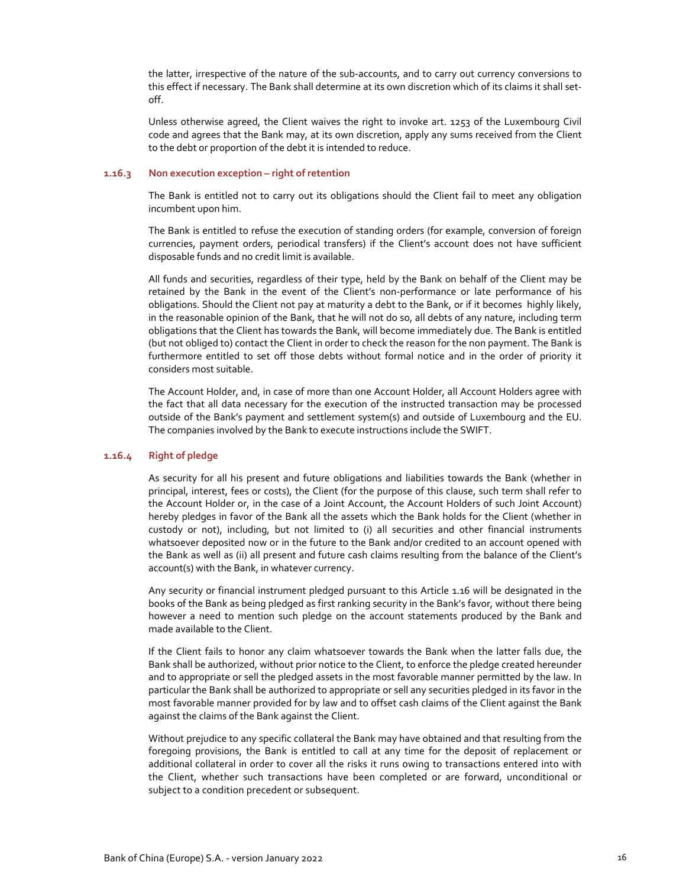the latter, irrespective of the nature of the sub-accounts, and to carry out currency conversions to this effect if necessary. The Bank shall determine at its own discretion which of its claims it shall set-off.

Unless otherwise agreed, the Client waives the right to invoke art. 1253 of the Luxembourg Civil code and agrees that the Bank may, at its own discretion, apply any sums received from the Client to the debt or proportion of the debt it is intended to reduce.

#### 1.16.3 Non execution exception – right of retention

The Bank is entitled not to carry out its obligations should the Client fail to meet any obligation incumbent upon him.

The Bank is entitled to refuse the execution of standing orders (for example, conversion of foreign currencies, payment orders, periodical transfers) if the Client's account does not have sufficient disposable funds and no credit limit is available.

All funds and securities, regardless of their type, held by the Bank on behalf of the Client may be retained by the Bank in the event of the Client's non-performance or late performance of his obligations. Should the Client not pay at maturity a debt to the Bank, or if it becomes highly likely, in the reasonable opinion of the Bank, that he will not do so, all debts of any nature, including term obligations that the Client has towards the Bank, will become immediately due. The Bank is entitled (but not obliged to) contact the Client in order to check the reason for the non payment. The Bank is furthermore entitled to set off those debts without formal notice and in the order of priority it considers most suitable.

The Account Holder, and, in case of more than one Account Holder, all Account Holders agree with the fact that all data necessary for the execution of the instructed transaction may be processed outside of the Bank's payment and settlement system(s) and outside of Luxembourg and the EU. The companies involved by the Bank to execute instructions include the SWIFT.

#### 1.16.4 Right of pledge

As security for all his present and future obligations and liabilities towards the Bank (whether in principal, interest, fees or costs), the Client (for the purpose of this clause, such term shall refer to the Account Holder or, in the case of a Joint Account, the Account Holders of such Joint Account) hereby pledges in favor of the Bank all the assets which the Bank holds for the Client (whether in custody or not), including, but not limited to (i) all securities and other financial instruments whatsoever deposited now or in the future to the Bank and/or credited to an account opened with the Bank as well as (ii) all present and future cash claims resulting from the balance of the Client's account(s) with the Bank, in whatever currency.

Any security or financial instrument pledged pursuant to this Article 1.16 will be designated in the books of the Bank as being pledged as first ranking security in the Bank's favor, without there being however a need to mention such pledge on the account statements produced by the Bank and made available to the Client.

If the Client fails to honor any claim whatsoever towards the Bank when the latter falls due, the Bank shall be authorized, without prior notice to the Client, to enforce the pledge created hereunder and to appropriate or sell the pledged assets in the most favorable manner permitted by the law. In particular the Bank shall be authorized to appropriate or sell any securities pledged in its favor in the most favorable manner provided for by law and to offset cash claims of the Client against the Bank against the claims of the Bank against the Client.

Without prejudice to any specific collateral the Bank may have obtained and that resulting from the foregoing provisions, the Bank is entitled to call at any time for the deposit of replacement or additional collateral in order to cover all the risks it runs owing to transactions entered into with the Client, whether such transactions have been completed or are forward, unconditional or subject to a condition precedent or subsequent.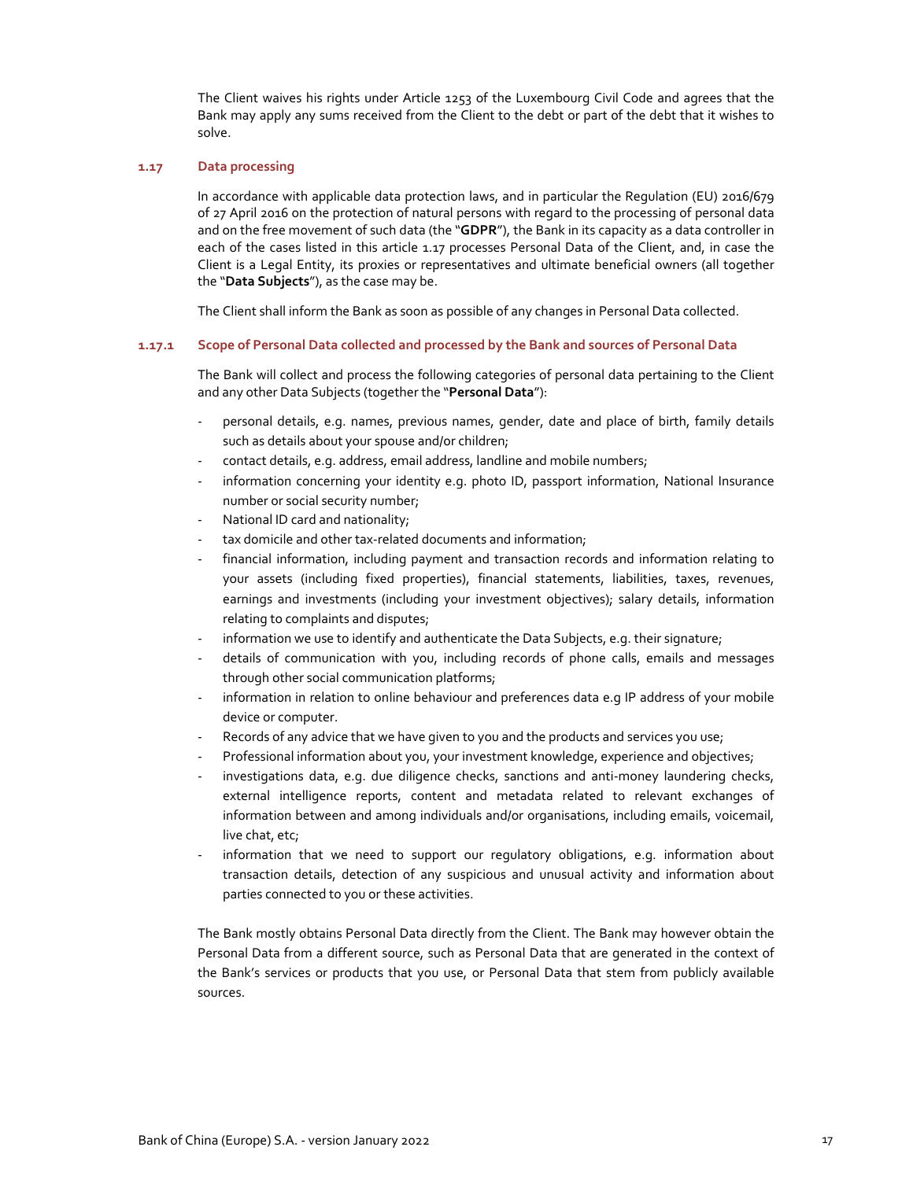The Client waives his rights under Article 1253 of the Luxembourg Civil Code and agrees that the Bank may apply any sums received from the Client to the debt or part of the debt that it wishes to solve.

### 1.17 Data processing

In accordance with applicable data protection laws, and in particular the Regulation (EU) 2016/679 of 27 April 2016 on the protection of natural persons with regard to the processing of personal data and on the free movement of such data (the "**GDPR**"), the Bank in its capacity as a data controller in each of the cases listed in this article 1.17 processes Personal Data of the Client, and, in case the Client is a Legal Entity, its proxies or representatives and ultimate beneficial owners (all together the "**Data Subjects**"), as the case may be.

The Client shall inform the Bank as soon as possible of any changes in Personal Data collected.

#### 1.17.1 Scope of Personal Data collected and processed by the Bank and sources of Personal Data

The Bank will collect and process the following categories of personal data pertaining to the Client and any other Data Subjects (together the "**Personal Data**"):

- personal details, e.g. names, previous names, gender, date and place of birth, family details such as details about your spouse and/or children;
- contact details, e.g. address, email address, landline and mobile numbers;
- information concerning your identity e.g. photo ID, passport information, National Insurance number or social security number;
- National ID card and nationality;
- tax domicile and other tax-related documents and information;
- financial information, including payment and transaction records and information relating to your assets (including fixed properties), financial statements, liabilities, taxes, revenues, earnings and investments (including your investment objectives); salary details, information relating to complaints and disputes;
- information we use to identify and authenticate the Data Subjects, e.g. their signature;
- details of communication with you, including records of phone calls, emails and messages through other social communication platforms;
- information in relation to online behaviour and preferences data e.g IP address of your mobile device or computer.
- Records of any advice that we have given to you and the products and services you use;
- Professional information about you, your investment knowledge, experience and objectives;
- investigations data, e.g. due diligence checks, sanctions and anti-money laundering checks, external intelligence reports, content and metadata related to relevant exchanges of information between and among individuals and/or organisations, including emails, voicemail, live chat, etc;
- information that we need to support our regulatory obligations, e.g. information about transaction details, detection of any suspicious and unusual activity and information about parties connected to you or these activities.

The Bank mostly obtains Personal Data directly from the Client. The Bank may however obtain the Personal Data from a different source, such as Personal Data that are generated in the context of the Bank's services or products that you use, or Personal Data that stem from publicly available sources.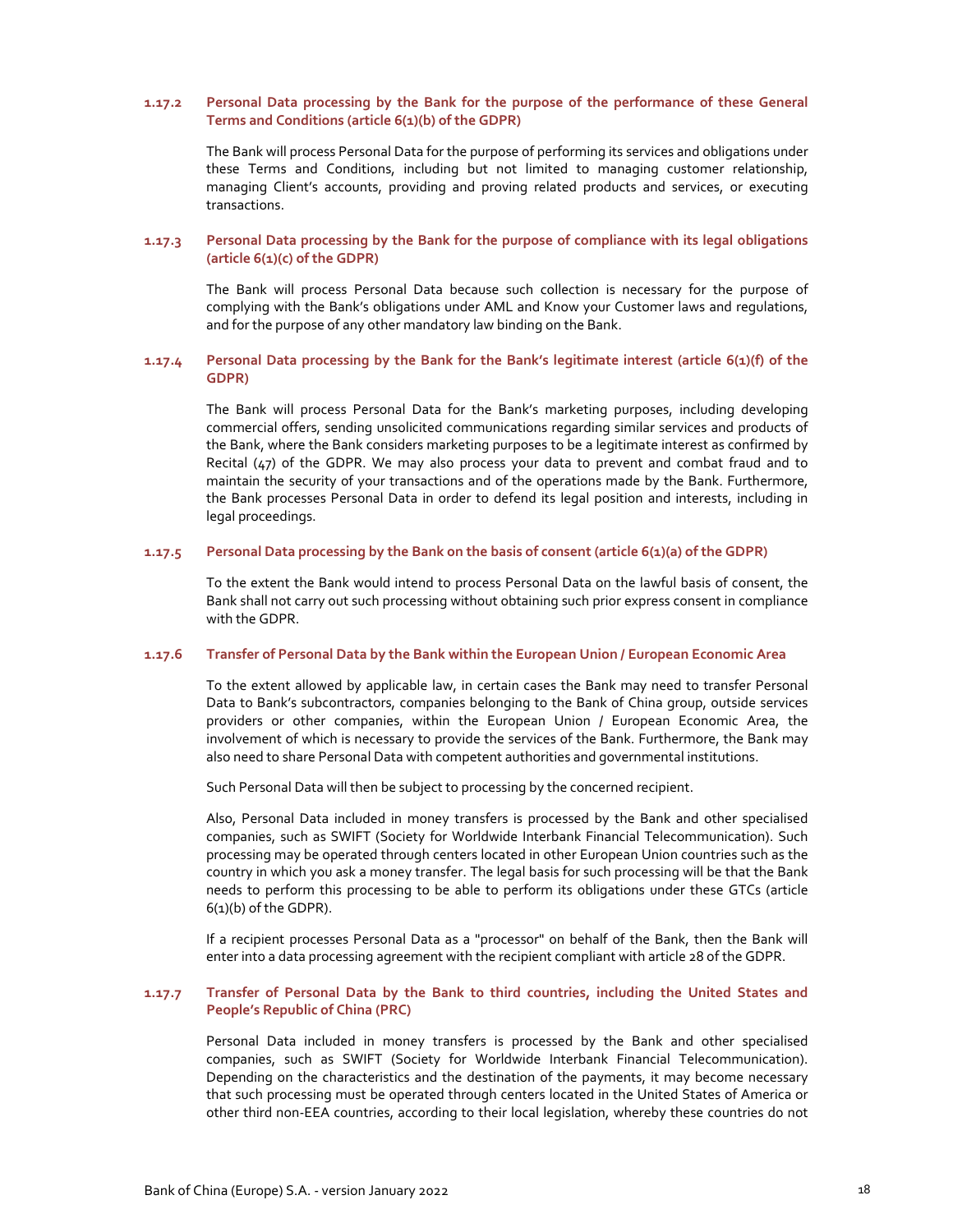#### 1.17.2 Personal Data processing by the Bank for the purpose of the performance of these General Terms and Conditions (article 6(1)(b) of the GDPR)

The Bank will process Personal Data for the purpose of performing its services and obligations under these Terms and Conditions, including but not limited to managing customer relationship, managing Client's accounts, providing and proving related products and services, or executing transactions.

#### 1.17.3 Personal Data processing by the Bank for the purpose of compliance with its legal obligations (article 6(1)(c) of the GDPR)

The Bank will process Personal Data because such collection is necessary for the purpose of complying with the Bank's obligations under AML and Know your Customer laws and regulations, and for the purpose of any other mandatory law binding on the Bank.

#### 1.17.4 Personal Data processing by the Bank for the Bank's legitimate interest (article 6(1)(f) of the GDPR)

The Bank will process Personal Data for the Bank's marketing purposes, including developing commercial offers, sending unsolicited communications regarding similar services and products of the Bank, where the Bank considers marketing purposes to be a legitimate interest as confirmed by Recital (47) of the GDPR. We may also process your data to prevent and combat fraud and to maintain the security of your transactions and of the operations made by the Bank. Furthermore, the Bank processes Personal Data in order to defend its legal position and interests, including in legal proceedings.

#### 1.17.5 Personal Data processing by the Bank on the basis of consent (article 6(1)(a) of the GDPR)

To the extent the Bank would intend to process Personal Data on the lawful basis of consent, the Bank shall not carry out such processing without obtaining such prior express consent in compliance with the GDPR.

#### 1.17.6 Transfer of Personal Data by the Bank within the European Union / European Economic Area

To the extent allowed by applicable law, in certain cases the Bank may need to transfer Personal Data to Bank's subcontractors, companies belonging to the Bank of China group, outside services providers or other companies, within the European Union / European Economic Area, the involvement of which is necessary to provide the services of the Bank. Furthermore, the Bank may also need to share Personal Data with competent authorities and governmental institutions.

Such Personal Data will then be subject to processing by the concerned recipient.

Also, Personal Data included in money transfers is processed by the Bank and other specialised companies, such as SWIFT (Society for Worldwide Interbank Financial Telecommunication). Such processing may be operated through centers located in other European Union countries such as the country in which you ask a money transfer. The legal basis for such processing will be that the Bank needs to perform this processing to be able to perform its obligations under these GTCs (article 6(1)(b) of the GDPR).

If a recipient processes Personal Data as a "processor" on behalf of the Bank, then the Bank will enter into a data processing agreement with the recipient compliant with article 28 of the GDPR.

#### 1.17.7 Transfer of Personal Data by the Bank to third countries, including the United States and People's Republic of China (PRC)

Personal Data included in money transfers is processed by the Bank and other specialised companies, such as SWIFT (Society for Worldwide Interbank Financial Telecommunication). Depending on the characteristics and the destination of the payments, it may become necessary that such processing must be operated through centers located in the United States of America or other third non-EEA countries, according to their local legislation, whereby these countries do not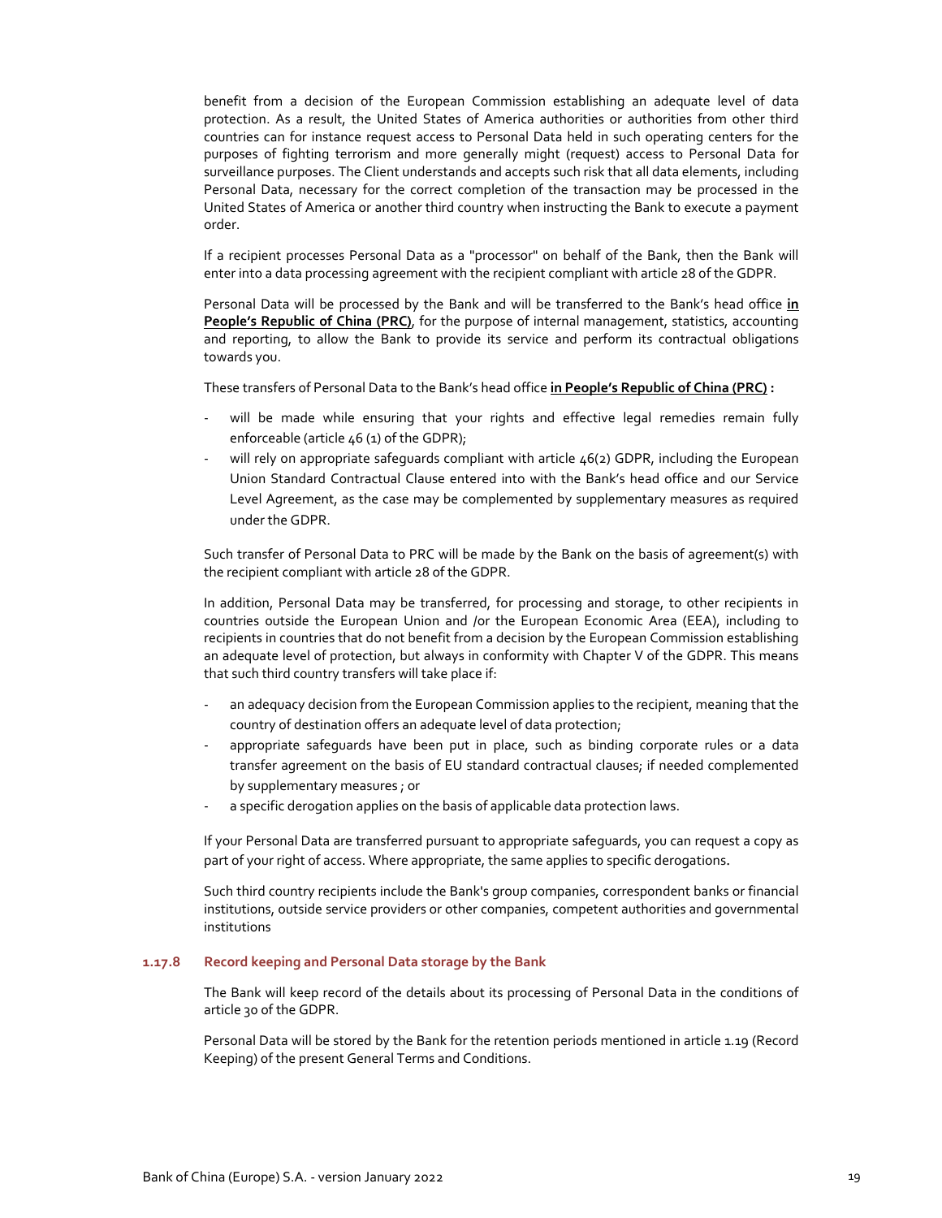benefit from a decision of the European Commission establishing an adequate level of data protection. As a result, the United States of America authorities or authorities from other third countries can for instance request access to Personal Data held in such operating centers for the purposes of fighting terrorism and more generally might (request) access to Personal Data for surveillance purposes. The Client understands and accepts such risk that all data elements, including Personal Data, necessary for the correct completion of the transaction may be processed in the United States of America or another third country when instructing the Bank to execute a payment order.

If a recipient processes Personal Data as a "processor" on behalf of the Bank, then the Bank will enter into a data processing agreement with the recipient compliant with article 28 of the GDPR.

Personal Data will be processed by the Bank and will be transferred to the Bank's head office **in People's Republic of China (PRC)**, for the purpose of internal management, statistics, accounting and reporting, to allow the Bank to provide its service and perform its contractual obligations towards you.

These transfers of Personal Data to the Bank's head office **in People's Republic of China (PRC)** :

- will be made while ensuring that your rights and effective legal remedies remain fully enforceable (article 46 (1) of the GDPR);
- will rely on appropriate safeguards compliant with article 46(2) GDPR, including the European Union Standard Contractual Clause entered into with the Bank's head office and our Service Level Agreement, as the case may be complemented by supplementary measures as required under the GDPR.

Such transfer of Personal Data to PRC will be made by the Bank on the basis of agreement(s) with the recipient compliant with article 28 of the GDPR.

In addition, Personal Data may be transferred, for processing and storage, to other recipients in countries outside the European Union and /or the European Economic Area (EEA), including to recipients in countries that do not benefit from a decision by the European Commission establishing an adequate level of protection, but always in conformity with Chapter V of the GDPR. This means that such third country transfers will take place if:

- an adequacy decision from the European Commission applies to the recipient, meaning that the country of destination offers an adequate level of data protection;
- appropriate safeguards have been put in place, such as binding corporate rules or a data transfer agreement on the basis of EU standard contractual clauses; if needed complemented by supplementary measures ; or
- a specific derogation applies on the basis of applicable data protection laws.

If your Personal Data are transferred pursuant to appropriate safeguards, you can request a copy as part of your right of access. Where appropriate, the same applies to specific derogations.

Such third country recipients include the Bank's group companies, correspondent banks or financial institutions, outside service providers or other companies, competent authorities and governmental institutions

### 1.17.8 Record keeping and Personal Data storage by the Bank

The Bank will keep record of the details about its processing of Personal Data in the conditions of article 30 of the GDPR.

Personal Data will be stored by the Bank for the retention periods mentioned in article 1.19 (Record Keeping) of the present General Terms and Conditions.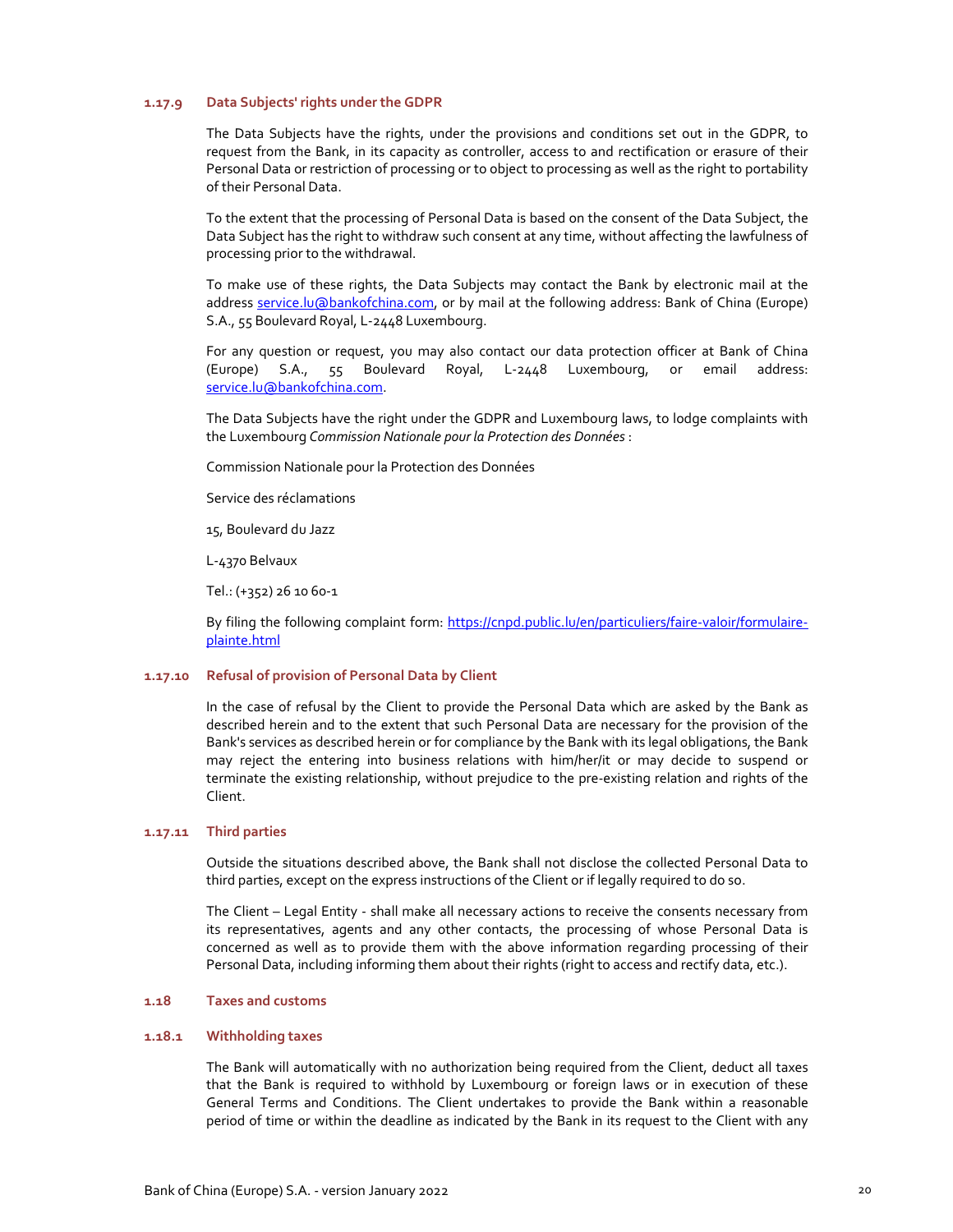#### 1.17.9 Data Subjects' rights under the GDPR

The Data Subjects have the rights, under the provisions and conditions set out in the GDPR, to request from the Bank, in its capacity as controller, access to and rectification or erasure of their Personal Data or restriction of processing or to object to processing as well as the right to portability of their Personal Data.

To the extent that the processing of Personal Data is based on the consent of the Data Subject, the Data Subject has the right to withdraw such consent at any time, without affecting the lawfulness of processing prior to the withdrawal.

To make use of these rights, the Data Subjects may contact the Bank by electronic mail at the address [service.lu@bankofchina.com](mailto:service.lu@bankofchina.com), or by mail at the following address: Bank of China (Europe) S.A., 55 Boulevard Royal, L-2448 Luxembourg.

For any question or request, you may also contact our data protection officer at Bank of China (Europe) S.A., 55 Boulevard Royal, L-2448 Luxembourg, or email address: [service.lu@bankofchina.com](mailto:service.lu@bankofchina.com).

The Data Subjects have the right under the GDPR and Luxembourg laws, to lodge complaints with the Luxembourg *Commission Nationale pour la Protection des Données* :

Commission Nationale pour la Protection des Données

Service des réclamations

15, Boulevard du Jazz

L-4370 Belvaux

Tel.: (+352) 26 10 60-1

By filing the following complaint form: [https://cnpd.public.lu/en/particuliers/faire-valoir/formulaire-plainte.html](https://cnpd.public.lu/en/particuliers/faire-valoir/formulaire-plainte.html)

#### 1.17.10 Refusal of provision of Personal Data by Client

In the case of refusal by the Client to provide the Personal Data which are asked by the Bank as described herein and to the extent that such Personal Data are necessary for the provision of the Bank's services as described herein or for compliance by the Bank with its legal obligations, the Bank may reject the entering into business relations with him/her/it or may decide to suspend or terminate the existing relationship, without prejudice to the pre-existing relation and rights of the Client.

#### 1.17.11 Third parties

Outside the situations described above, the Bank shall not disclose the collected Personal Data to third parties, except on the express instructions of the Client or if legally required to do so.

The Client – Legal Entity - shall make all necessary actions to receive the consents necessary from its representatives, agents and any other contacts, the processing of whose Personal Data is concerned as well as to provide them with the above information regarding processing of their Personal Data, including informing them about their rights (right to access and rectify data, etc.).

### 1.18 Taxes and customs

#### 1.18.1 Withholding taxes

The Bank will automatically with no authorization being required from the Client, deduct all taxes that the Bank is required to withhold by Luxembourg or foreign laws or in execution of these General Terms and Conditions. The Client undertakes to provide the Bank within a reasonable period of time or within the deadline as indicated by the Bank in its request to the Client with any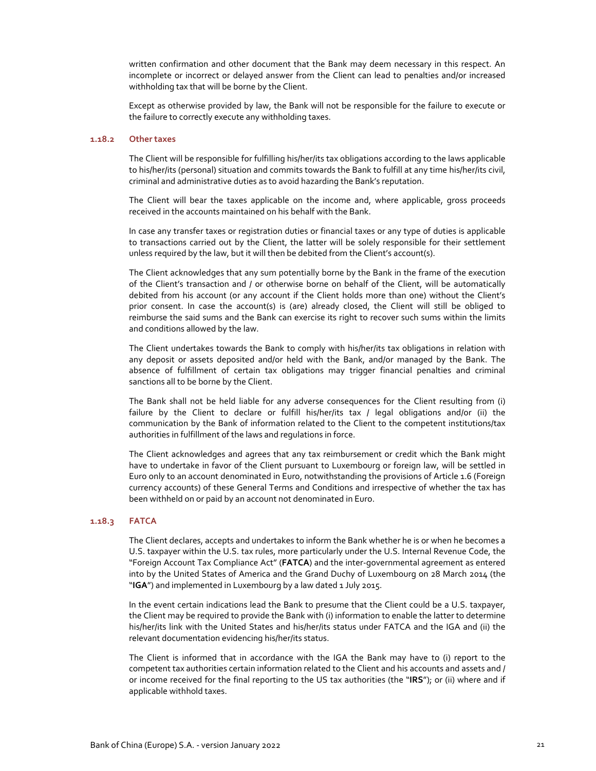written confirmation and other document that the Bank may deem necessary in this respect. An incomplete or incorrect or delayed answer from the Client can lead to penalties and/or increased withholding tax that will be borne by the Client.

Except as otherwise provided by law, the Bank will not be responsible for the failure to execute or the failure to correctly execute any withholding taxes.

#### 1.18.2 Other taxes

The Client will be responsible for fulfilling his/her/its tax obligations according to the laws applicable to his/her/its (personal) situation and commits towards the Bank to fulfill at any time his/her/its civil, criminal and administrative duties as to avoid hazarding the Bank's reputation.

The Client will bear the taxes applicable on the income and, where applicable, gross proceeds received in the accounts maintained on his behalf with the Bank.

In case any transfer taxes or registration duties or financial taxes or any type of duties is applicable to transactions carried out by the Client, the latter will be solely responsible for their settlement unless required by the law, but it will then be debited from the Client's account(s).

The Client acknowledges that any sum potentially borne by the Bank in the frame of the execution of the Client's transaction and / or otherwise borne on behalf of the Client, will be automatically debited from his account (or any account if the Client holds more than one) without the Client's prior consent. In case the account(s) is (are) already closed, the Client will still be obliged to reimburse the said sums and the Bank can exercise its right to recover such sums within the limits and conditions allowed by the law.

The Client undertakes towards the Bank to comply with his/her/its tax obligations in relation with any deposit or assets deposited and/or held with the Bank, and/or managed by the Bank. The absence of fulfillment of certain tax obligations may trigger financial penalties and criminal sanctions all to be borne by the Client.

The Bank shall not be held liable for any adverse consequences for the Client resulting from (i) failure by the Client to declare or fulfill his/her/its tax / legal obligations and/or (ii) the communication by the Bank of information related to the Client to the competent institutions/tax authorities in fulfillment of the laws and regulations in force.

The Client acknowledges and agrees that any tax reimbursement or credit which the Bank might have to undertake in favor of the Client pursuant to Luxembourg or foreign law, will be settled in Euro only to an account denominated in Euro, notwithstanding the provisions of Article 1.6 (Foreign currency accounts) of these General Terms and Conditions and irrespective of whether the tax has been withheld on or paid by an account not denominated in Euro.

#### 1.18.3 FATCA

The Client declares, accepts and undertakes to inform the Bank whether he is or when he becomes a U.S. taxpayer within the U.S. tax rules, more particularly under the U.S. Internal Revenue Code, the "Foreign Account Tax Compliance Act" (**FATCA**) and the inter-governmental agreement as entered into by the United States of America and the Grand Duchy of Luxembourg on 28 March 2014 (the "**IGA**") and implemented in Luxembourg by a law dated 1 July 2015.

In the event certain indications lead the Bank to presume that the Client could be a U.S. taxpayer, the Client may be required to provide the Bank with (i) information to enable the latter to determine his/her/its link with the United States and his/her/its status under FATCA and the IGA and (ii) the relevant documentation evidencing his/her/its status.

The Client is informed that in accordance with the IGA the Bank may have to (i) report to the competent tax authorities certain information related to the Client and his accounts and assets and / or income received for the final reporting to the US tax authorities (the "**IRS**"); or (ii) where and if applicable withhold taxes.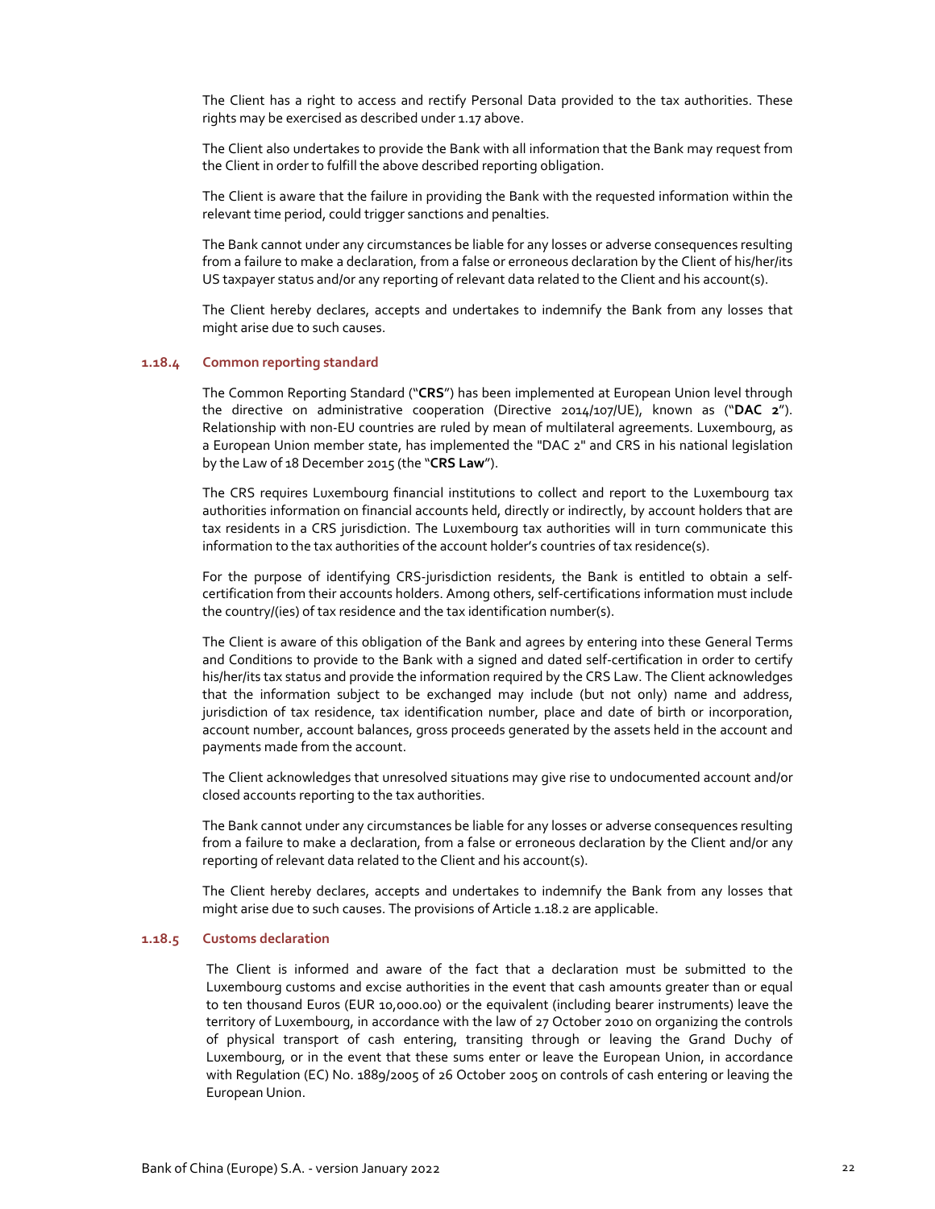The Client has a right to access and rectify Personal Data provided to the tax authorities. These rights may be exercised as described under 1.17 above.

The Client also undertakes to provide the Bank with all information that the Bank may request from the Client in order to fulfill the above described reporting obligation.

The Client is aware that the failure in providing the Bank with the requested information within the relevant time period, could trigger sanctions and penalties.

The Bank cannot under any circumstances be liable for any losses or adverse consequences resulting from a failure to make a declaration, from a false or erroneous declaration by the Client of his/her/its US taxpayer status and/or any reporting of relevant data related to the Client and his account(s).

The Client hereby declares, accepts and undertakes to indemnify the Bank from any losses that might arise due to such causes.

### 1.18.4 Common reporting standard

The Common Reporting Standard ("**CRS**") has been implemented at European Union level through the directive on administrative cooperation (Directive 2014/107/UE), known as ("**DAC 2**"). Relationship with non-EU countries are ruled by mean of multilateral agreements. Luxembourg, as a European Union member state, has implemented the "DAC 2" and CRS in his national legislation by the Law of 18 December 2015 (the "**CRS Law**").

The CRS requires Luxembourg financial institutions to collect and report to the Luxembourg tax authorities information on financial accounts held, directly or indirectly, by account holders that are tax residents in a CRS jurisdiction. The Luxembourg tax authorities will in turn communicate this information to the tax authorities of the account holder's countries of tax residence(s).

For the purpose of identifying CRS-jurisdiction residents, the Bank is entitled to obtain a self-certification from their accounts holders. Among others, self-certifications information must include the country/(ies) of tax residence and the tax identification number(s).

The Client is aware of this obligation of the Bank and agrees by entering into these General Terms and Conditions to provide to the Bank with a signed and dated self-certification in order to certify his/her/its tax status and provide the information required by the CRS Law. The Client acknowledges that the information subject to be exchanged may include (but not only) name and address, jurisdiction of tax residence, tax identification number, place and date of birth or incorporation, account number, account balances, gross proceeds generated by the assets held in the account and payments made from the account.

The Client acknowledges that unresolved situations may give rise to undocumented account and/or closed accounts reporting to the tax authorities.

The Bank cannot under any circumstances be liable for any losses or adverse consequences resulting from a failure to make a declaration, from a false or erroneous declaration by the Client and/or any reporting of relevant data related to the Client and his account(s).

The Client hereby declares, accepts and undertakes to indemnify the Bank from any losses that might arise due to such causes. The provisions of Article 1.18.2 are applicable.

### 1.18.5 Customs declaration

The Client is informed and aware of the fact that a declaration must be submitted to the Luxembourg customs and excise authorities in the event that cash amounts greater than or equal to ten thousand Euros (EUR 10,000.00) or the equivalent (including bearer instruments) leave the territory of Luxembourg, in accordance with the law of 27 October 2010 on organizing the controls of physical transport of cash entering, transiting through or leaving the Grand Duchy of Luxembourg, or in the event that these sums enter or leave the European Union, in accordance with Regulation (EC) No. 1889/2005 of 26 October 2005 on controls of cash entering or leaving the European Union.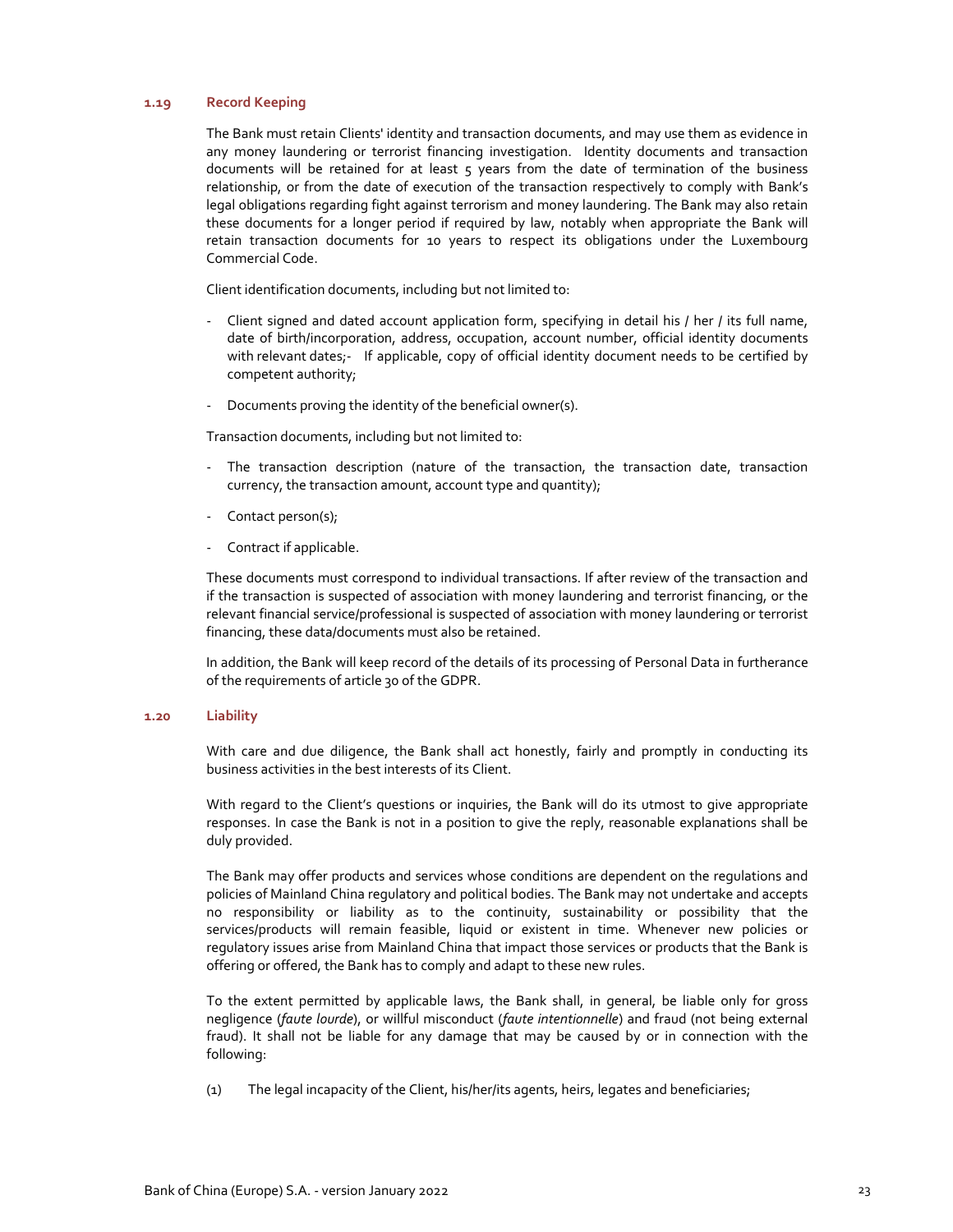### 1.19 Record Keeping

The Bank must retain Clients' identity and transaction documents, and may use them as evidence in any money laundering or terrorist financing investigation. Identity documents and transaction documents will be retained for at least 5 years from the date of termination of the business relationship, or from the date of execution of the transaction respectively to comply with Bank's legal obligations regarding fight against terrorism and money laundering. The Bank may also retain these documents for a longer period if required by law, notably when appropriate the Bank will retain transaction documents for 10 years to respect its obligations under the Luxembourg Commercial Code.

Client identification documents, including but not limited to:

- Client signed and dated account application form, specifying in detail his / her / its full name, date of birth/incorporation, address, occupation, account number, official identity documents with relevant dates;- If applicable, copy of official identity document needs to be certified by competent authority;
- Documents proving the identity of the beneficial owner(s).

Transaction documents, including but not limited to:

- The transaction description (nature of the transaction, the transaction date, transaction currency, the transaction amount, account type and quantity);
- Contact person(s);
- Contract if applicable.

These documents must correspond to individual transactions. If after review of the transaction and if the transaction is suspected of association with money laundering and terrorist financing, or the relevant financial service/professional is suspected of association with money laundering or terrorist financing, these data/documents must also be retained.

In addition, the Bank will keep record of the details of its processing of Personal Data in furtherance of the requirements of article 30 of the GDPR.

### 1.20 Liability

With care and due diligence, the Bank shall act honestly, fairly and promptly in conducting its business activities in the best interests of its Client.

With regard to the Client's questions or inquiries, the Bank will do its utmost to give appropriate responses. In case the Bank is not in a position to give the reply, reasonable explanations shall be duly provided.

The Bank may offer products and services whose conditions are dependent on the regulations and policies of Mainland China regulatory and political bodies. The Bank may not undertake and accepts no responsibility or liability as to the continuity, sustainability or possibility that the services/products will remain feasible, liquid or existent in time. Whenever new policies or regulatory issues arise from Mainland China that impact those services or products that the Bank is offering or offered, the Bank has to comply and adapt to these new rules.

To the extent permitted by applicable laws, the Bank shall, in general, be liable only for gross negligence (*faute lourde*), or willful misconduct (*faute intentionnelle*) and fraud (not being external fraud). It shall not be liable for any damage that may be caused by or in connection with the following:

(1) The legal incapacity of the Client, his/her/its agents, heirs, legates and beneficiaries;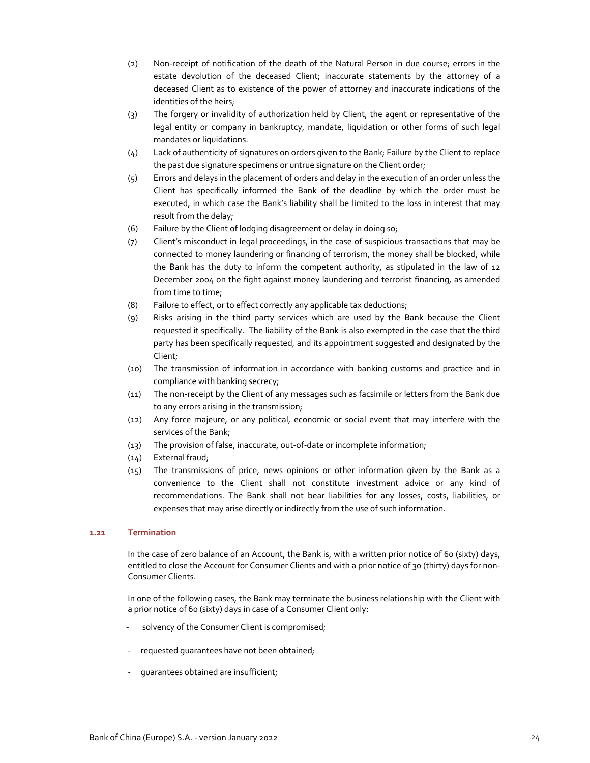(2) Non-receipt of notification of the death of the Natural Person in due course; errors in the estate devolution of the deceased Client; inaccurate statements by the attorney of a deceased Client as to existence of the power of attorney and inaccurate indications of the identities of the heirs;

(3) The forgery or invalidity of authorization held by Client, the agent or representative of the legal entity or company in bankruptcy, mandate, liquidation or other forms of such legal mandates or liquidations.

(4) Lack of authenticity of signatures on orders given to the Bank; Failure by the Client to replace the past due signature specimens or untrue signature on the Client order;

(5) Errors and delays in the placement of orders and delay in the execution of an order unless the Client has specifically informed the Bank of the deadline by which the order must be executed, in which case the Bank's liability shall be limited to the loss in interest that may result from the delay;

(6) Failure by the Client of lodging disagreement or delay in doing so;

(7) Client's misconduct in legal proceedings, in the case of suspicious transactions that may be connected to money laundering or financing of terrorism, the money shall be blocked, while the Bank has the duty to inform the competent authority, as stipulated in the law of 12 December 2004 on the fight against money laundering and terrorist financing, as amended from time to time;

(8) Failure to effect, or to effect correctly any applicable tax deductions;

(9) Risks arising in the third party services which are used by the Bank because the Client requested it specifically. The liability of the Bank is also exempted in the case that the third party has been specifically requested, and its appointment suggested and designated by the Client;

(10) The transmission of information in accordance with banking customs and practice and in compliance with banking secrecy;

(11) The non-receipt by the Client of any messages such as facsimile or letters from the Bank due to any errors arising in the transmission;

(12) Any force majeure, or any political, economic or social event that may interfere with the services of the Bank;

(13) The provision of false, inaccurate, out-of-date or incomplete information;

(14) External fraud;

(15) The transmissions of price, news opinions or other information given by the Bank as a convenience to the Client shall not constitute investment advice or any kind of recommendations. The Bank shall not bear liabilities for any losses, costs, liabilities, or expenses that may arise directly or indirectly from the use of such information.

### 1.21 Termination

In the case of zero balance of an Account, the Bank is, with a written prior notice of 60 (sixty) days, entitled to close the Account for Consumer Clients and with a prior notice of 30 (thirty) days for non-Consumer Clients.

In one of the following cases, the Bank may terminate the business relationship with the Client with a prior notice of 60 (sixty) days in case of a Consumer Client only:

- solvency of the Consumer Client is compromised;
- requested guarantees have not been obtained;
- guarantees obtained are insufficient;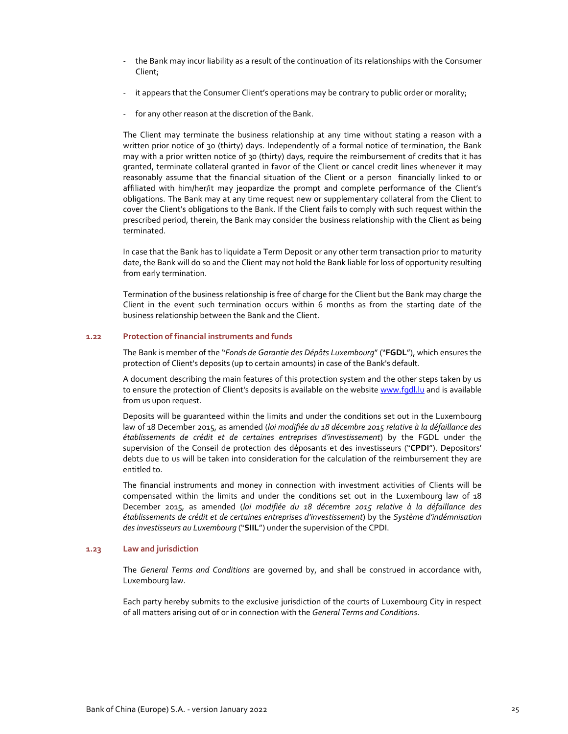- the Bank may incur liability as a result of the continuation of its relationships with the Consumer Client;
- it appears that the Consumer Client's operations may be contrary to public order or morality;
- for any other reason at the discretion of the Bank.

The Client may terminate the business relationship at any time without stating a reason with a written prior notice of 30 (thirty) days. Independently of a formal notice of termination, the Bank may with a prior written notice of 30 (thirty) days, require the reimbursement of credits that it has granted, terminate collateral granted in favor of the Client or cancel credit lines whenever it may reasonably assume that the financial situation of the Client or a person financially linked to or affiliated with him/her/it may jeopardize the prompt and complete performance of the Client's obligations. The Bank may at any time request new or supplementary collateral from the Client to cover the Client's obligations to the Bank. If the Client fails to comply with such request within the prescribed period, therein, the Bank may consider the business relationship with the Client as being terminated.

In case that the Bank has to liquidate a Term Deposit or any other term transaction prior to maturity date, the Bank will do so and the Client may not hold the Bank liable for loss of opportunity resulting from early termination.

Termination of the business relationship is free of charge for the Client but the Bank may charge the Client in the event such termination occurs within 6 months as from the starting date of the business relationship between the Bank and the Client.

### 1.22 Protection of financial instruments and funds

The Bank is member of the "*Fonds de Garantie des Dépôts Luxembourg*" ("**FGDL**"), which ensures the protection of Client's deposits (up to certain amounts) in case of the Bank's default.

A document describing the main features of this protection system and the other steps taken by us to ensure the protection of Client's deposits is available on the website www.fgdl.lu and is available from us upon request.

Deposits will be guaranteed within the limits and under the conditions set out in the Luxembourg law of 18 December 2015, as amended (*loi modifiée du 18 décembre 2015 relative à la défaillance des établissements de crédit et de certaines entreprises d'investissement*) by the FGDL under the supervision of the Conseil de protection des déposants et des investisseurs ("**CPDI**"). Depositors' debts due to us will be taken into consideration for the calculation of the reimbursement they are entitled to.

The financial instruments and money in connection with investment activities of Clients will be compensated within the limits and under the conditions set out in the Luxembourg law of 18 December 2015, as amended (*loi modifiée du 18 décembre 2015 relative à la défaillance des établissements de crédit et de certaines entreprises d'investissement*) by the *Système d'indémnisation des investisseurs au Luxembourg* ("**SIIL**") under the supervision of the CPDI.

### 1.23 Law and jurisdiction

The *General Terms and Conditions* are governed by, and shall be construed in accordance with, Luxembourg law.

Each party hereby submits to the exclusive jurisdiction of the courts of Luxembourg City in respect of all matters arising out of or in connection with the *General Terms and Conditions*.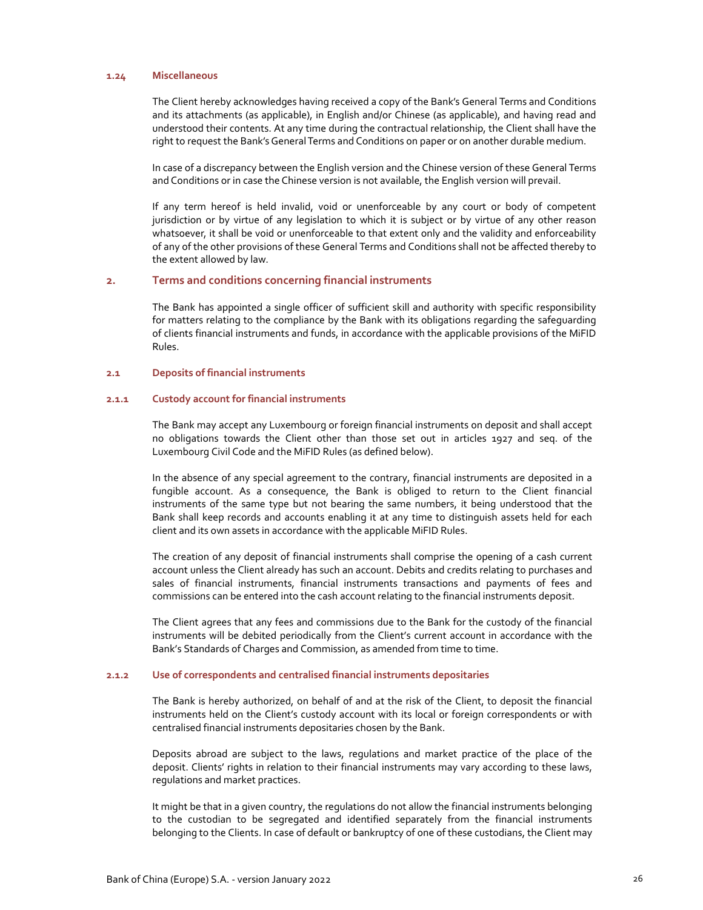#### 1.24 Miscellaneous

The Client hereby acknowledges having received a copy of the Bank's General Terms and Conditions and its attachments (as applicable), in English and/or Chinese (as applicable), and having read and understood their contents. At any time during the contractual relationship, the Client shall have the right to request the Bank's General Terms and Conditions on paper or on another durable medium.

In case of a discrepancy between the English version and the Chinese version of these General Terms and Conditions or in case the Chinese version is not available, the English version will prevail.

If any term hereof is held invalid, void or unenforceable by any court or body of competent jurisdiction or by virtue of any legislation to which it is subject or by virtue of any other reason whatsoever, it shall be void or unenforceable to that extent only and the validity and enforceability of any of the other provisions of these General Terms and Conditions shall not be affected thereby to the extent allowed by law.

## 2. Terms and conditions concerning financial instruments

The Bank has appointed a single officer of sufficient skill and authority with specific responsibility for matters relating to the compliance by the Bank with its obligations regarding the safeguarding of clients financial instruments and funds, in accordance with the applicable provisions of the MiFID Rules.

### 2.1 Deposits of financial instruments

#### 2.1.1 Custody account for financial instruments

The Bank may accept any Luxembourg or foreign financial instruments on deposit and shall accept no obligations towards the Client other than those set out in articles 1927 and seq. of the Luxembourg Civil Code and the MiFID Rules (as defined below).

In the absence of any special agreement to the contrary, financial instruments are deposited in a fungible account. As a consequence, the Bank is obliged to return to the Client financial instruments of the same type but not bearing the same numbers, it being understood that the Bank shall keep records and accounts enabling it at any time to distinguish assets held for each client and its own assets in accordance with the applicable MiFID Rules.

The creation of any deposit of financial instruments shall comprise the opening of a cash current account unless the Client already has such an account. Debits and credits relating to purchases and sales of financial instruments, financial instruments transactions and payments of fees and commissions can be entered into the cash account relating to the financial instruments deposit.

The Client agrees that any fees and commissions due to the Bank for the custody of the financial instruments will be debited periodically from the Client's current account in accordance with the Bank's Standards of Charges and Commission, as amended from time to time.

#### 2.1.2 Use of correspondents and centralised financial instruments depositaries

The Bank is hereby authorized, on behalf of and at the risk of the Client, to deposit the financial instruments held on the Client's custody account with its local or foreign correspondents or with centralised financial instruments depositaries chosen by the Bank.

Deposits abroad are subject to the laws, regulations and market practice of the place of the deposit. Clients' rights in relation to their financial instruments may vary according to these laws, regulations and market practices.

It might be that in a given country, the regulations do not allow the financial instruments belonging to the custodian to be segregated and identified separately from the financial instruments belonging to the Clients. In case of default or bankruptcy of one of these custodians, the Client may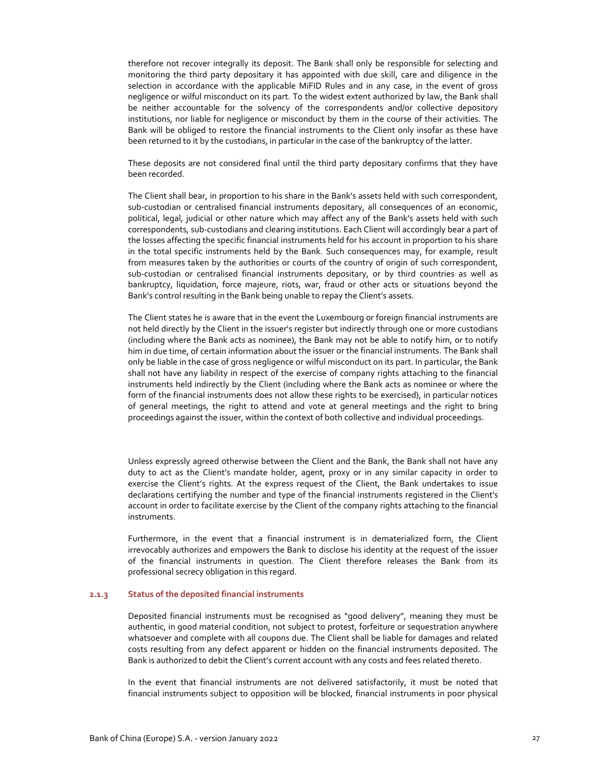therefore not recover integrally its deposit. The Bank shall only be responsible for selecting and monitoring the third party depositary it has appointed with due skill, care and diligence in the selection in accordance with the applicable MiFID Rules and in any case, in the event of gross negligence or wilful misconduct on its part. To the widest extent authorized by law, the Bank shall be neither accountable for the solvency of the correspondents and/or collective depository institutions, nor liable for negligence or misconduct by them in the course of their activities. The Bank will be obliged to restore the financial instruments to the Client only insofar as these have been returned to it by the custodians, in particular in the case of the bankruptcy of the latter.

These deposits are not considered final until the third party depositary confirms that they have been recorded.

The Client shall bear, in proportion to his share in the Bank's assets held with such correspondent, sub-custodian or centralised financial instruments depositary, all consequences of an economic, political, legal, judicial or other nature which may affect any of the Bank's assets held with such correspondents, sub-custodians and clearing institutions. Each Client will accordingly bear a part of the losses affecting the specific financial instruments held for his account in proportion to his share in the total specific instruments held by the Bank. Such consequences may, for example, result from measures taken by the authorities or courts of the country of origin of such correspondent, sub-custodian or centralised financial instruments depositary, or by third countries as well as bankruptcy, liquidation, force majeure, riots, war, fraud or other acts or situations beyond the Bank's control resulting in the Bank being unable to repay the Client's assets.

The Client states he is aware that in the event the Luxembourg or foreign financial instruments are not held directly by the Client in the issuer's register but indirectly through one or more custodians (including where the Bank acts as nominee), the Bank may not be able to notify him, or to notify him in due time, of certain information about the issuer or the financial instruments. The Bank shall only be liable in the case of gross negligence or wilful misconduct on its part. In particular, the Bank shall not have any liability in respect of the exercise of company rights attaching to the financial instruments held indirectly by the Client (including where the Bank acts as nominee or where the form of the financial instruments does not allow these rights to be exercised), in particular notices of general meetings, the right to attend and vote at general meetings and the right to bring proceedings against the issuer, within the context of both collective and individual proceedings.

Unless expressly agreed otherwise between the Client and the Bank, the Bank shall not have any duty to act as the Client's mandate holder, agent, proxy or in any similar capacity in order to exercise the Client's rights. At the express request of the Client, the Bank undertakes to issue declarations certifying the number and type of the financial instruments registered in the Client's account in order to facilitate exercise by the Client of the company rights attaching to the financial instruments.

Furthermore, in the event that a financial instrument is in dematerialized form, the Client irrevocably authorizes and empowers the Bank to disclose his identity at the request of the issuer of the financial instruments in question. The Client therefore releases the Bank from its professional secrecy obligation in this regard.

#### 2.1.3 Status of the deposited financial instruments

Deposited financial instruments must be recognised as "good delivery", meaning they must be authentic, in good material condition, not subject to protest, forfeiture or sequestration anywhere whatsoever and complete with all coupons due. The Client shall be liable for damages and related costs resulting from any defect apparent or hidden on the financial instruments deposited. The Bank is authorized to debit the Client's current account with any costs and fees related thereto.

In the event that financial instruments are not delivered satisfactorily, it must be noted that financial instruments subject to opposition will be blocked, financial instruments in poor physical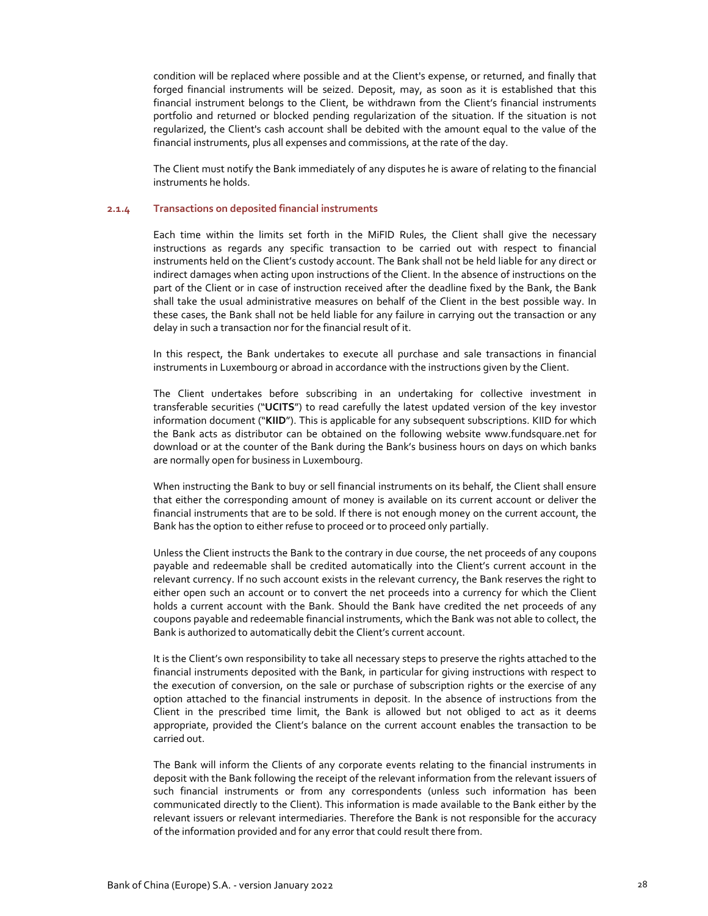condition will be replaced where possible and at the Client's expense, or returned, and finally that forged financial instruments will be seized. Deposit, may, as soon as it is established that this financial instrument belongs to the Client, be withdrawn from the Client's financial instruments portfolio and returned or blocked pending regularization of the situation. If the situation is not regularized, the Client's cash account shall be debited with the amount equal to the value of the financial instruments, plus all expenses and commissions, at the rate of the day.

The Client must notify the Bank immediately of any disputes he is aware of relating to the financial instruments he holds.

#### 2.1.4 Transactions on deposited financial instruments

Each time within the limits set forth in the MiFID Rules, the Client shall give the necessary instructions as regards any specific transaction to be carried out with respect to financial instruments held on the Client's custody account. The Bank shall not be held liable for any direct or indirect damages when acting upon instructions of the Client. In the absence of instructions on the part of the Client or in case of instruction received after the deadline fixed by the Bank, the Bank shall take the usual administrative measures on behalf of the Client in the best possible way. In these cases, the Bank shall not be held liable for any failure in carrying out the transaction or any delay in such a transaction nor for the financial result of it.

In this respect, the Bank undertakes to execute all purchase and sale transactions in financial instruments in Luxembourg or abroad in accordance with the instructions given by the Client.

The Client undertakes before subscribing in an undertaking for collective investment in transferable securities ("**UCITS**") to read carefully the latest updated version of the key investor information document ("**KIID**"). This is applicable for any subsequent subscriptions. KIID for which the Bank acts as distributor can be obtained on the following website www.fundsquare.net for download or at the counter of the Bank during the Bank's business hours on days on which banks are normally open for business in Luxembourg.

When instructing the Bank to buy or sell financial instruments on its behalf, the Client shall ensure that either the corresponding amount of money is available on its current account or deliver the financial instruments that are to be sold. If there is not enough money on the current account, the Bank has the option to either refuse to proceed or to proceed only partially.

Unless the Client instructs the Bank to the contrary in due course, the net proceeds of any coupons payable and redeemable shall be credited automatically into the Client's current account in the relevant currency. If no such account exists in the relevant currency, the Bank reserves the right to either open such an account or to convert the net proceeds into a currency for which the Client holds a current account with the Bank. Should the Bank have credited the net proceeds of any coupons payable and redeemable financial instruments, which the Bank was not able to collect, the Bank is authorized to automatically debit the Client's current account.

It is the Client's own responsibility to take all necessary steps to preserve the rights attached to the financial instruments deposited with the Bank, in particular for giving instructions with respect to the execution of conversion, on the sale or purchase of subscription rights or the exercise of any option attached to the financial instruments in deposit. In the absence of instructions from the Client in the prescribed time limit, the Bank is allowed but not obliged to act as it deems appropriate, provided the Client's balance on the current account enables the transaction to be carried out.

The Bank will inform the Clients of any corporate events relating to the financial instruments in deposit with the Bank following the receipt of the relevant information from the relevant issuers of such financial instruments or from any correspondents (unless such information has been communicated directly to the Client). This information is made available to the Bank either by the relevant issuers or relevant intermediaries. Therefore the Bank is not responsible for the accuracy of the information provided and for any error that could result there from.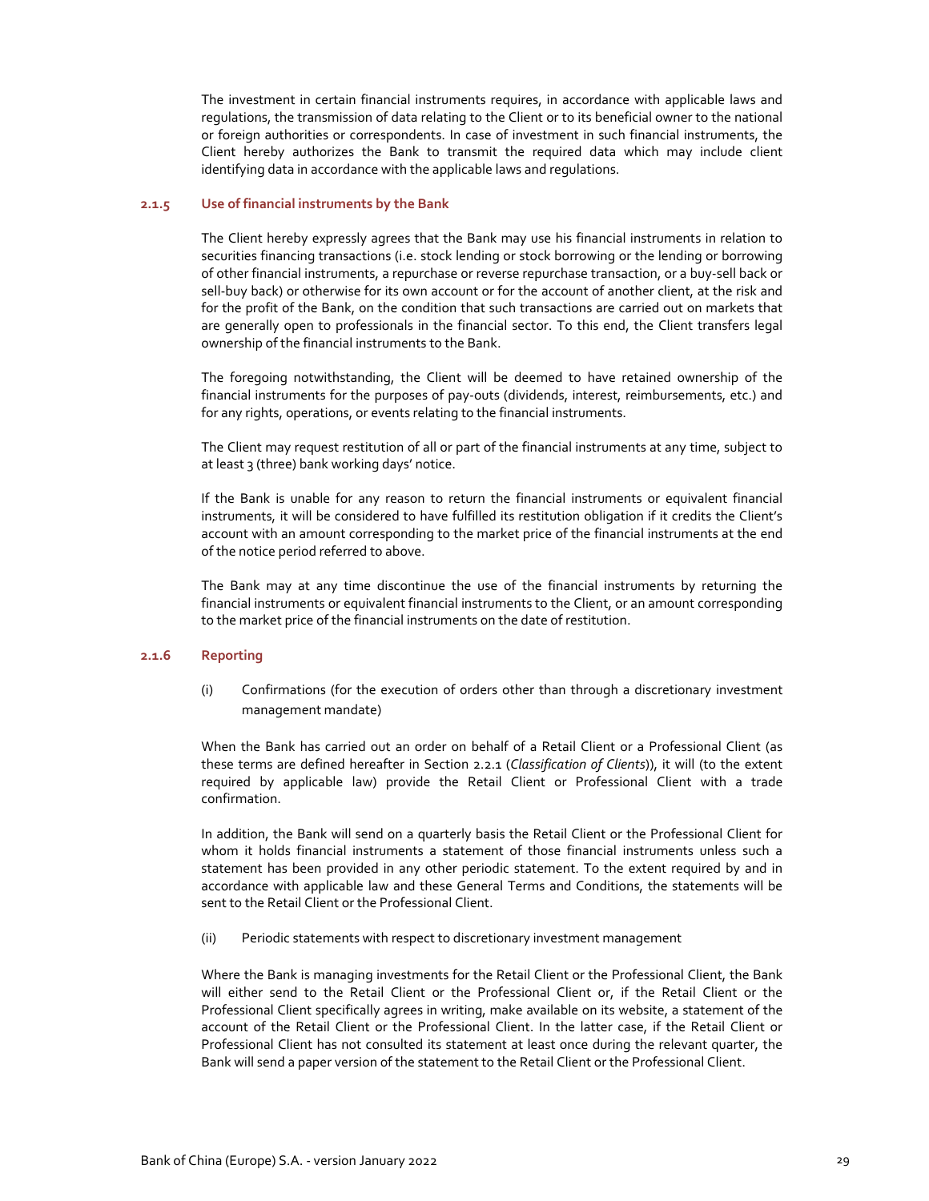The investment in certain financial instruments requires, in accordance with applicable laws and regulations, the transmission of data relating to the Client or to its beneficial owner to the national or foreign authorities or correspondents. In case of investment in such financial instruments, the Client hereby authorizes the Bank to transmit the required data which may include client identifying data in accordance with the applicable laws and regulations.

#### 2.1.5 Use of financial instruments by the Bank

The Client hereby expressly agrees that the Bank may use his financial instruments in relation to securities financing transactions (i.e. stock lending or stock borrowing or the lending or borrowing of other financial instruments, a repurchase or reverse repurchase transaction, or a buy-sell back or sell-buy back) or otherwise for its own account or for the account of another client, at the risk and for the profit of the Bank, on the condition that such transactions are carried out on markets that are generally open to professionals in the financial sector. To this end, the Client transfers legal ownership of the financial instruments to the Bank.

The foregoing notwithstanding, the Client will be deemed to have retained ownership of the financial instruments for the purposes of pay-outs (dividends, interest, reimbursements, etc.) and for any rights, operations, or events relating to the financial instruments.

The Client may request restitution of all or part of the financial instruments at any time, subject to at least 3 (three) bank working days' notice.

If the Bank is unable for any reason to return the financial instruments or equivalent financial instruments, it will be considered to have fulfilled its restitution obligation if it credits the Client's account with an amount corresponding to the market price of the financial instruments at the end of the notice period referred to above.

The Bank may at any time discontinue the use of the financial instruments by returning the financial instruments or equivalent financial instruments to the Client, or an amount corresponding to the market price of the financial instruments on the date of restitution.

#### 2.1.6 Reporting

(i) Confirmations (for the execution of orders other than through a discretionary investment management mandate)

When the Bank has carried out an order on behalf of a Retail Client or a Professional Client (as these terms are defined hereafter in Section 2.2.1 (*Classification of Clients*)), it will (to the extent required by applicable law) provide the Retail Client or Professional Client with a trade confirmation.

In addition, the Bank will send on a quarterly basis the Retail Client or the Professional Client for whom it holds financial instruments a statement of those financial instruments unless such a statement has been provided in any other periodic statement. To the extent required by and in accordance with applicable law and these General Terms and Conditions, the statements will be sent to the Retail Client or the Professional Client.

(ii) Periodic statements with respect to discretionary investment management

Where the Bank is managing investments for the Retail Client or the Professional Client, the Bank will either send to the Retail Client or the Professional Client or, if the Retail Client or the Professional Client specifically agrees in writing, make available on its website, a statement of the account of the Retail Client or the Professional Client. In the latter case, if the Retail Client or Professional Client has not consulted its statement at least once during the relevant quarter, the Bank will send a paper version of the statement to the Retail Client or the Professional Client.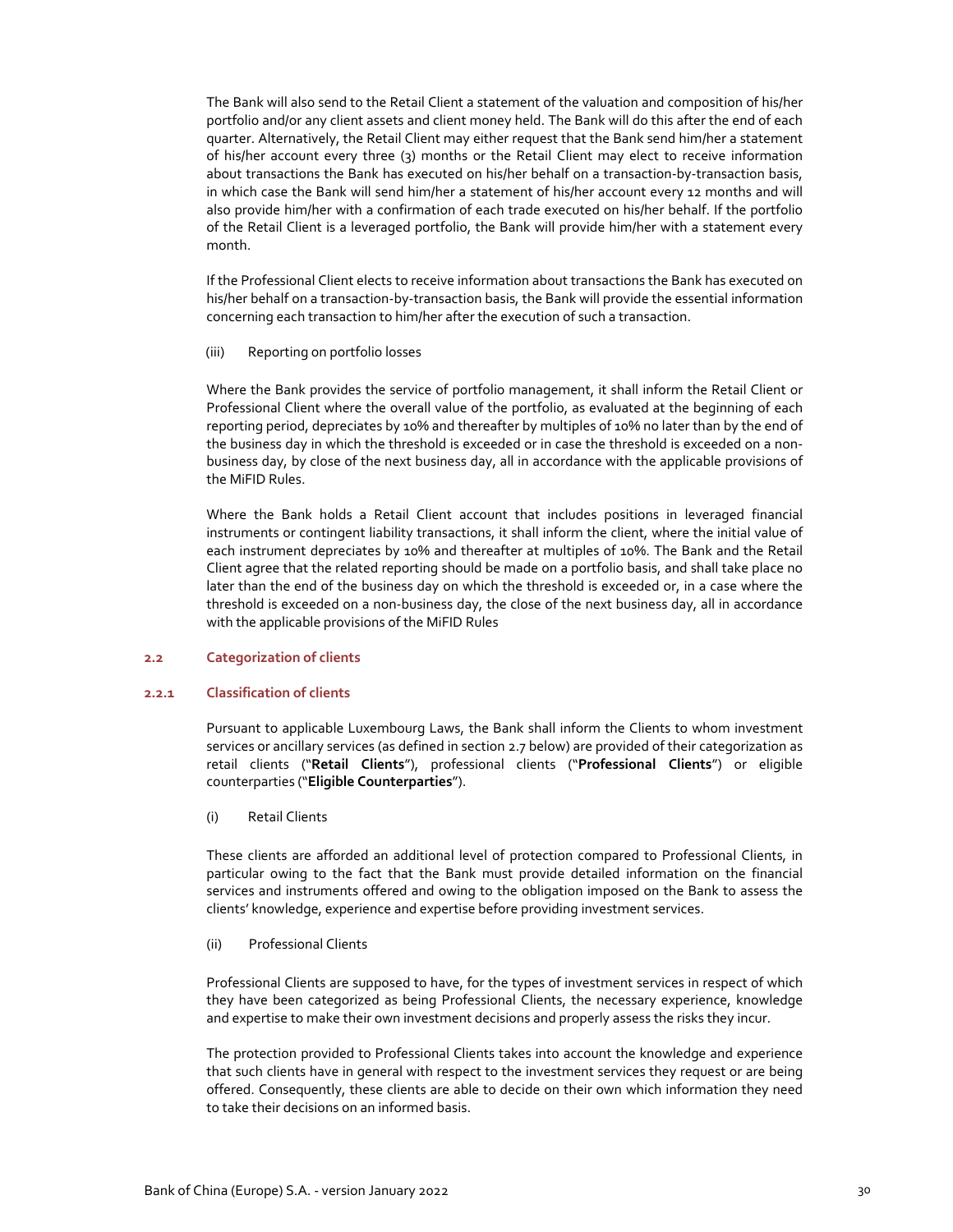The Bank will also send to the Retail Client a statement of the valuation and composition of his/her portfolio and/or any client assets and client money held. The Bank will do this after the end of each quarter. Alternatively, the Retail Client may either request that the Bank send him/her a statement of his/her account every three (3) months or the Retail Client may elect to receive information about transactions the Bank has executed on his/her behalf on a transaction-by-transaction basis, in which case the Bank will send him/her a statement of his/her account every 12 months and will also provide him/her with a confirmation of each trade executed on his/her behalf. If the portfolio of the Retail Client is a leveraged portfolio, the Bank will provide him/her with a statement every month.

If the Professional Client elects to receive information about transactions the Bank has executed on his/her behalf on a transaction-by-transaction basis, the Bank will provide the essential information concerning each transaction to him/her after the execution of such a transaction.

(iii) Reporting on portfolio losses

Where the Bank provides the service of portfolio management, it shall inform the Retail Client or Professional Client where the overall value of the portfolio, as evaluated at the beginning of each reporting period, depreciates by 10% and thereafter by multiples of 10% no later than by the end of the business day in which the threshold is exceeded or in case the threshold is exceeded on a non-business day, by close of the next business day, all in accordance with the applicable provisions of the MiFID Rules.

Where the Bank holds a Retail Client account that includes positions in leveraged financial instruments or contingent liability transactions, it shall inform the client, where the initial value of each instrument depreciates by 10% and thereafter at multiples of 10%. The Bank and the Retail Client agree that the related reporting should be made on a portfolio basis, and shall take place no later than the end of the business day on which the threshold is exceeded or, in a case where the threshold is exceeded on a non-business day, the close of the next business day, all in accordance with the applicable provisions of the MiFID Rules

### 2.2 Categorization of clients

#### 2.2.1 Classification of clients

Pursuant to applicable Luxembourg Laws, the Bank shall inform the Clients to whom investment services or ancillary services (as defined in section 2.7 below) are provided of their categorization as retail clients ("**Retail Clients**"), professional clients ("**Professional Clients**") or eligible counterparties ("**Eligible Counterparties**").

(i) Retail Clients

These clients are afforded an additional level of protection compared to Professional Clients, in particular owing to the fact that the Bank must provide detailed information on the financial services and instruments offered and owing to the obligation imposed on the Bank to assess the clients' knowledge, experience and expertise before providing investment services.

(ii) Professional Clients

Professional Clients are supposed to have, for the types of investment services in respect of which they have been categorized as being Professional Clients, the necessary experience, knowledge and expertise to make their own investment decisions and properly assess the risks they incur.

The protection provided to Professional Clients takes into account the knowledge and experience that such clients have in general with respect to the investment services they request or are being offered. Consequently, these clients are able to decide on their own which information they need to take their decisions on an informed basis.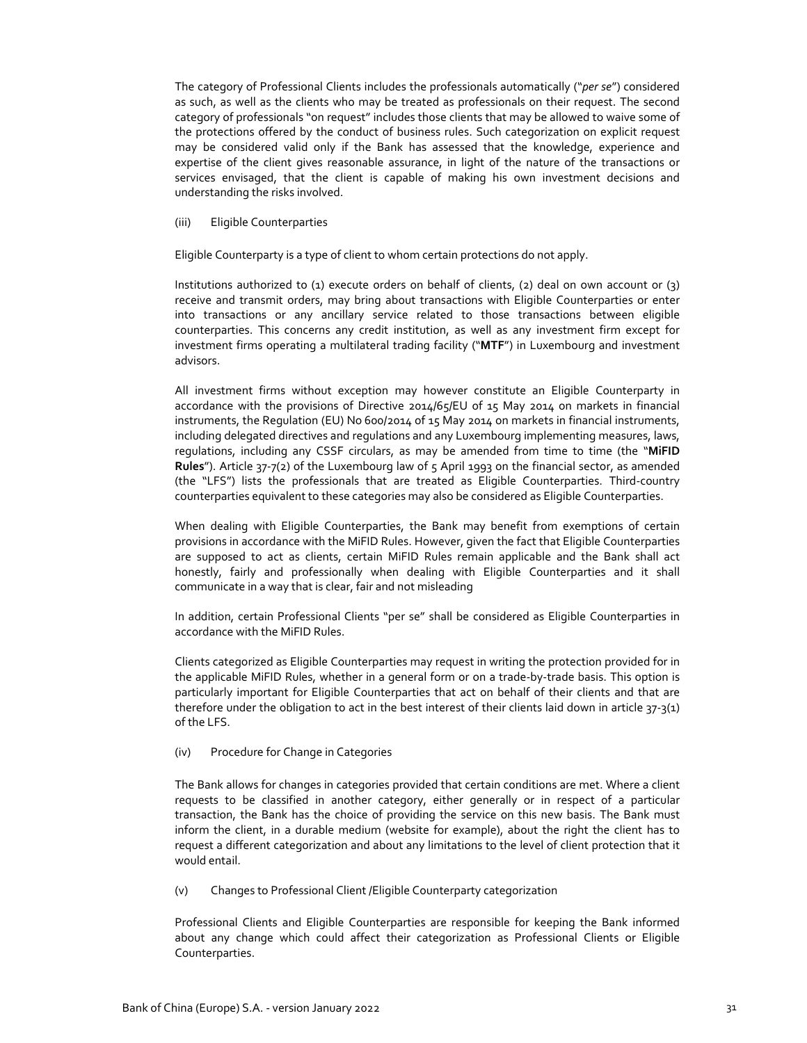The category of Professional Clients includes the professionals automatically ("*per se*") considered as such, as well as the clients who may be treated as professionals on their request. The second category of professionals "on request" includes those clients that may be allowed to waive some of the protections offered by the conduct of business rules. Such categorization on explicit request may be considered valid only if the Bank has assessed that the knowledge, experience and expertise of the client gives reasonable assurance, in light of the nature of the transactions or services envisaged, that the client is capable of making his own investment decisions and understanding the risks involved.

(iii) Eligible Counterparties

Eligible Counterparty is a type of client to whom certain protections do not apply.

Institutions authorized to (1) execute orders on behalf of clients, (2) deal on own account or (3) receive and transmit orders, may bring about transactions with Eligible Counterparties or enter into transactions or any ancillary service related to those transactions between eligible counterparties. This concerns any credit institution, as well as any investment firm except for investment firms operating a multilateral trading facility ("**MTF**") in Luxembourg and investment advisors.

All investment firms without exception may however constitute an Eligible Counterparty in accordance with the provisions of Directive 2014/65/EU of 15 May 2014 on markets in financial instruments, the Regulation (EU) No 600/2014 of 15 May 2014 on markets in financial instruments, including delegated directives and regulations and any Luxembourg implementing measures, laws, regulations, including any CSSF circulars, as may be amended from time to time (the "**MiFID Rules**"). Article 37-7(2) of the Luxembourg law of 5 April 1993 on the financial sector, as amended (the "LFS") lists the professionals that are treated as Eligible Counterparties. Third-country counterparties equivalent to these categories may also be considered as Eligible Counterparties.

When dealing with Eligible Counterparties, the Bank may benefit from exemptions of certain provisions in accordance with the MiFID Rules. However, given the fact that Eligible Counterparties are supposed to act as clients, certain MiFID Rules remain applicable and the Bank shall act honestly, fairly and professionally when dealing with Eligible Counterparties and it shall communicate in a way that is clear, fair and not misleading

In addition, certain Professional Clients "per se" shall be considered as Eligible Counterparties in accordance with the MiFID Rules.

Clients categorized as Eligible Counterparties may request in writing the protection provided for in the applicable MiFID Rules, whether in a general form or on a trade-by-trade basis. This option is particularly important for Eligible Counterparties that act on behalf of their clients and that are therefore under the obligation to act in the best interest of their clients laid down in article 37-3(1) of the LFS.

(iv) Procedure for Change in Categories

The Bank allows for changes in categories provided that certain conditions are met. Where a client requests to be classified in another category, either generally or in respect of a particular transaction, the Bank has the choice of providing the service on this new basis. The Bank must inform the client, in a durable medium (website for example), about the right the client has to request a different categorization and about any limitations to the level of client protection that it would entail.

(v) Changes to Professional Client /Eligible Counterparty categorization

Professional Clients and Eligible Counterparties are responsible for keeping the Bank informed about any change which could affect their categorization as Professional Clients or Eligible Counterparties.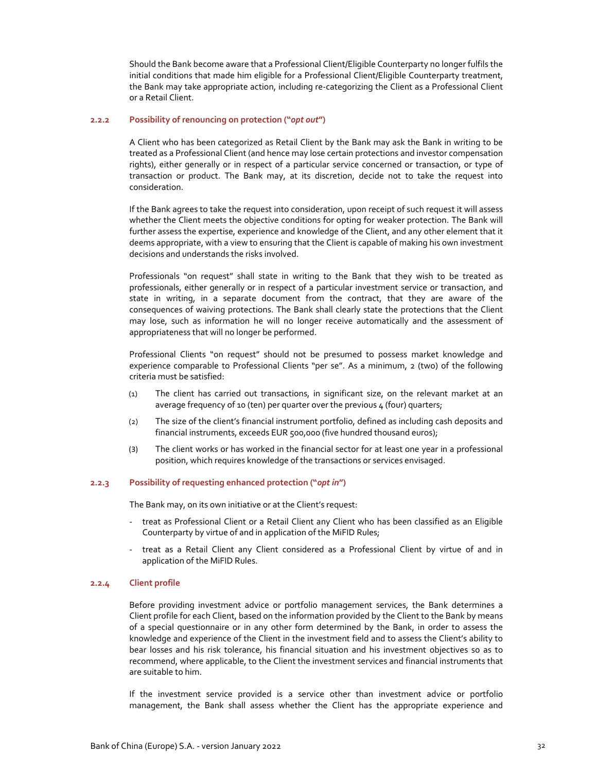Should the Bank become aware that a Professional Client/Eligible Counterparty no longer fulfils the initial conditions that made him eligible for a Professional Client/Eligible Counterparty treatment, the Bank may take appropriate action, including re-categorizing the Client as a Professional Client or a Retail Client.

#### 2.2.2 Possibility of renouncing on protection ("*opt out*")

A Client who has been categorized as Retail Client by the Bank may ask the Bank in writing to be treated as a Professional Client (and hence may lose certain protections and investor compensation rights), either generally or in respect of a particular service concerned or transaction, or type of transaction or product. The Bank may, at its discretion, decide not to take the request into consideration.

If the Bank agrees to take the request into consideration, upon receipt of such request it will assess whether the Client meets the objective conditions for opting for weaker protection. The Bank will further assess the expertise, experience and knowledge of the Client, and any other element that it deems appropriate, with a view to ensuring that the Client is capable of making his own investment decisions and understands the risks involved.

Professionals "on request" shall state in writing to the Bank that they wish to be treated as professionals, either generally or in respect of a particular investment service or transaction, and state in writing, in a separate document from the contract, that they are aware of the consequences of waiving protections. The Bank shall clearly state the protections that the Client may lose, such as information he will no longer receive automatically and the assessment of appropriateness that will no longer be performed.

Professional Clients "on request" should not be presumed to possess market knowledge and experience comparable to Professional Clients "per se". As a minimum, 2 (two) of the following criteria must be satisfied:

(1) The client has carried out transactions, in significant size, on the relevant market at an average frequency of 10 (ten) per quarter over the previous 4 (four) quarters;

(2) The size of the client's financial instrument portfolio, defined as including cash deposits and financial instruments, exceeds EUR 500,000 (five hundred thousand euros);

(3) The client works or has worked in the financial sector for at least one year in a professional position, which requires knowledge of the transactions or services envisaged.

#### 2.2.3 Possibility of requesting enhanced protection ("*opt in*")

The Bank may, on its own initiative or at the Client's request:

- treat as Professional Client or a Retail Client any Client who has been classified as an Eligible Counterparty by virtue of and in application of the MiFID Rules;
- treat as a Retail Client any Client considered as a Professional Client by virtue of and in application of the MiFID Rules.

#### 2.2.4 Client profile

Before providing investment advice or portfolio management services, the Bank determines a Client profile for each Client, based on the information provided by the Client to the Bank by means of a special questionnaire or in any other form determined by the Bank, in order to assess the knowledge and experience of the Client in the investment field and to assess the Client's ability to bear losses and his risk tolerance, his financial situation and his investment objectives so as to recommend, where applicable, to the Client the investment services and financial instruments that are suitable to him.

If the investment service provided is a service other than investment advice or portfolio management, the Bank shall assess whether the Client has the appropriate experience and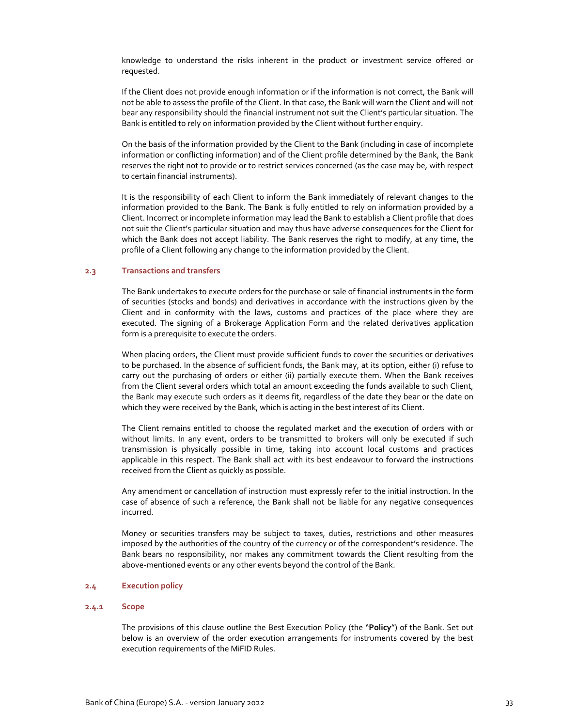knowledge to understand the risks inherent in the product or investment service offered or requested.

If the Client does not provide enough information or if the information is not correct, the Bank will not be able to assess the profile of the Client. In that case, the Bank will warn the Client and will not bear any responsibility should the financial instrument not suit the Client's particular situation. The Bank is entitled to rely on information provided by the Client without further enquiry.

On the basis of the information provided by the Client to the Bank (including in case of incomplete information or conflicting information) and of the Client profile determined by the Bank, the Bank reserves the right not to provide or to restrict services concerned (as the case may be, with respect to certain financial instruments).

It is the responsibility of each Client to inform the Bank immediately of relevant changes to the information provided to the Bank. The Bank is fully entitled to rely on information provided by a Client. Incorrect or incomplete information may lead the Bank to establish a Client profile that does not suit the Client's particular situation and may thus have adverse consequences for the Client for which the Bank does not accept liability. The Bank reserves the right to modify, at any time, the profile of a Client following any change to the information provided by the Client.

### 2.3 Transactions and transfers

The Bank undertakes to execute orders for the purchase or sale of financial instruments in the form of securities (stocks and bonds) and derivatives in accordance with the instructions given by the Client and in conformity with the laws, customs and practices of the place where they are executed. The signing of a Brokerage Application Form and the related derivatives application form is a prerequisite to execute the orders.

When placing orders, the Client must provide sufficient funds to cover the securities or derivatives to be purchased. In the absence of sufficient funds, the Bank may, at its option, either (i) refuse to carry out the purchasing of orders or either (ii) partially execute them. When the Bank receives from the Client several orders which total an amount exceeding the funds available to such Client, the Bank may execute such orders as it deems fit, regardless of the date they bear or the date on which they were received by the Bank, which is acting in the best interest of its Client.

The Client remains entitled to choose the regulated market and the execution of orders with or without limits. In any event, orders to be transmitted to brokers will only be executed if such transmission is physically possible in time, taking into account local customs and practices applicable in this respect. The Bank shall act with its best endeavour to forward the instructions received from the Client as quickly as possible.

Any amendment or cancellation of instruction must expressly refer to the initial instruction. In the case of absence of such a reference, the Bank shall not be liable for any negative consequences incurred.

Money or securities transfers may be subject to taxes, duties, restrictions and other measures imposed by the authorities of the country of the currency or of the correspondent's residence. The Bank bears no responsibility, nor makes any commitment towards the Client resulting from the above-mentioned events or any other events beyond the control of the Bank.

### 2.4 Execution policy

#### 2.4.1 Scope

The provisions of this clause outline the Best Execution Policy (the "**Policy**") of the Bank. Set out below is an overview of the order execution arrangements for instruments covered by the best execution requirements of the MiFID Rules.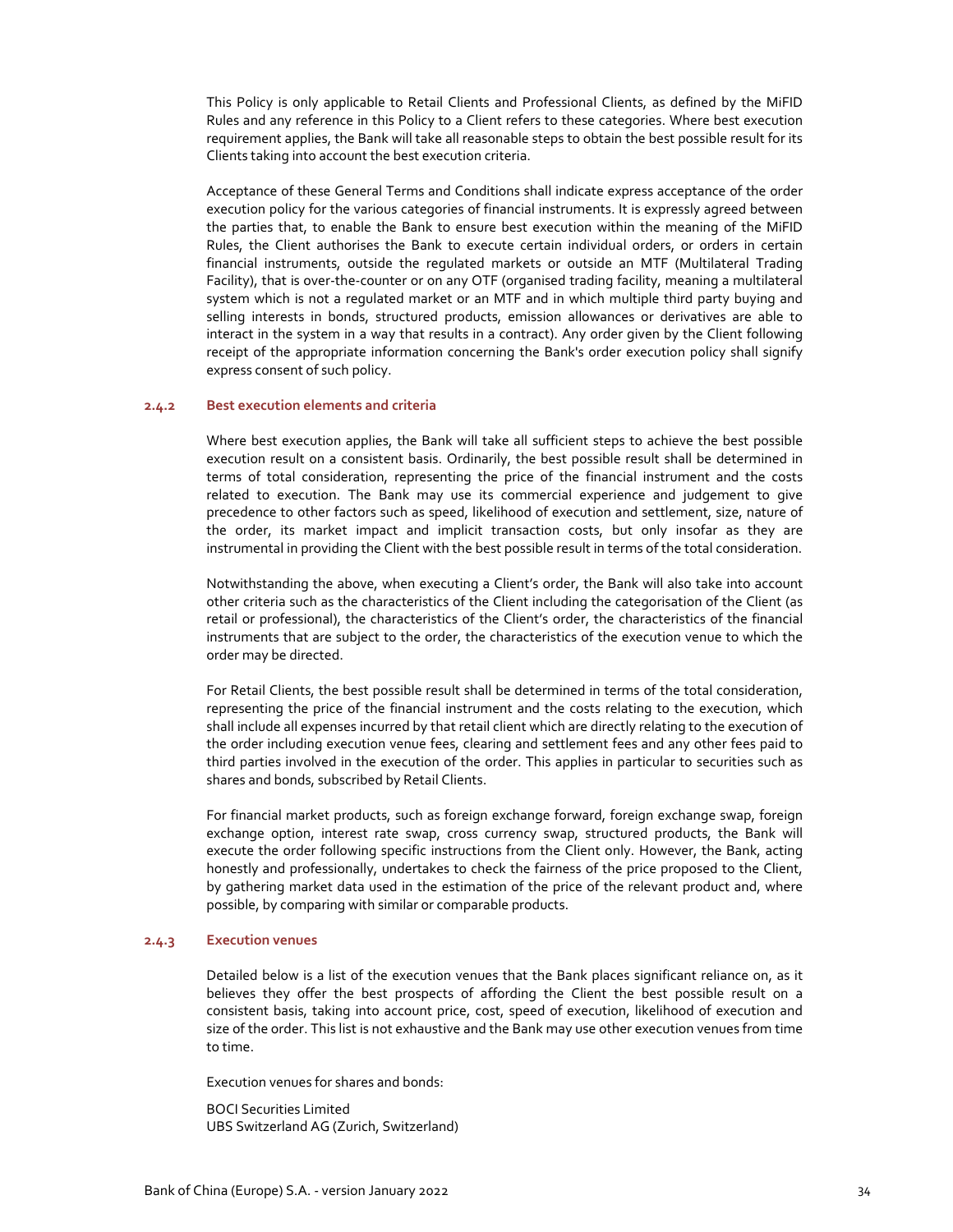This Policy is only applicable to Retail Clients and Professional Clients, as defined by the MiFID Rules and any reference in this Policy to a Client refers to these categories. Where best execution requirement applies, the Bank will take all reasonable steps to obtain the best possible result for its Clients taking into account the best execution criteria.

Acceptance of these General Terms and Conditions shall indicate express acceptance of the order execution policy for the various categories of financial instruments. It is expressly agreed between the parties that, to enable the Bank to ensure best execution within the meaning of the MiFID Rules, the Client authorises the Bank to execute certain individual orders, or orders in certain financial instruments, outside the regulated markets or outside an MTF (Multilateral Trading Facility), that is over-the-counter or on any OTF (organised trading facility, meaning a multilateral system which is not a regulated market or an MTF and in which multiple third party buying and selling interests in bonds, structured products, emission allowances or derivatives are able to interact in the system in a way that results in a contract). Any order given by the Client following receipt of the appropriate information concerning the Bank's order execution policy shall signify express consent of such policy.

### 2.4.2 Best execution elements and criteria

Where best execution applies, the Bank will take all sufficient steps to achieve the best possible execution result on a consistent basis. Ordinarily, the best possible result shall be determined in terms of total consideration, representing the price of the financial instrument and the costs related to execution. The Bank may use its commercial experience and judgement to give precedence to other factors such as speed, likelihood of execution and settlement, size, nature of the order, its market impact and implicit transaction costs, but only insofar as they are instrumental in providing the Client with the best possible result in terms of the total consideration.

Notwithstanding the above, when executing a Client's order, the Bank will also take into account other criteria such as the characteristics of the Client including the categorisation of the Client (as retail or professional), the characteristics of the Client's order, the characteristics of the financial instruments that are subject to the order, the characteristics of the execution venue to which the order may be directed.

For Retail Clients, the best possible result shall be determined in terms of the total consideration, representing the price of the financial instrument and the costs relating to the execution, which shall include all expenses incurred by that retail client which are directly relating to the execution of the order including execution venue fees, clearing and settlement fees and any other fees paid to third parties involved in the execution of the order. This applies in particular to securities such as shares and bonds, subscribed by Retail Clients.

For financial market products, such as foreign exchange forward, foreign exchange swap, foreign exchange option, interest rate swap, cross currency swap, structured products, the Bank will execute the order following specific instructions from the Client only. However, the Bank, acting honestly and professionally, undertakes to check the fairness of the price proposed to the Client, by gathering market data used in the estimation of the price of the relevant product and, where possible, by comparing with similar or comparable products.

### 2.4.3 Execution venues

Detailed below is a list of the execution venues that the Bank places significant reliance on, as it believes they offer the best prospects of affording the Client the best possible result on a consistent basis, taking into account price, cost, speed of execution, likelihood of execution and size of the order. This list is not exhaustive and the Bank may use other execution venues from time to time.

Execution venues for shares and bonds:

BOCI Securities Limited
UBS Switzerland AG (Zurich, Switzerland)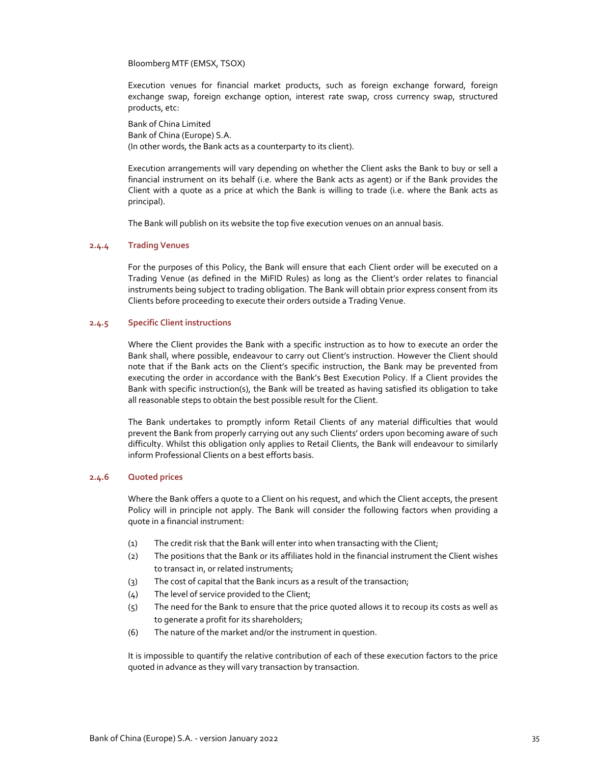Bloomberg MTF (EMSX, TSOX)

Execution venues for financial market products, such as foreign exchange forward, foreign exchange swap, foreign exchange option, interest rate swap, cross currency swap, structured products, etc:

Bank of China Limited
Bank of China (Europe) S.A.
(In other words, the Bank acts as a counterparty to its client).

Execution arrangements will vary depending on whether the Client asks the Bank to buy or sell a financial instrument on its behalf (i.e. where the Bank acts as agent) or if the Bank provides the Client with a quote as a price at which the Bank is willing to trade (i.e. where the Bank acts as principal).

The Bank will publish on its website the top five execution venues on an annual basis.

#### 2.4.4 Trading Venues

For the purposes of this Policy, the Bank will ensure that each Client order will be executed on a Trading Venue (as defined in the MiFID Rules) as long as the Client's order relates to financial instruments being subject to trading obligation. The Bank will obtain prior express consent from its Clients before proceeding to execute their orders outside a Trading Venue.

#### 2.4.5 Specific Client instructions

Where the Client provides the Bank with a specific instruction as to how to execute an order the Bank shall, where possible, endeavour to carry out Client's instruction. However the Client should note that if the Bank acts on the Client's specific instruction, the Bank may be prevented from executing the order in accordance with the Bank's Best Execution Policy. If a Client provides the Bank with specific instruction(s), the Bank will be treated as having satisfied its obligation to take all reasonable steps to obtain the best possible result for the Client.

The Bank undertakes to promptly inform Retail Clients of any material difficulties that would prevent the Bank from properly carrying out any such Clients' orders upon becoming aware of such difficulty. Whilst this obligation only applies to Retail Clients, the Bank will endeavour to similarly inform Professional Clients on a best efforts basis.

#### 2.4.6 Quoted prices

Where the Bank offers a quote to a Client on his request, and which the Client accepts, the present Policy will in principle not apply. The Bank will consider the following factors when providing a quote in a financial instrument:

(1) The credit risk that the Bank will enter into when transacting with the Client;
(2) The positions that the Bank or its affiliates hold in the financial instrument the Client wishes to transact in, or related instruments;
(3) The cost of capital that the Bank incurs as a result of the transaction;
(4) The level of service provided to the Client;
(5) The need for the Bank to ensure that the price quoted allows it to recoup its costs as well as to generate a profit for its shareholders;
(6) The nature of the market and/or the instrument in question.

It is impossible to quantify the relative contribution of each of these execution factors to the price quoted in advance as they will vary transaction by transaction.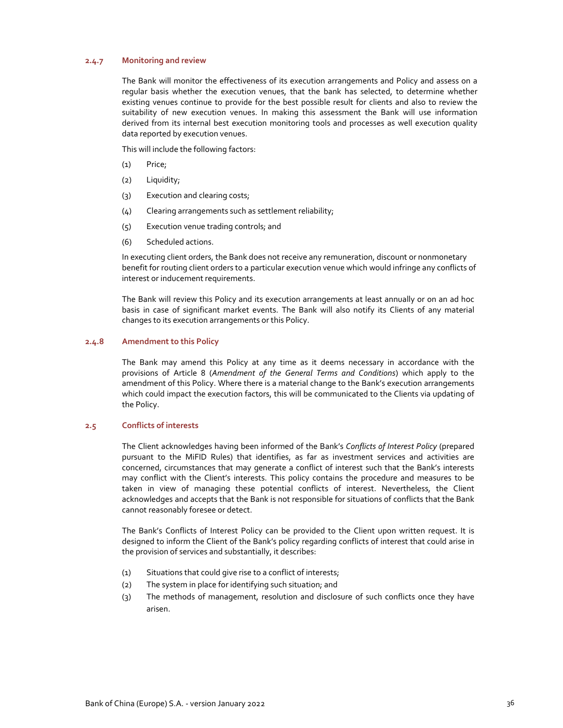#### 2.4.7 Monitoring and review

The Bank will monitor the effectiveness of its execution arrangements and Policy and assess on a regular basis whether the execution venues, that the bank has selected, to determine whether existing venues continue to provide for the best possible result for clients and also to review the suitability of new execution venues. In making this assessment the Bank will use information derived from its internal best execution monitoring tools and processes as well execution quality data reported by execution venues.

This will include the following factors:

(1) Price;

(2) Liquidity;

(3) Execution and clearing costs;

(4) Clearing arrangements such as settlement reliability;

(5) Execution venue trading controls; and

(6) Scheduled actions.

In executing client orders, the Bank does not receive any remuneration, discount or nonmonetary benefit for routing client orders to a particular execution venue which would infringe any conflicts of interest or inducement requirements.

The Bank will review this Policy and its execution arrangements at least annually or on an ad hoc basis in case of significant market events. The Bank will also notify its Clients of any material changes to its execution arrangements or this Policy.

#### 2.4.8 Amendment to this Policy

The Bank may amend this Policy at any time as it deems necessary in accordance with the provisions of Article 8 (*Amendment of the General Terms and Conditions*) which apply to the amendment of this Policy. Where there is a material change to the Bank's execution arrangements which could impact the execution factors, this will be communicated to the Clients via updating of the Policy.

### 2.5 Conflicts of interests

The Client acknowledges having been informed of the Bank's *Conflicts of Interest Policy* (prepared pursuant to the MiFID Rules) that identifies, as far as investment services and activities are concerned, circumstances that may generate a conflict of interest such that the Bank's interests may conflict with the Client's interests. This policy contains the procedure and measures to be taken in view of managing these potential conflicts of interest. Nevertheless, the Client acknowledges and accepts that the Bank is not responsible for situations of conflicts that the Bank cannot reasonably foresee or detect.

The Bank's Conflicts of Interest Policy can be provided to the Client upon written request. It is designed to inform the Client of the Bank's policy regarding conflicts of interest that could arise in the provision of services and substantially, it describes:

(1) Situations that could give rise to a conflict of interests;

(2) The system in place for identifying such situation; and

(3) The methods of management, resolution and disclosure of such conflicts once they have arisen.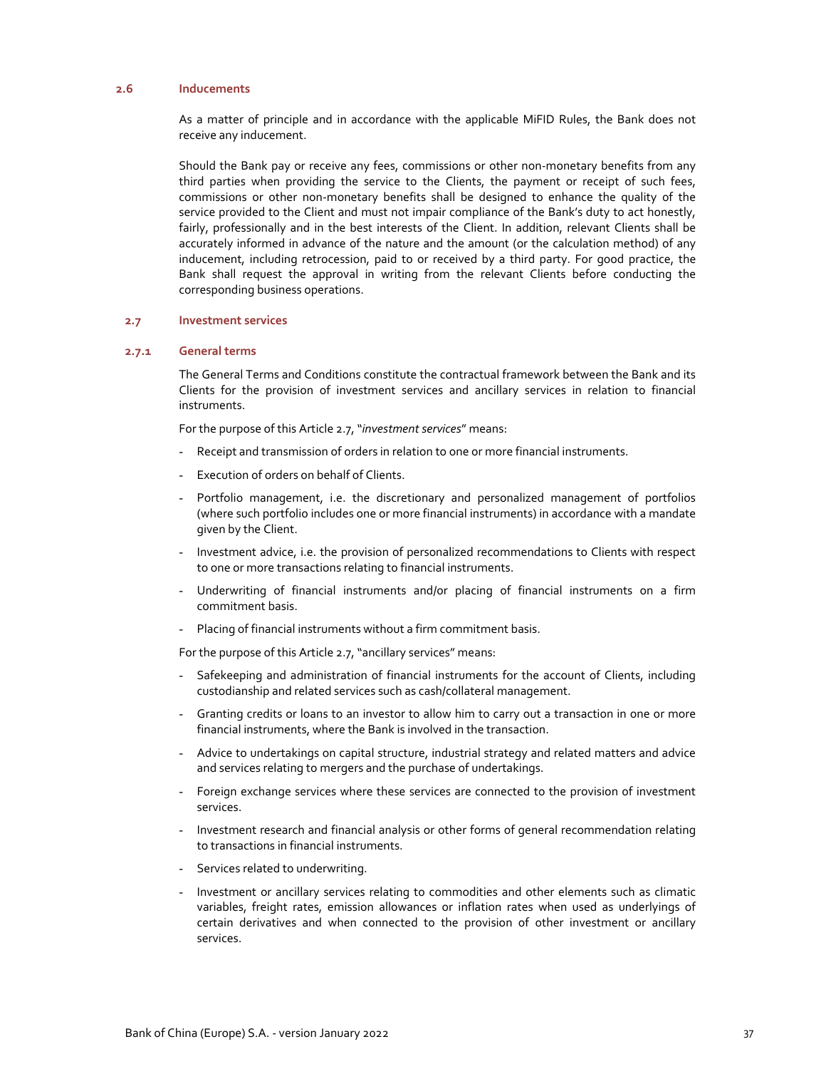### 2.6 Inducements

As a matter of principle and in accordance with the applicable MiFID Rules, the Bank does not receive any inducement.

Should the Bank pay or receive any fees, commissions or other non-monetary benefits from any third parties when providing the service to the Clients, the payment or receipt of such fees, commissions or other non-monetary benefits shall be designed to enhance the quality of the service provided to the Client and must not impair compliance of the Bank's duty to act honestly, fairly, professionally and in the best interests of the Client. In addition, relevant Clients shall be accurately informed in advance of the nature and the amount (or the calculation method) of any inducement, including retrocession, paid to or received by a third party. For good practice, the Bank shall request the approval in writing from the relevant Clients before conducting the corresponding business operations.

### 2.7 Investment services

#### 2.7.1 General terms

The General Terms and Conditions constitute the contractual framework between the Bank and its Clients for the provision of investment services and ancillary services in relation to financial instruments.

For the purpose of this Article 2.7, "*investment services*" means:

- Receipt and transmission of orders in relation to one or more financial instruments.
- Execution of orders on behalf of Clients.
- Portfolio management, i.e. the discretionary and personalized management of portfolios (where such portfolio includes one or more financial instruments) in accordance with a mandate given by the Client.
- Investment advice, i.e. the provision of personalized recommendations to Clients with respect to one or more transactions relating to financial instruments.
- Underwriting of financial instruments and/or placing of financial instruments on a firm commitment basis.
- Placing of financial instruments without a firm commitment basis.

For the purpose of this Article 2.7, "ancillary services" means:

- Safekeeping and administration of financial instruments for the account of Clients, including custodianship and related services such as cash/collateral management.
- Granting credits or loans to an investor to allow him to carry out a transaction in one or more financial instruments, where the Bank is involved in the transaction.
- Advice to undertakings on capital structure, industrial strategy and related matters and advice and services relating to mergers and the purchase of undertakings.
- Foreign exchange services where these services are connected to the provision of investment services.
- Investment research and financial analysis or other forms of general recommendation relating to transactions in financial instruments.
- Services related to underwriting.
- Investment or ancillary services relating to commodities and other elements such as climatic variables, freight rates, emission allowances or inflation rates when used as underlyings of certain derivatives and when connected to the provision of other investment or ancillary services.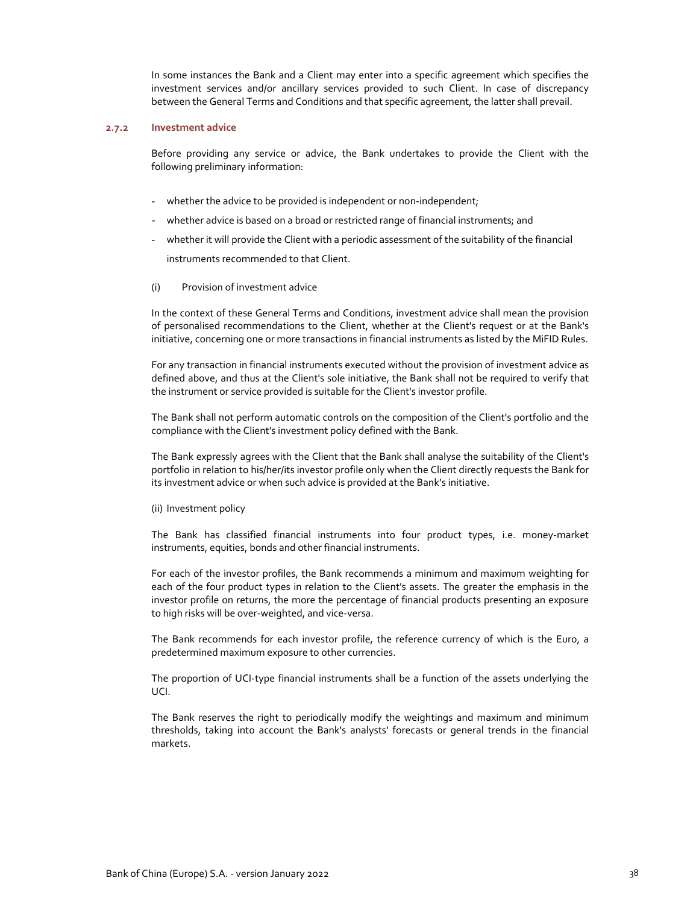In some instances the Bank and a Client may enter into a specific agreement which specifies the investment services and/or ancillary services provided to such Client. In case of discrepancy between the General Terms and Conditions and that specific agreement, the latter shall prevail.

### 2.7.2 Investment advice

Before providing any service or advice, the Bank undertakes to provide the Client with the following preliminary information:

- whether the advice to be provided is independent or non-independent;
- whether advice is based on a broad or restricted range of financial instruments; and
- whether it will provide the Client with a periodic assessment of the suitability of the financial instruments recommended to that Client.

(i) Provision of investment advice

In the context of these General Terms and Conditions, investment advice shall mean the provision of personalised recommendations to the Client, whether at the Client's request or at the Bank's initiative, concerning one or more transactions in financial instruments as listed by the MiFID Rules.

For any transaction in financial instruments executed without the provision of investment advice as defined above, and thus at the Client's sole initiative, the Bank shall not be required to verify that the instrument or service provided is suitable for the Client's investor profile.

The Bank shall not perform automatic controls on the composition of the Client's portfolio and the compliance with the Client's investment policy defined with the Bank.

The Bank expressly agrees with the Client that the Bank shall analyse the suitability of the Client's portfolio in relation to his/her/its investor profile only when the Client directly requests the Bank for its investment advice or when such advice is provided at the Bank's initiative.

(ii) Investment policy

The Bank has classified financial instruments into four product types, i.e. money-market instruments, equities, bonds and other financial instruments.

For each of the investor profiles, the Bank recommends a minimum and maximum weighting for each of the four product types in relation to the Client's assets. The greater the emphasis in the investor profile on returns, the more the percentage of financial products presenting an exposure to high risks will be over-weighted, and vice-versa.

The Bank recommends for each investor profile, the reference currency of which is the Euro, a predetermined maximum exposure to other currencies.

The proportion of UCI-type financial instruments shall be a function of the assets underlying the UCI.

The Bank reserves the right to periodically modify the weightings and maximum and minimum thresholds, taking into account the Bank's analysts' forecasts or general trends in the financial markets.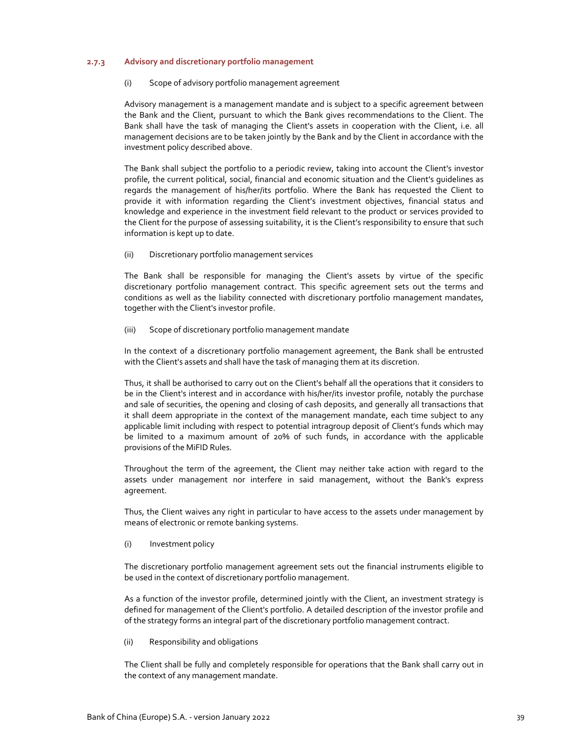### 2.7.3 Advisory and discretionary portfolio management

(i) Scope of advisory portfolio management agreement

Advisory management is a management mandate and is subject to a specific agreement between the Bank and the Client, pursuant to which the Bank gives recommendations to the Client. The Bank shall have the task of managing the Client's assets in cooperation with the Client, i.e. all management decisions are to be taken jointly by the Bank and by the Client in accordance with the investment policy described above.

The Bank shall subject the portfolio to a periodic review, taking into account the Client's investor profile, the current political, social, financial and economic situation and the Client's guidelines as regards the management of his/her/its portfolio. Where the Bank has requested the Client to provide it with information regarding the Client's investment objectives, financial status and knowledge and experience in the investment field relevant to the product or services provided to the Client for the purpose of assessing suitability, it is the Client's responsibility to ensure that such information is kept up to date.

(ii) Discretionary portfolio management services

The Bank shall be responsible for managing the Client's assets by virtue of the specific discretionary portfolio management contract. This specific agreement sets out the terms and conditions as well as the liability connected with discretionary portfolio management mandates, together with the Client's investor profile.

(iii) Scope of discretionary portfolio management mandate

In the context of a discretionary portfolio management agreement, the Bank shall be entrusted with the Client's assets and shall have the task of managing them at its discretion.

Thus, it shall be authorised to carry out on the Client's behalf all the operations that it considers to be in the Client's interest and in accordance with his/her/its investor profile, notably the purchase and sale of securities, the opening and closing of cash deposits, and generally all transactions that it shall deem appropriate in the context of the management mandate, each time subject to any applicable limit including with respect to potential intragroup deposit of Client's funds which may be limited to a maximum amount of 20% of such funds, in accordance with the applicable provisions of the MiFID Rules.

Throughout the term of the agreement, the Client may neither take action with regard to the assets under management nor interfere in said management, without the Bank's express agreement.

Thus, the Client waives any right in particular to have access to the assets under management by means of electronic or remote banking systems.

(i) Investment policy

The discretionary portfolio management agreement sets out the financial instruments eligible to be used in the context of discretionary portfolio management.

As a function of the investor profile, determined jointly with the Client, an investment strategy is defined for management of the Client's portfolio. A detailed description of the investor profile and of the strategy forms an integral part of the discretionary portfolio management contract.

(ii) Responsibility and obligations

The Client shall be fully and completely responsible for operations that the Bank shall carry out in the context of any management mandate.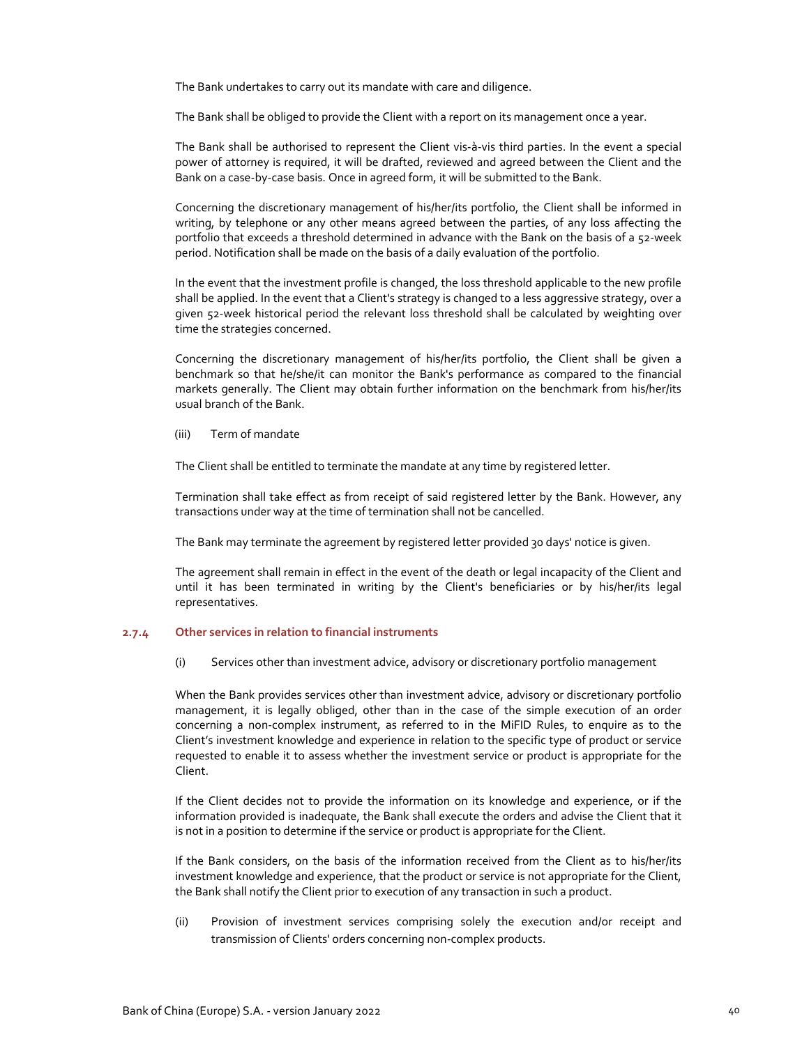The Bank undertakes to carry out its mandate with care and diligence.

The Bank shall be obliged to provide the Client with a report on its management once a year.

The Bank shall be authorised to represent the Client vis-à-vis third parties. In the event a special power of attorney is required, it will be drafted, reviewed and agreed between the Client and the Bank on a case-by-case basis. Once in agreed form, it will be submitted to the Bank.

Concerning the discretionary management of his/her/its portfolio, the Client shall be informed in writing, by telephone or any other means agreed between the parties, of any loss affecting the portfolio that exceeds a threshold determined in advance with the Bank on the basis of a 52-week period. Notification shall be made on the basis of a daily evaluation of the portfolio.

In the event that the investment profile is changed, the loss threshold applicable to the new profile shall be applied. In the event that a Client's strategy is changed to a less aggressive strategy, over a given 52-week historical period the relevant loss threshold shall be calculated by weighting over time the strategies concerned.

Concerning the discretionary management of his/her/its portfolio, the Client shall be given a benchmark so that he/she/it can monitor the Bank's performance as compared to the financial markets generally. The Client may obtain further information on the benchmark from his/her/its usual branch of the Bank.

(iii) Term of mandate

The Client shall be entitled to terminate the mandate at any time by registered letter.

Termination shall take effect as from receipt of said registered letter by the Bank. However, any transactions under way at the time of termination shall not be cancelled.

The Bank may terminate the agreement by registered letter provided 30 days' notice is given.

The agreement shall remain in effect in the event of the death or legal incapacity of the Client and until it has been terminated in writing by the Client's beneficiaries or by his/her/its legal representatives.

### 2.7.4 Other services in relation to financial instruments

(i) Services other than investment advice, advisory or discretionary portfolio management

When the Bank provides services other than investment advice, advisory or discretionary portfolio management, it is legally obliged, other than in the case of the simple execution of an order concerning a non-complex instrument, as referred to in the MiFID Rules, to enquire as to the Client's investment knowledge and experience in relation to the specific type of product or service requested to enable it to assess whether the investment service or product is appropriate for the Client.

If the Client decides not to provide the information on its knowledge and experience, or if the information provided is inadequate, the Bank shall execute the orders and advise the Client that it is not in a position to determine if the service or product is appropriate for the Client.

If the Bank considers, on the basis of the information received from the Client as to his/her/its investment knowledge and experience, that the product or service is not appropriate for the Client, the Bank shall notify the Client prior to execution of any transaction in such a product.

(ii) Provision of investment services comprising solely the execution and/or receipt and transmission of Clients' orders concerning non-complex products.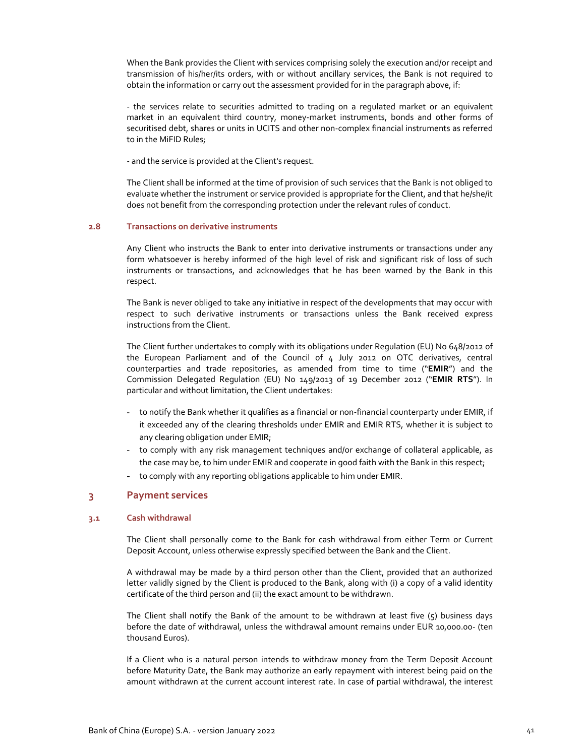When the Bank provides the Client with services comprising solely the execution and/or receipt and transmission of his/her/its orders, with or without ancillary services, the Bank is not required to obtain the information or carry out the assessment provided for in the paragraph above, if:

- the services relate to securities admitted to trading on a regulated market or an equivalent market in an equivalent third country, money-market instruments, bonds and other forms of securitised debt, shares or units in UCITS and other non-complex financial instruments as referred to in the MiFID Rules;

- and the service is provided at the Client's request.

The Client shall be informed at the time of provision of such services that the Bank is not obliged to evaluate whether the instrument or service provided is appropriate for the Client, and that he/she/it does not benefit from the corresponding protection under the relevant rules of conduct.

### 2.8 Transactions on derivative instruments

Any Client who instructs the Bank to enter into derivative instruments or transactions under any form whatsoever is hereby informed of the high level of risk and significant risk of loss of such instruments or transactions, and acknowledges that he has been warned by the Bank in this respect.

The Bank is never obliged to take any initiative in respect of the developments that may occur with respect to such derivative instruments or transactions unless the Bank received express instructions from the Client.

The Client further undertakes to comply with its obligations under Regulation (EU) No 648/2012 of the European Parliament and of the Council of 4 July 2012 on OTC derivatives, central counterparties and trade repositories, as amended from time to time ("**EMIR**") and the Commission Delegated Regulation (EU) No 149/2013 of 19 December 2012 ("**EMIR RTS**"). In particular and without limitation, the Client undertakes:

- to notify the Bank whether it qualifies as a financial or non-financial counterparty under EMIR, if it exceeded any of the clearing thresholds under EMIR and EMIR RTS, whether it is subject to any clearing obligation under EMIR;
- to comply with any risk management techniques and/or exchange of collateral applicable, as the case may be, to him under EMIR and cooperate in good faith with the Bank in this respect;
- to comply with any reporting obligations applicable to him under EMIR.

## 3 Payment services

### 3.1 Cash withdrawal

The Client shall personally come to the Bank for cash withdrawal from either Term or Current Deposit Account, unless otherwise expressly specified between the Bank and the Client.

A withdrawal may be made by a third person other than the Client, provided that an authorized letter validly signed by the Client is produced to the Bank, along with (i) a copy of a valid identity certificate of the third person and (ii) the exact amount to be withdrawn.

The Client shall notify the Bank of the amount to be withdrawn at least five (5) business days before the date of withdrawal, unless the withdrawal amount remains under EUR 10,000.00- (ten thousand Euros).

If a Client who is a natural person intends to withdraw money from the Term Deposit Account before Maturity Date, the Bank may authorize an early repayment with interest being paid on the amount withdrawn at the current account interest rate. In case of partial withdrawal, the interest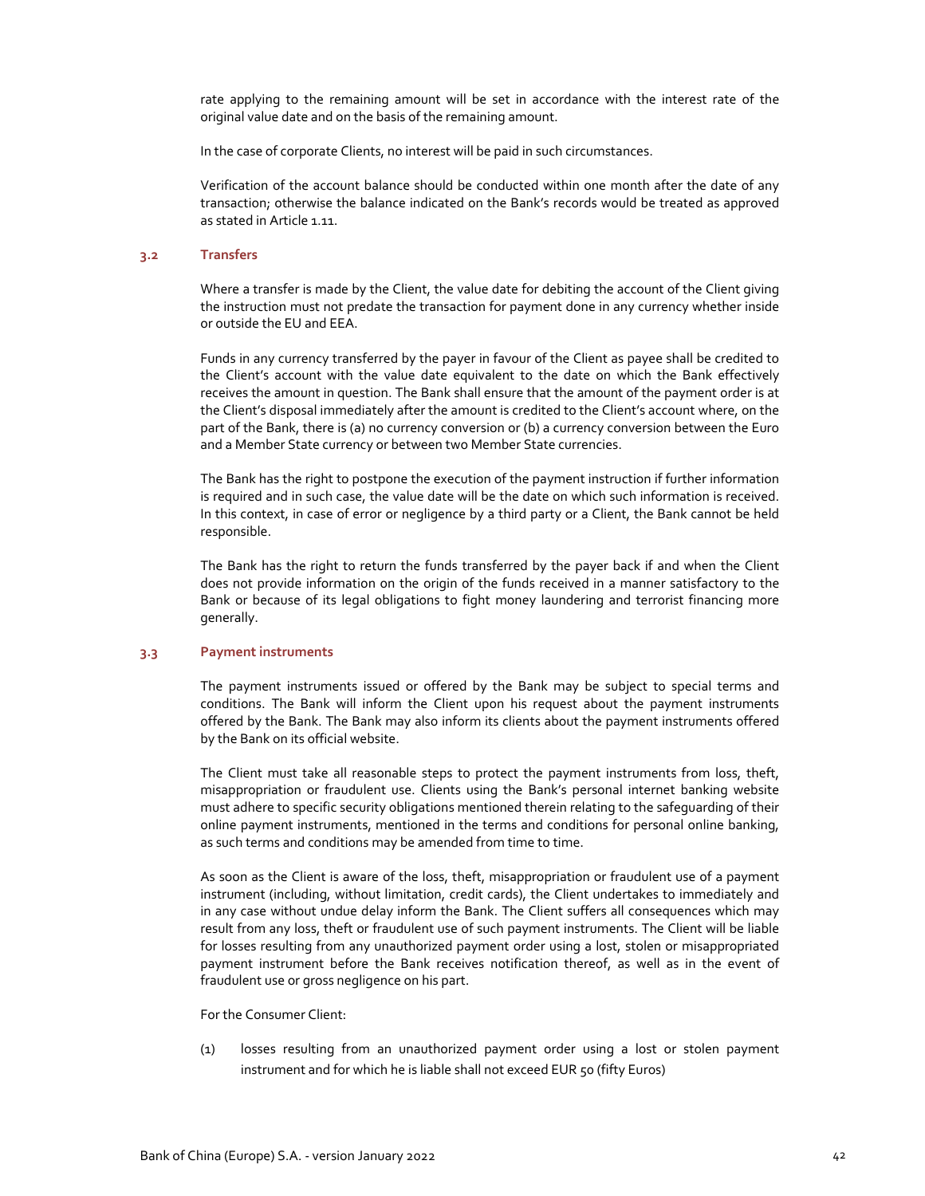rate applying to the remaining amount will be set in accordance with the interest rate of the original value date and on the basis of the remaining amount.

In the case of corporate Clients, no interest will be paid in such circumstances.

Verification of the account balance should be conducted within one month after the date of any transaction; otherwise the balance indicated on the Bank's records would be treated as approved as stated in Article 1.11.

### 3.2 Transfers

Where a transfer is made by the Client, the value date for debiting the account of the Client giving the instruction must not predate the transaction for payment done in any currency whether inside or outside the EU and EEA.

Funds in any currency transferred by the payer in favour of the Client as payee shall be credited to the Client's account with the value date equivalent to the date on which the Bank effectively receives the amount in question. The Bank shall ensure that the amount of the payment order is at the Client's disposal immediately after the amount is credited to the Client's account where, on the part of the Bank, there is (a) no currency conversion or (b) a currency conversion between the Euro and a Member State currency or between two Member State currencies.

The Bank has the right to postpone the execution of the payment instruction if further information is required and in such case, the value date will be the date on which such information is received. In this context, in case of error or negligence by a third party or a Client, the Bank cannot be held responsible.

The Bank has the right to return the funds transferred by the payer back if and when the Client does not provide information on the origin of the funds received in a manner satisfactory to the Bank or because of its legal obligations to fight money laundering and terrorist financing more generally.

### 3.3 Payment instruments

The payment instruments issued or offered by the Bank may be subject to special terms and conditions. The Bank will inform the Client upon his request about the payment instruments offered by the Bank. The Bank may also inform its clients about the payment instruments offered by the Bank on its official website.

The Client must take all reasonable steps to protect the payment instruments from loss, theft, misappropriation or fraudulent use. Clients using the Bank's personal internet banking website must adhere to specific security obligations mentioned therein relating to the safeguarding of their online payment instruments, mentioned in the terms and conditions for personal online banking, as such terms and conditions may be amended from time to time.

As soon as the Client is aware of the loss, theft, misappropriation or fraudulent use of a payment instrument (including, without limitation, credit cards), the Client undertakes to immediately and in any case without undue delay inform the Bank. The Client suffers all consequences which may result from any loss, theft or fraudulent use of such payment instruments. The Client will be liable for losses resulting from any unauthorized payment order using a lost, stolen or misappropriated payment instrument before the Bank receives notification thereof, as well as in the event of fraudulent use or gross negligence on his part.

For the Consumer Client:

(1) losses resulting from an unauthorized payment order using a lost or stolen payment instrument and for which he is liable shall not exceed EUR 50 (fifty Euros)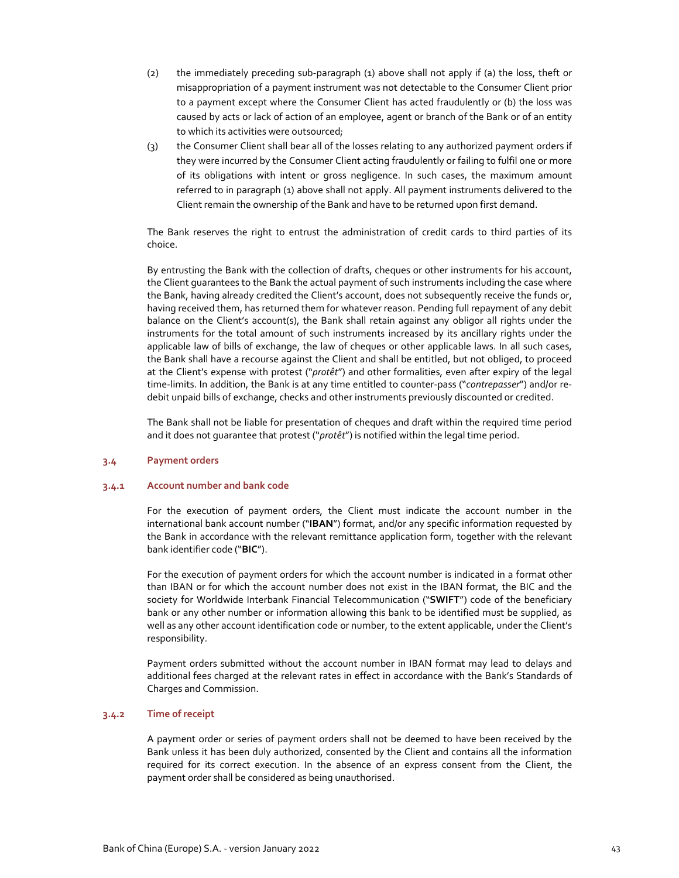(2) the immediately preceding sub-paragraph (1) above shall not apply if (a) the loss, theft or misappropriation of a payment instrument was not detectable to the Consumer Client prior to a payment except where the Consumer Client has acted fraudulently or (b) the loss was caused by acts or lack of action of an employee, agent or branch of the Bank or of an entity to which its activities were outsourced;

(3) the Consumer Client shall bear all of the losses relating to any authorized payment orders if they were incurred by the Consumer Client acting fraudulently or failing to fulfil one or more of its obligations with intent or gross negligence. In such cases, the maximum amount referred to in paragraph (1) above shall not apply. All payment instruments delivered to the Client remain the ownership of the Bank and have to be returned upon first demand.

The Bank reserves the right to entrust the administration of credit cards to third parties of its choice.

By entrusting the Bank with the collection of drafts, cheques or other instruments for his account, the Client guarantees to the Bank the actual payment of such instruments including the case where the Bank, having already credited the Client's account, does not subsequently receive the funds or, having received them, has returned them for whatever reason. Pending full repayment of any debit balance on the Client's account(s), the Bank shall retain against any obligor all rights under the instruments for the total amount of such instruments increased by its ancillary rights under the applicable law of bills of exchange, the law of cheques or other applicable laws. In all such cases, the Bank shall have a recourse against the Client and shall be entitled, but not obliged, to proceed at the Client's expense with protest ("*protêt*") and other formalities, even after expiry of the legal time-limits. In addition, the Bank is at any time entitled to counter-pass ("*contrepasser*") and/or re-debit unpaid bills of exchange, checks and other instruments previously discounted or credited.

The Bank shall not be liable for presentation of cheques and draft within the required time period and it does not guarantee that protest ("*protêt*") is notified within the legal time period.

### 3.4 Payment orders

#### 3.4.1 Account number and bank code

For the execution of payment orders, the Client must indicate the account number in the international bank account number ("**IBAN**") format, and/or any specific information requested by the Bank in accordance with the relevant remittance application form, together with the relevant bank identifier code ("**BIC**").

For the execution of payment orders for which the account number is indicated in a format other than IBAN or for which the account number does not exist in the IBAN format, the BIC and the society for Worldwide Interbank Financial Telecommunication ("**SWIFT**") code of the beneficiary bank or any other number or information allowing this bank to be identified must be supplied, as well as any other account identification code or number, to the extent applicable, under the Client's responsibility.

Payment orders submitted without the account number in IBAN format may lead to delays and additional fees charged at the relevant rates in effect in accordance with the Bank's Standards of Charges and Commission.

#### 3.4.2 Time of receipt

A payment order or series of payment orders shall not be deemed to have been received by the Bank unless it has been duly authorized, consented by the Client and contains all the information required for its correct execution. In the absence of an express consent from the Client, the payment order shall be considered as being unauthorised.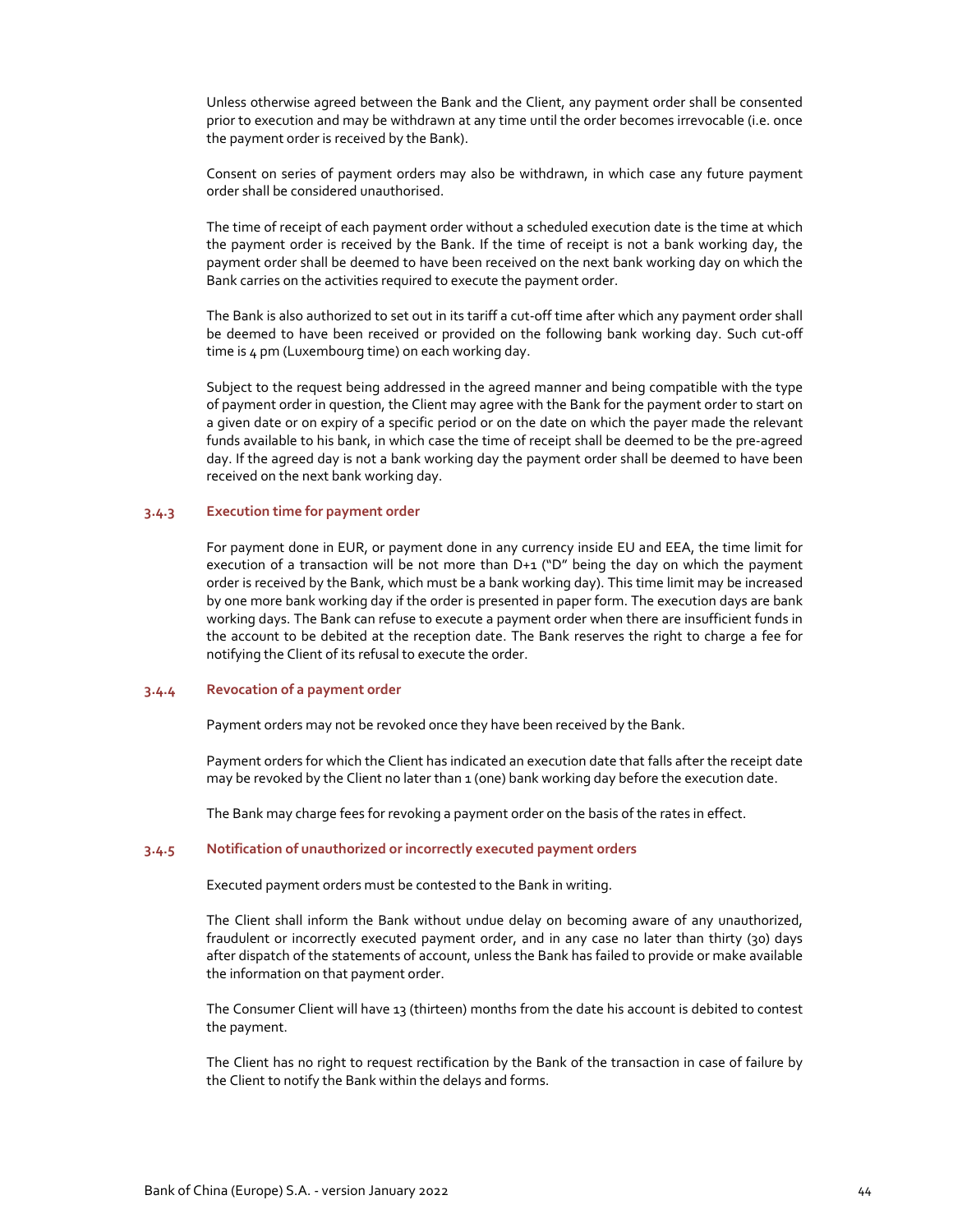Unless otherwise agreed between the Bank and the Client, any payment order shall be consented prior to execution and may be withdrawn at any time until the order becomes irrevocable (i.e. once the payment order is received by the Bank).

Consent on series of payment orders may also be withdrawn, in which case any future payment order shall be considered unauthorised.

The time of receipt of each payment order without a scheduled execution date is the time at which the payment order is received by the Bank. If the time of receipt is not a bank working day, the payment order shall be deemed to have been received on the next bank working day on which the Bank carries on the activities required to execute the payment order.

The Bank is also authorized to set out in its tariff a cut-off time after which any payment order shall be deemed to have been received or provided on the following bank working day. Such cut-off time is 4 pm (Luxembourg time) on each working day.

Subject to the request being addressed in the agreed manner and being compatible with the type of payment order in question, the Client may agree with the Bank for the payment order to start on a given date or on expiry of a specific period or on the date on which the payer made the relevant funds available to his bank, in which case the time of receipt shall be deemed to be the pre-agreed day. If the agreed day is not a bank working day the payment order shall be deemed to have been received on the next bank working day.

#### 3.4.3 Execution time for payment order

For payment done in EUR, or payment done in any currency inside EU and EEA, the time limit for execution of a transaction will be not more than D+1 ("D" being the day on which the payment order is received by the Bank, which must be a bank working day). This time limit may be increased by one more bank working day if the order is presented in paper form. The execution days are bank working days. The Bank can refuse to execute a payment order when there are insufficient funds in the account to be debited at the reception date. The Bank reserves the right to charge a fee for notifying the Client of its refusal to execute the order.

#### 3.4.4 Revocation of a payment order

Payment orders may not be revoked once they have been received by the Bank.

Payment orders for which the Client has indicated an execution date that falls after the receipt date may be revoked by the Client no later than 1 (one) bank working day before the execution date.

The Bank may charge fees for revoking a payment order on the basis of the rates in effect.

#### 3.4.5 Notification of unauthorized or incorrectly executed payment orders

Executed payment orders must be contested to the Bank in writing.

The Client shall inform the Bank without undue delay on becoming aware of any unauthorized, fraudulent or incorrectly executed payment order, and in any case no later than thirty (30) days after dispatch of the statements of account, unless the Bank has failed to provide or make available the information on that payment order.

The Consumer Client will have 13 (thirteen) months from the date his account is debited to contest the payment.

The Client has no right to request rectification by the Bank of the transaction in case of failure by the Client to notify the Bank within the delays and forms.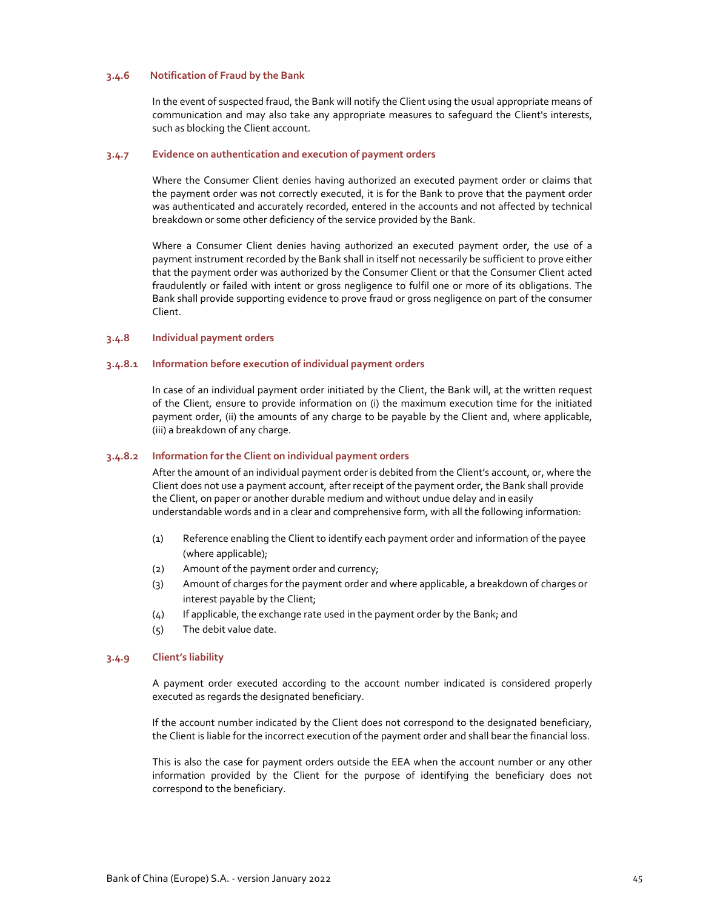#### 3.4.6 Notification of Fraud by the Bank

In the event of suspected fraud, the Bank will notify the Client using the usual appropriate means of communication and may also take any appropriate measures to safeguard the Client's interests, such as blocking the Client account.

#### 3.4.7 Evidence on authentication and execution of payment orders

Where the Consumer Client denies having authorized an executed payment order or claims that the payment order was not correctly executed, it is for the Bank to prove that the payment order was authenticated and accurately recorded, entered in the accounts and not affected by technical breakdown or some other deficiency of the service provided by the Bank.

Where a Consumer Client denies having authorized an executed payment order, the use of a payment instrument recorded by the Bank shall in itself not necessarily be sufficient to prove either that the payment order was authorized by the Consumer Client or that the Consumer Client acted fraudulently or failed with intent or gross negligence to fulfil one or more of its obligations. The Bank shall provide supporting evidence to prove fraud or gross negligence on part of the consumer Client.

#### 3.4.8 Individual payment orders

##### 3.4.8.1 Information before execution of individual payment orders

In case of an individual payment order initiated by the Client, the Bank will, at the written request of the Client, ensure to provide information on (i) the maximum execution time for the initiated payment order, (ii) the amounts of any charge to be payable by the Client and, where applicable, (iii) a breakdown of any charge.

##### 3.4.8.2 Information for the Client on individual payment orders

After the amount of an individual payment order is debited from the Client's account, or, where the Client does not use a payment account, after receipt of the payment order, the Bank shall provide the Client, on paper or another durable medium and without undue delay and in easily understandable words and in a clear and comprehensive form, with all the following information:

(1) Reference enabling the Client to identify each payment order and information of the payee (where applicable);

(2) Amount of the payment order and currency;

(3) Amount of charges for the payment order and where applicable, a breakdown of charges or interest payable by the Client;

(4) If applicable, the exchange rate used in the payment order by the Bank; and

(5) The debit value date.

#### 3.4.9 Client's liability

A payment order executed according to the account number indicated is considered properly executed as regards the designated beneficiary.

If the account number indicated by the Client does not correspond to the designated beneficiary, the Client is liable for the incorrect execution of the payment order and shall bear the financial loss.

This is also the case for payment orders outside the EEA when the account number or any other information provided by the Client for the purpose of identifying the beneficiary does not correspond to the beneficiary.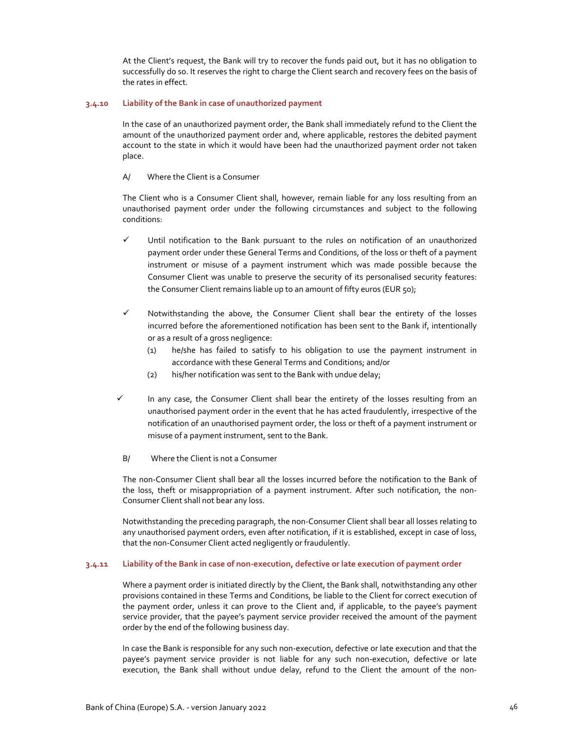At the Client's request, the Bank will try to recover the funds paid out, but it has no obligation to successfully do so. It reserves the right to charge the Client search and recovery fees on the basis of the rates in effect.

#### 3.4.10 Liability of the Bank in case of unauthorized payment

In the case of an unauthorized payment order, the Bank shall immediately refund to the Client the amount of the unauthorized payment order and, where applicable, restores the debited payment account to the state in which it would have been had the unauthorized payment order not taken place.

A/ Where the Client is a Consumer

The Client who is a Consumer Client shall, however, remain liable for any loss resulting from an unauthorised payment order under the following circumstances and subject to the following conditions:

- ✓ Until notification to the Bank pursuant to the rules on notification of an unauthorized payment order under these General Terms and Conditions, of the loss or theft of a payment instrument or misuse of a payment instrument which was made possible because the Consumer Client was unable to preserve the security of its personalised security features: the Consumer Client remains liable up to an amount of fifty euros (EUR 50);
- ✓ Notwithstanding the above, the Consumer Client shall bear the entirety of the losses incurred before the aforementioned notification has been sent to the Bank if, intentionally or as a result of a gross negligence:
  - (1) he/she has failed to satisfy to his obligation to use the payment instrument in accordance with these General Terms and Conditions; and/or
  - (2) his/her notification was sent to the Bank with undue delay;
- ✓ In any case, the Consumer Client shall bear the entirety of the losses resulting from an unauthorised payment order in the event that he has acted fraudulently, irrespective of the notification of an unauthorised payment order, the loss or theft of a payment instrument or misuse of a payment instrument, sent to the Bank.

B/ Where the Client is not a Consumer

The non-Consumer Client shall bear all the losses incurred before the notification to the Bank of the loss, theft or misappropriation of a payment instrument. After such notification, the non-Consumer Client shall not bear any loss.

Notwithstanding the preceding paragraph, the non-Consumer Client shall bear all losses relating to any unauthorised payment orders, even after notification, if it is established, except in case of loss, that the non-Consumer Client acted negligently or fraudulently.

#### 3.4.11 Liability of the Bank in case of non-execution, defective or late execution of payment order

Where a payment order is initiated directly by the Client, the Bank shall, notwithstanding any other provisions contained in these Terms and Conditions, be liable to the Client for correct execution of the payment order, unless it can prove to the Client and, if applicable, to the payee's payment service provider, that the payee's payment service provider received the amount of the payment order by the end of the following business day.

In case the Bank is responsible for any such non-execution, defective or late execution and that the payee's payment service provider is not liable for any such non-execution, defective or late execution, the Bank shall without undue delay, refund to the Client the amount of the non-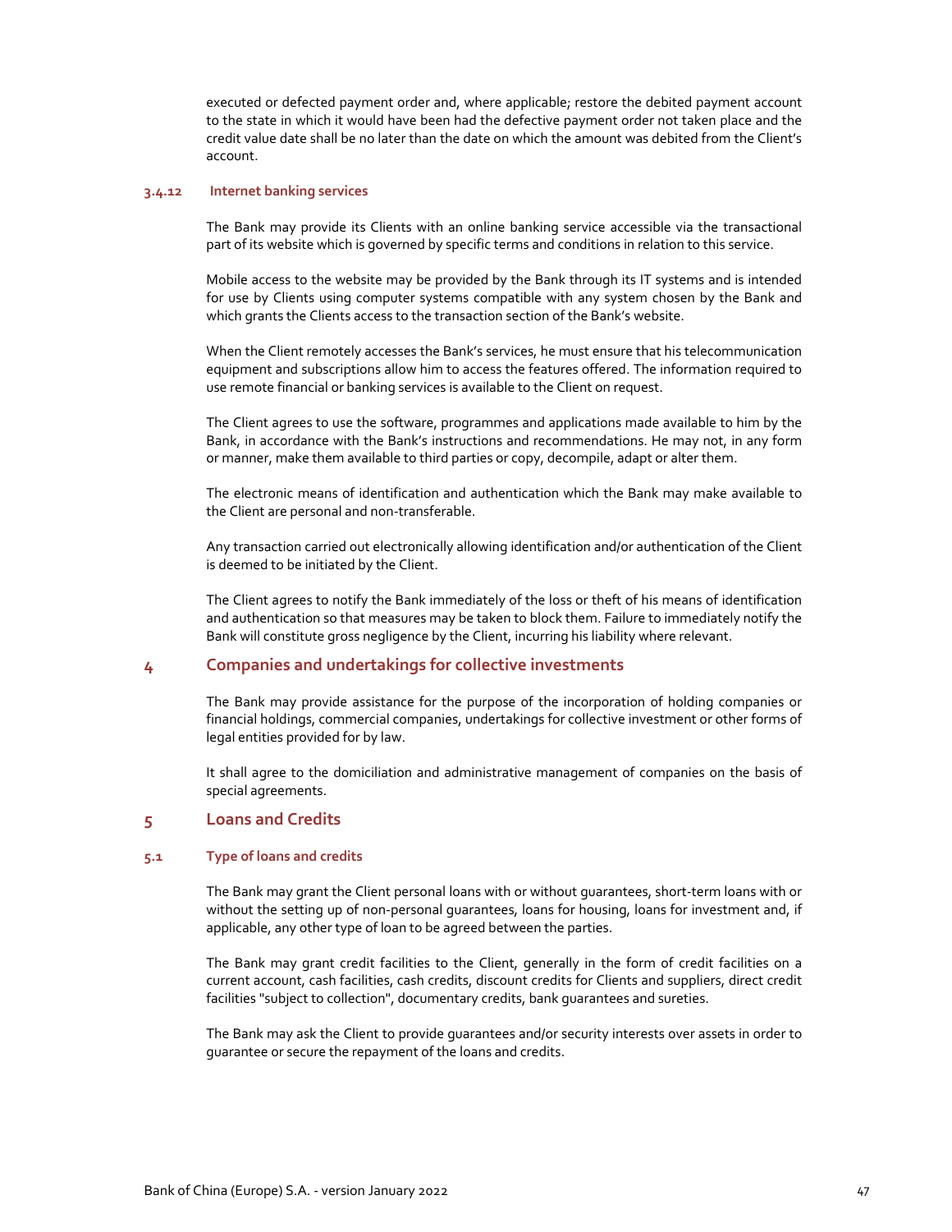executed or defected payment order and, where applicable; restore the debited payment account to the state in which it would have been had the defective payment order not taken place and the credit value date shall be no later than the date on which the amount was debited from the Client's account.

#### 3.4.12 Internet banking services

The Bank may provide its Clients with an online banking service accessible via the transactional part of its website which is governed by specific terms and conditions in relation to this service.

Mobile access to the website may be provided by the Bank through its IT systems and is intended for use by Clients using computer systems compatible with any system chosen by the Bank and which grants the Clients access to the transaction section of the Bank's website.

When the Client remotely accesses the Bank's services, he must ensure that his telecommunication equipment and subscriptions allow him to access the features offered. The information required to use remote financial or banking services is available to the Client on request.

The Client agrees to use the software, programmes and applications made available to him by the Bank, in accordance with the Bank's instructions and recommendations. He may not, in any form or manner, make them available to third parties or copy, decompile, adapt or alter them.

The electronic means of identification and authentication which the Bank may make available to the Client are personal and non-transferable.

Any transaction carried out electronically allowing identification and/or authentication of the Client is deemed to be initiated by the Client.

The Client agrees to notify the Bank immediately of the loss or theft of his means of identification and authentication so that measures may be taken to block them. Failure to immediately notify the Bank will constitute gross negligence by the Client, incurring his liability where relevant.

## 4 Companies and undertakings for collective investments

The Bank may provide assistance for the purpose of the incorporation of holding companies or financial holdings, commercial companies, undertakings for collective investment or other forms of legal entities provided for by law.

It shall agree to the domiciliation and administrative management of companies on the basis of special agreements.

## 5 Loans and Credits

### 5.1 Type of loans and credits

The Bank may grant the Client personal loans with or without guarantees, short-term loans with or without the setting up of non-personal guarantees, loans for housing, loans for investment and, if applicable, any other type of loan to be agreed between the parties.

The Bank may grant credit facilities to the Client, generally in the form of credit facilities on a current account, cash facilities, cash credits, discount credits for Clients and suppliers, direct credit facilities "subject to collection", documentary credits, bank guarantees and sureties.

The Bank may ask the Client to provide guarantees and/or security interests over assets in order to guarantee or secure the repayment of the loans and credits.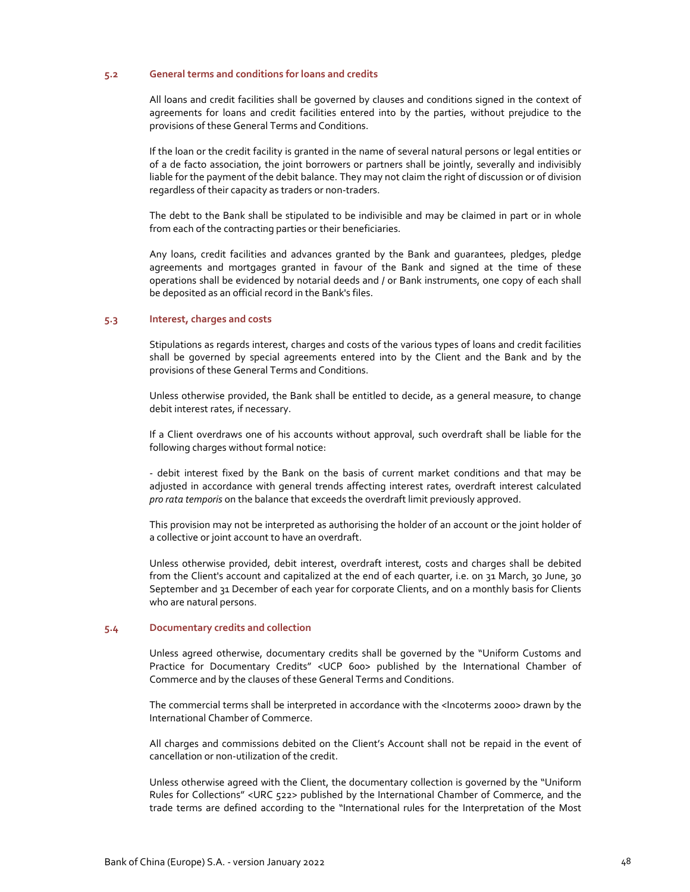### 5.2 General terms and conditions for loans and credits

All loans and credit facilities shall be governed by clauses and conditions signed in the context of agreements for loans and credit facilities entered into by the parties, without prejudice to the provisions of these General Terms and Conditions.

If the loan or the credit facility is granted in the name of several natural persons or legal entities or of a de facto association, the joint borrowers or partners shall be jointly, severally and indivisibly liable for the payment of the debit balance. They may not claim the right of discussion or of division regardless of their capacity as traders or non-traders.

The debt to the Bank shall be stipulated to be indivisible and may be claimed in part or in whole from each of the contracting parties or their beneficiaries.

Any loans, credit facilities and advances granted by the Bank and guarantees, pledges, pledge agreements and mortgages granted in favour of the Bank and signed at the time of these operations shall be evidenced by notarial deeds and / or Bank instruments, one copy of each shall be deposited as an official record in the Bank's files.

### 5.3 Interest, charges and costs

Stipulations as regards interest, charges and costs of the various types of loans and credit facilities shall be governed by special agreements entered into by the Client and the Bank and by the provisions of these General Terms and Conditions.

Unless otherwise provided, the Bank shall be entitled to decide, as a general measure, to change debit interest rates, if necessary.

If a Client overdraws one of his accounts without approval, such overdraft shall be liable for the following charges without formal notice:

- debit interest fixed by the Bank on the basis of current market conditions and that may be adjusted in accordance with general trends affecting interest rates, overdraft interest calculated *pro rata temporis* on the balance that exceeds the overdraft limit previously approved.

This provision may not be interpreted as authorising the holder of an account or the joint holder of a collective or joint account to have an overdraft.

Unless otherwise provided, debit interest, overdraft interest, costs and charges shall be debited from the Client's account and capitalized at the end of each quarter, i.e. on 31 March, 30 June, 30 September and 31 December of each year for corporate Clients, and on a monthly basis for Clients who are natural persons.

### 5.4 Documentary credits and collection

Unless agreed otherwise, documentary credits shall be governed by the "Uniform Customs and Practice for Documentary Credits" <UCP 600> published by the International Chamber of Commerce and by the clauses of these General Terms and Conditions.

The commercial terms shall be interpreted in accordance with the <Incoterms 2000> drawn by the International Chamber of Commerce.

All charges and commissions debited on the Client's Account shall not be repaid in the event of cancellation or non-utilization of the credit.

Unless otherwise agreed with the Client, the documentary collection is governed by the "Uniform Rules for Collections" <URC 522> published by the International Chamber of Commerce, and the trade terms are defined according to the "International rules for the Interpretation of the Most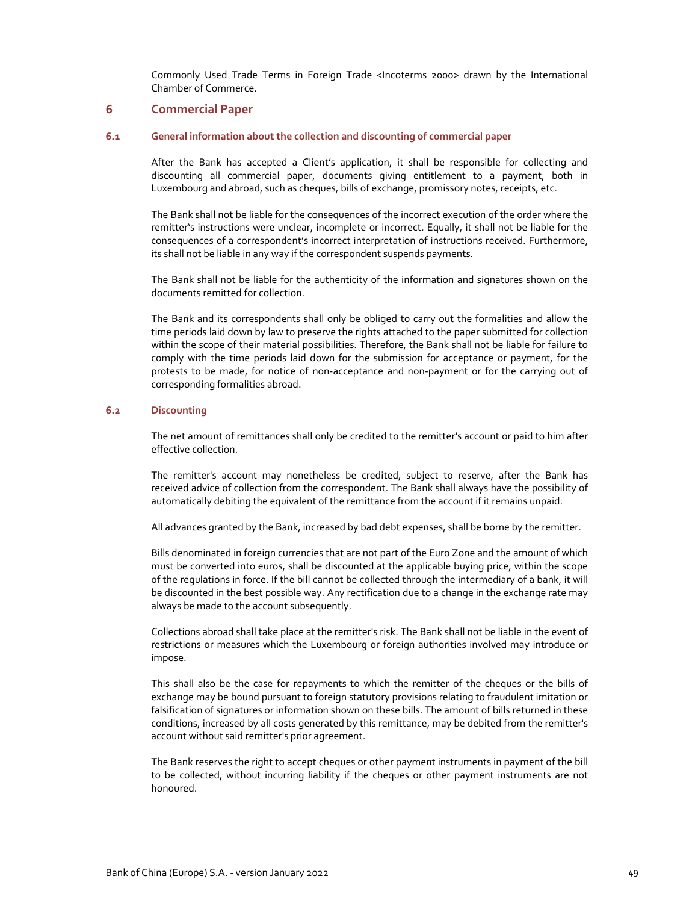Commonly Used Trade Terms in Foreign Trade <Incoterms 2000> drawn by the International Chamber of Commerce.

## 6 Commercial Paper

### 6.1 General information about the collection and discounting of commercial paper

After the Bank has accepted a Client's application, it shall be responsible for collecting and discounting all commercial paper, documents giving entitlement to a payment, both in Luxembourg and abroad, such as cheques, bills of exchange, promissory notes, receipts, etc.

The Bank shall not be liable for the consequences of the incorrect execution of the order where the remitter's instructions were unclear, incomplete or incorrect. Equally, it shall not be liable for the consequences of a correspondent's incorrect interpretation of instructions received. Furthermore, its shall not be liable in any way if the correspondent suspends payments.

The Bank shall not be liable for the authenticity of the information and signatures shown on the documents remitted for collection.

The Bank and its correspondents shall only be obliged to carry out the formalities and allow the time periods laid down by law to preserve the rights attached to the paper submitted for collection within the scope of their material possibilities. Therefore, the Bank shall not be liable for failure to comply with the time periods laid down for the submission for acceptance or payment, for the protests to be made, for notice of non-acceptance and non-payment or for the carrying out of corresponding formalities abroad.

### 6.2 Discounting

The net amount of remittances shall only be credited to the remitter's account or paid to him after effective collection.

The remitter's account may nonetheless be credited, subject to reserve, after the Bank has received advice of collection from the correspondent. The Bank shall always have the possibility of automatically debiting the equivalent of the remittance from the account if it remains unpaid.

All advances granted by the Bank, increased by bad debt expenses, shall be borne by the remitter.

Bills denominated in foreign currencies that are not part of the Euro Zone and the amount of which must be converted into euros, shall be discounted at the applicable buying price, within the scope of the regulations in force. If the bill cannot be collected through the intermediary of a bank, it will be discounted in the best possible way. Any rectification due to a change in the exchange rate may always be made to the account subsequently.

Collections abroad shall take place at the remitter's risk. The Bank shall not be liable in the event of restrictions or measures which the Luxembourg or foreign authorities involved may introduce or impose.

This shall also be the case for repayments to which the remitter of the cheques or the bills of exchange may be bound pursuant to foreign statutory provisions relating to fraudulent imitation or falsification of signatures or information shown on these bills. The amount of bills returned in these conditions, increased by all costs generated by this remittance, may be debited from the remitter's account without said remitter's prior agreement.

The Bank reserves the right to accept cheques or other payment instruments in payment of the bill to be collected, without incurring liability if the cheques or other payment instruments are not honoured.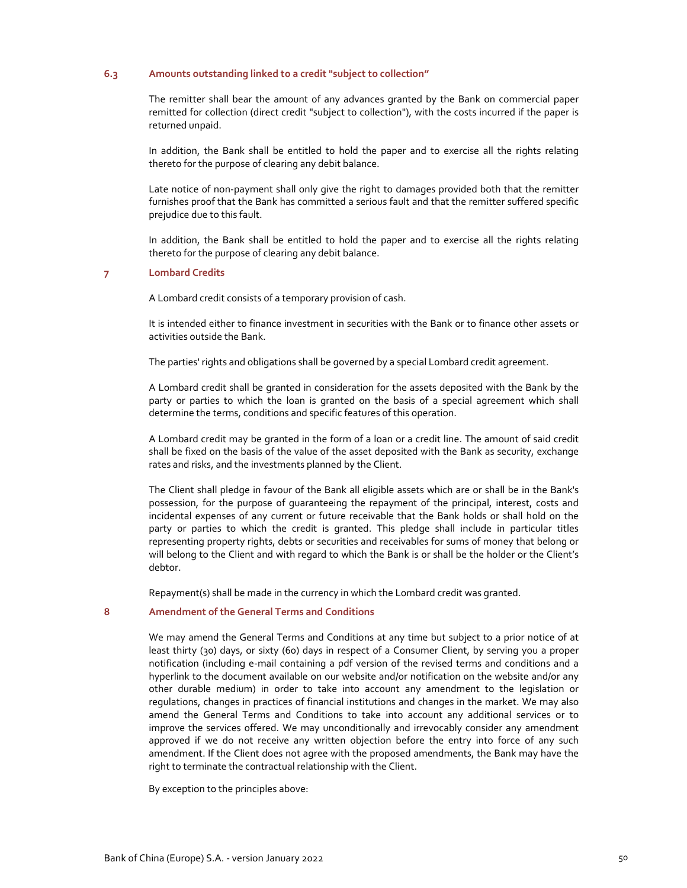### 6.3 Amounts outstanding linked to a credit "subject to collection"

The remitter shall bear the amount of any advances granted by the Bank on commercial paper remitted for collection (direct credit "subject to collection"), with the costs incurred if the paper is returned unpaid.

In addition, the Bank shall be entitled to hold the paper and to exercise all the rights relating thereto for the purpose of clearing any debit balance.

Late notice of non-payment shall only give the right to damages provided both that the remitter furnishes proof that the Bank has committed a serious fault and that the remitter suffered specific prejudice due to this fault.

In addition, the Bank shall be entitled to hold the paper and to exercise all the rights relating thereto for the purpose of clearing any debit balance.

## 7 Lombard Credits

A Lombard credit consists of a temporary provision of cash.

It is intended either to finance investment in securities with the Bank or to finance other assets or activities outside the Bank.

The parties' rights and obligations shall be governed by a special Lombard credit agreement.

A Lombard credit shall be granted in consideration for the assets deposited with the Bank by the party or parties to which the loan is granted on the basis of a special agreement which shall determine the terms, conditions and specific features of this operation.

A Lombard credit may be granted in the form of a loan or a credit line. The amount of said credit shall be fixed on the basis of the value of the asset deposited with the Bank as security, exchange rates and risks, and the investments planned by the Client.

The Client shall pledge in favour of the Bank all eligible assets which are or shall be in the Bank's possession, for the purpose of guaranteeing the repayment of the principal, interest, costs and incidental expenses of any current or future receivable that the Bank holds or shall hold on the party or parties to which the credit is granted. This pledge shall include in particular titles representing property rights, debts or securities and receivables for sums of money that belong or will belong to the Client and with regard to which the Bank is or shall be the holder or the Client's debtor.

Repayment(s) shall be made in the currency in which the Lombard credit was granted.

## 8 Amendment of the General Terms and Conditions

We may amend the General Terms and Conditions at any time but subject to a prior notice of at least thirty (30) days, or sixty (60) days in respect of a Consumer Client, by serving you a proper notification (including e-mail containing a pdf version of the revised terms and conditions and a hyperlink to the document available on our website and/or notification on the website and/or any other durable medium) in order to take into account any amendment to the legislation or regulations, changes in practices of financial institutions and changes in the market. We may also amend the General Terms and Conditions to take into account any additional services or to improve the services offered. We may unconditionally and irrevocably consider any amendment approved if we do not receive any written objection before the entry into force of any such amendment. If the Client does not agree with the proposed amendments, the Bank may have the right to terminate the contractual relationship with the Client.

By exception to the principles above: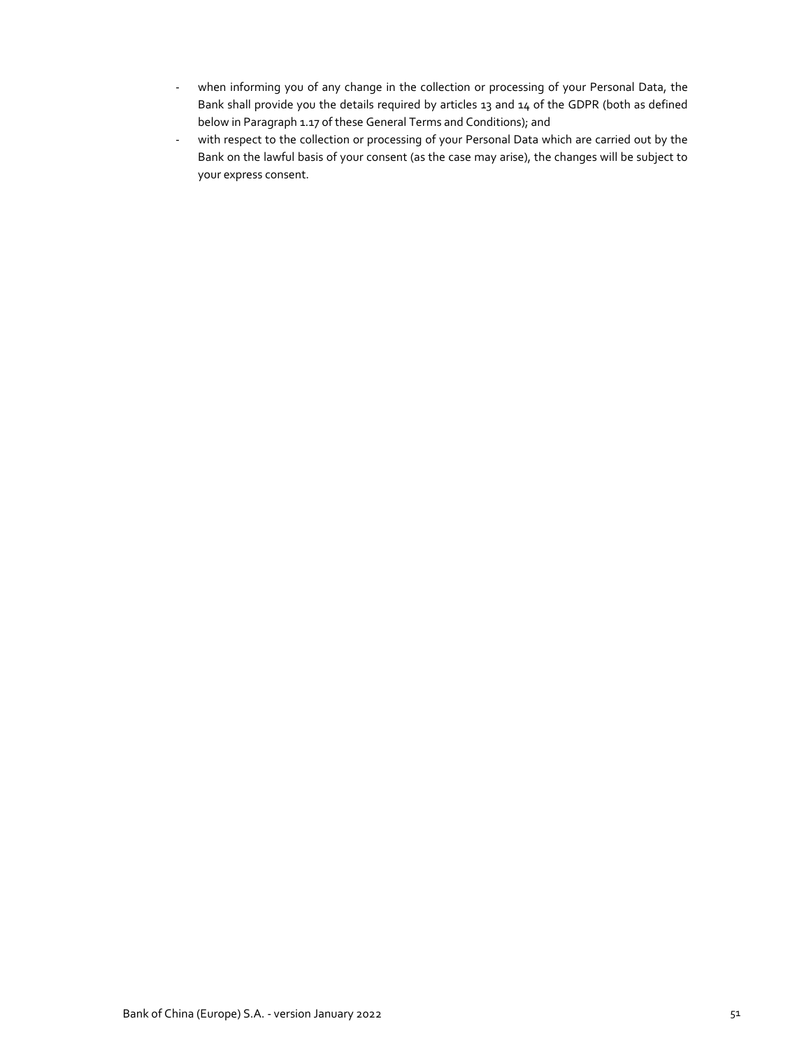- when informing you of any change in the collection or processing of your Personal Data, the Bank shall provide you the details required by articles 13 and 14 of the GDPR (both as defined below in Paragraph 1.17 of these General Terms and Conditions); and
- with respect to the collection or processing of your Personal Data which are carried out by the Bank on the lawful basis of your consent (as the case may arise), the changes will be subject to your express consent.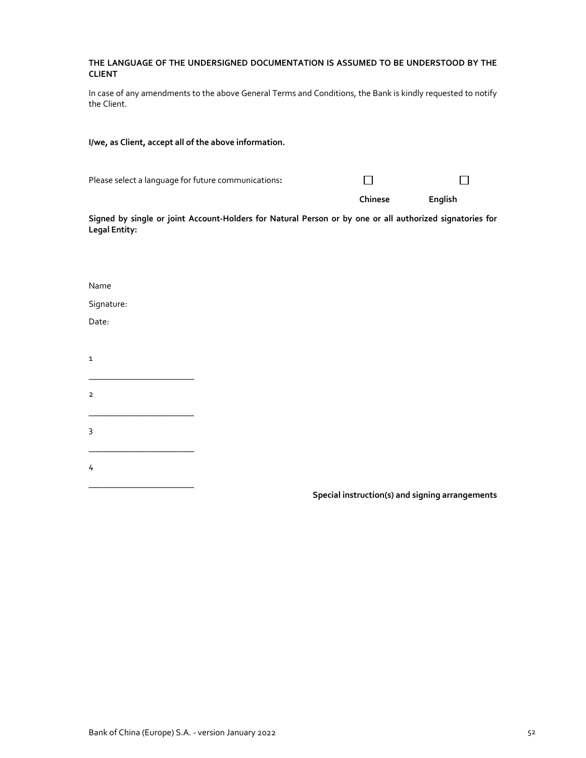**THE LANGUAGE OF THE UNDERSIGNED DOCUMENTATION IS ASSUMED TO BE UNDERSTOOD BY THE CLIENT**

In case of any amendments to the above General Terms and Conditions, the Bank is kindly requested to notify the Client.

**I/we, as Client, accept all of the above information.**

Please select a language for future communications**:** ☐ **Chinese** ☐ **English**

**Signed by single or joint Account-Holders for Natural Person or by one or all authorized signatories for Legal Entity:**

Name

Signature:

Date:

1

_______________________

2

_______________________

3

_______________________

4

_______________________

**Special instruction(s) and signing arrangements**